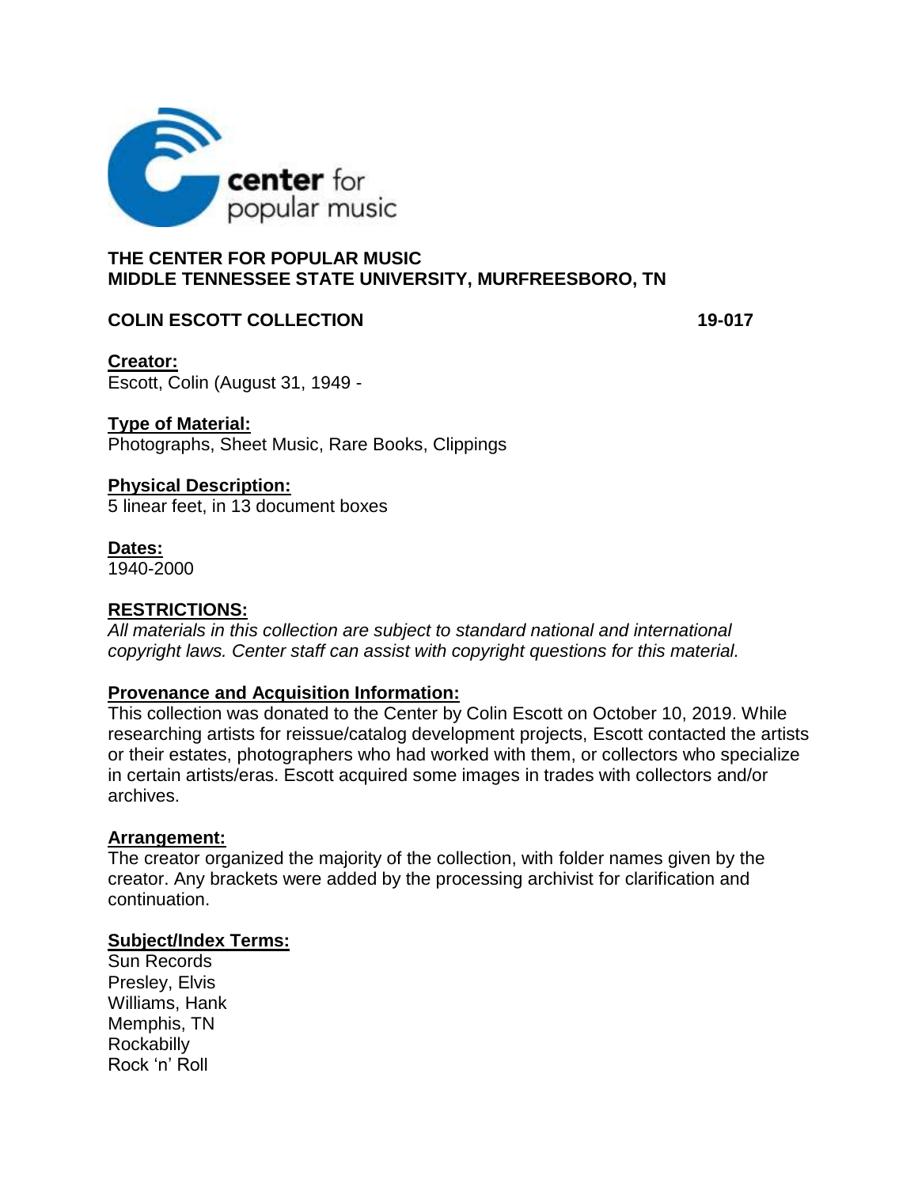center for popular music

**THE CENTER FOR POPULAR MUSIC**
**MIDDLE TENNESSEE STATE UNIVERSITY, MURFREESBORO, TN**

**COLIN ESCOTT COLLECTION** **19-017**

**Creator:**
Escott, Colin (August 31, 1949 -

**Type of Material:**
Photographs, Sheet Music, Rare Books, Clippings

**Physical Description:**
5 linear feet, in 13 document boxes

**Dates:**
1940-2000

**RESTRICTIONS:**
*All materials in this collection are subject to standard national and international copyright laws. Center staff can assist with copyright questions for this material.*

**Provenance and Acquisition Information:**
This collection was donated to the Center by Colin Escott on October 10, 2019. While researching artists for reissue/catalog development projects, Escott contacted the artists or their estates, photographers who had worked with them, or collectors who specialize in certain artists/eras. Escott acquired some images in trades with collectors and/or archives.

**Arrangement:**
The creator organized the majority of the collection, with folder names given by the creator. Any brackets were added by the processing archivist for clarification and continuation.

**Subject/Index Terms:**
Sun Records
Presley, Elvis
Williams, Hank
Memphis, TN
Rockabilly
Rock 'n' Roll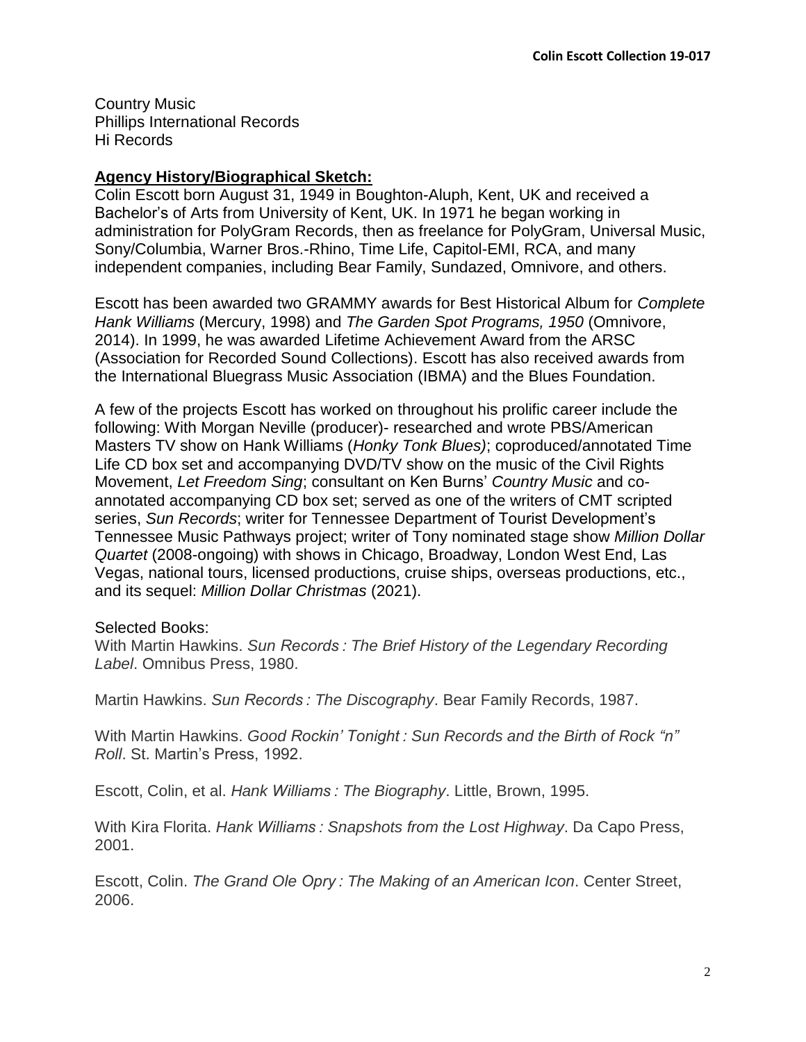Country Music
Phillips International Records
Hi Records

**Agency History/Biographical Sketch:**

Colin Escott born August 31, 1949 in Boughton-Aluph, Kent, UK and received a Bachelor's of Arts from University of Kent, UK. In 1971 he began working in administration for PolyGram Records, then as freelance for PolyGram, Universal Music, Sony/Columbia, Warner Bros.-Rhino, Time Life, Capitol-EMI, RCA, and many independent companies, including Bear Family, Sundazed, Omnivore, and others.

Escott has been awarded two GRAMMY awards for Best Historical Album for *Complete Hank Williams* (Mercury, 1998) and *The Garden Spot Programs, 1950* (Omnivore, 2014). In 1999, he was awarded Lifetime Achievement Award from the ARSC (Association for Recorded Sound Collections). Escott has also received awards from the International Bluegrass Music Association (IBMA) and the Blues Foundation.

A few of the projects Escott has worked on throughout his prolific career include the following: With Morgan Neville (producer)- researched and wrote PBS/American Masters TV show on Hank Williams (*Honky Tonk Blues)*; coproduced/annotated Time Life CD box set and accompanying DVD/TV show on the music of the Civil Rights Movement, *Let Freedom Sing*; consultant on Ken Burns' *Country Music* and co-annotated accompanying CD box set; served as one of the writers of CMT scripted series, *Sun Records*; writer for Tennessee Department of Tourist Development's Tennessee Music Pathways project; writer of Tony nominated stage show *Million Dollar Quartet* (2008-ongoing) with shows in Chicago, Broadway, London West End, Las Vegas, national tours, licensed productions, cruise ships, overseas productions, etc., and its sequel: *Million Dollar Christmas* (2021).

Selected Books:

With Martin Hawkins. *Sun Records : The Brief History of the Legendary Recording Label*. Omnibus Press, 1980.

Martin Hawkins. *Sun Records : The Discography*. Bear Family Records, 1987.

With Martin Hawkins. *Good Rockin' Tonight : Sun Records and the Birth of Rock "n" Roll*. St. Martin's Press, 1992.

Escott, Colin, et al. *Hank Williams : The Biography*. Little, Brown, 1995.

With Kira Florita. *Hank Williams : Snapshots from the Lost Highway*. Da Capo Press, 2001.

Escott, Colin. *The Grand Ole Opry : The Making of an American Icon*. Center Street, 2006.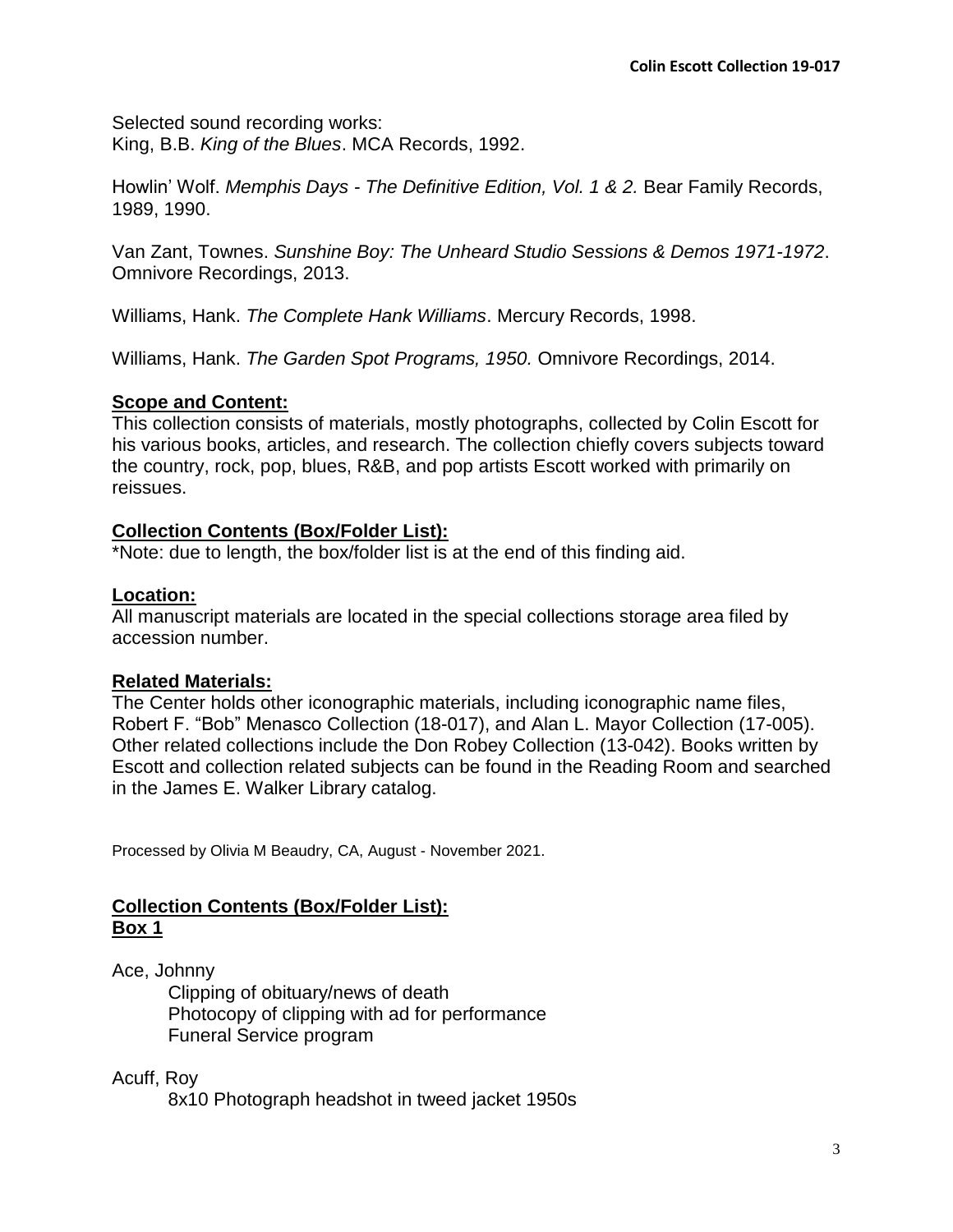Selected sound recording works:
King, B.B. *King of the Blues*. MCA Records, 1992.

Howlin' Wolf. *Memphis Days - The Definitive Edition, Vol. 1 & 2.* Bear Family Records, 1989, 1990.

Van Zant, Townes. *Sunshine Boy: The Unheard Studio Sessions & Demos 1971-1972*. Omnivore Recordings, 2013.

Williams, Hank. *The Complete Hank Williams*. Mercury Records, 1998.

Williams, Hank. *The Garden Spot Programs, 1950.* Omnivore Recordings, 2014.

## Scope and Content:

This collection consists of materials, mostly photographs, collected by Colin Escott for his various books, articles, and research. The collection chiefly covers subjects toward the country, rock, pop, blues, R&B, and pop artists Escott worked with primarily on reissues.

## Collection Contents (Box/Folder List):

*Note: due to length, the box/folder list is at the end of this finding aid.

## Location:

All manuscript materials are located in the special collections storage area filed by accession number.

## Related Materials:

The Center holds other iconographic materials, including iconographic name files, Robert F. "Bob" Menasco Collection (18-017), and Alan L. Mayor Collection (17-005). Other related collections include the Don Robey Collection (13-042). Books written by Escott and collection related subjects can be found in the Reading Room and searched in the James E. Walker Library catalog.

Processed by Olivia M Beaudry, CA, August - November 2021.

## Collection Contents (Box/Folder List):

### Box 1

Ace, Johnny
- Clipping of obituary/news of death
- Photocopy of clipping with ad for performance
- Funeral Service program

Acuff, Roy
- 8x10 Photograph headshot in tweed jacket 1950s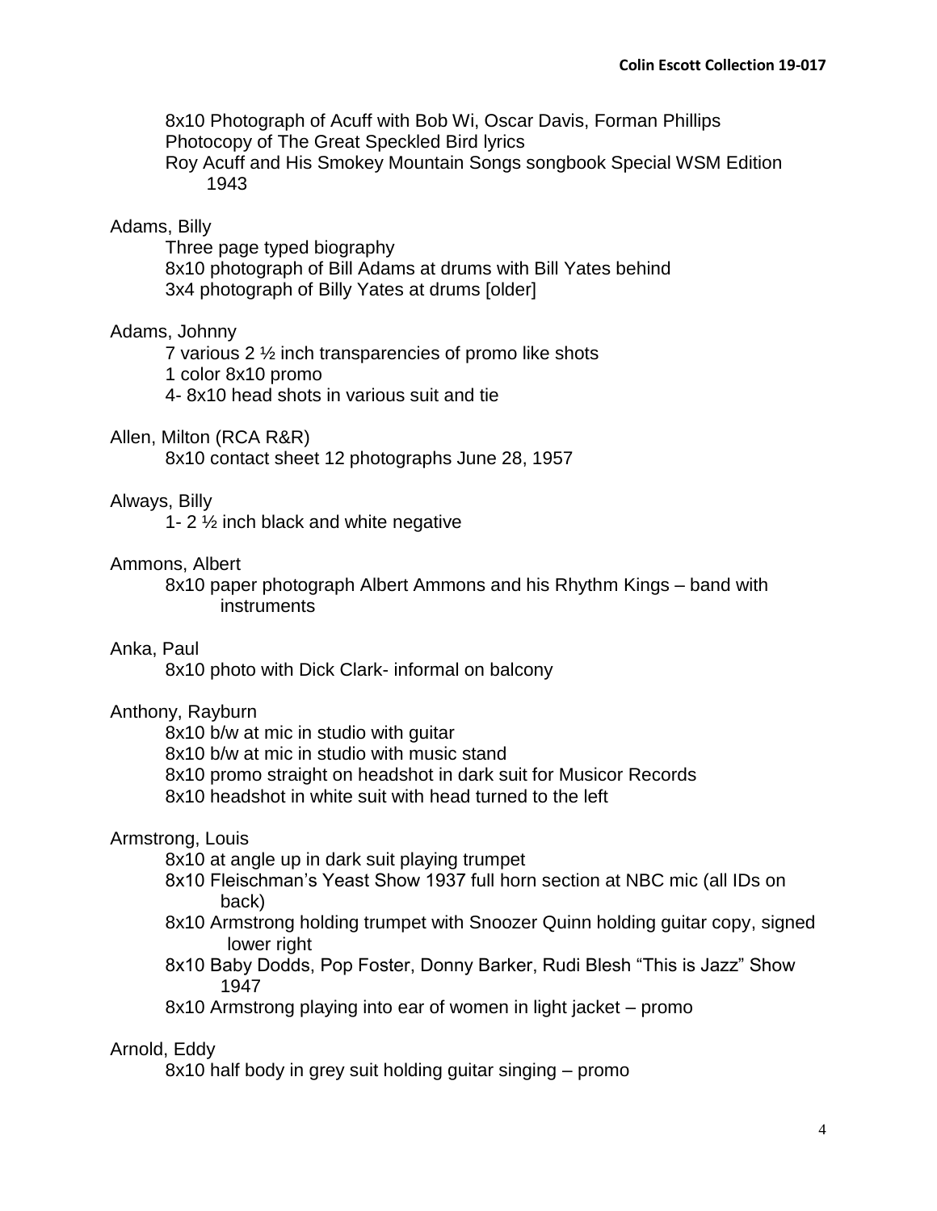8x10 Photograph of Acuff with Bob Wi, Oscar Davis, Forman Phillips
Photocopy of The Great Speckled Bird lyrics
Roy Acuff and His Smokey Mountain Songs songbook Special WSM Edition 1943

Adams, Billy

- Three page typed biography
- 8x10 photograph of Bill Adams at drums with Bill Yates behind
- 3x4 photograph of Billy Yates at drums [older]

Adams, Johnny

- 7 various 2 ½ inch transparencies of promo like shots
- 1 color 8x10 promo
- 4- 8x10 head shots in various suit and tie

Allen, Milton (RCA R&R)

- 8x10 contact sheet 12 photographs June 28, 1957

Always, Billy

- 1- 2 ½ inch black and white negative

Ammons, Albert

- 8x10 paper photograph Albert Ammons and his Rhythm Kings – band with instruments

Anka, Paul

- 8x10 photo with Dick Clark- informal on balcony

Anthony, Rayburn

- 8x10 b/w at mic in studio with guitar
- 8x10 b/w at mic in studio with music stand
- 8x10 promo straight on headshot in dark suit for Musicor Records
- 8x10 headshot in white suit with head turned to the left

Armstrong, Louis

- 8x10 at angle up in dark suit playing trumpet
- 8x10 Fleischman's Yeast Show 1937 full horn section at NBC mic (all IDs on back)
- 8x10 Armstrong holding trumpet with Snoozer Quinn holding guitar copy, signed lower right
- 8x10 Baby Dodds, Pop Foster, Donny Barker, Rudi Blesh "This is Jazz" Show 1947
- 8x10 Armstrong playing into ear of women in light jacket – promo

Arnold, Eddy

- 8x10 half body in grey suit holding guitar singing – promo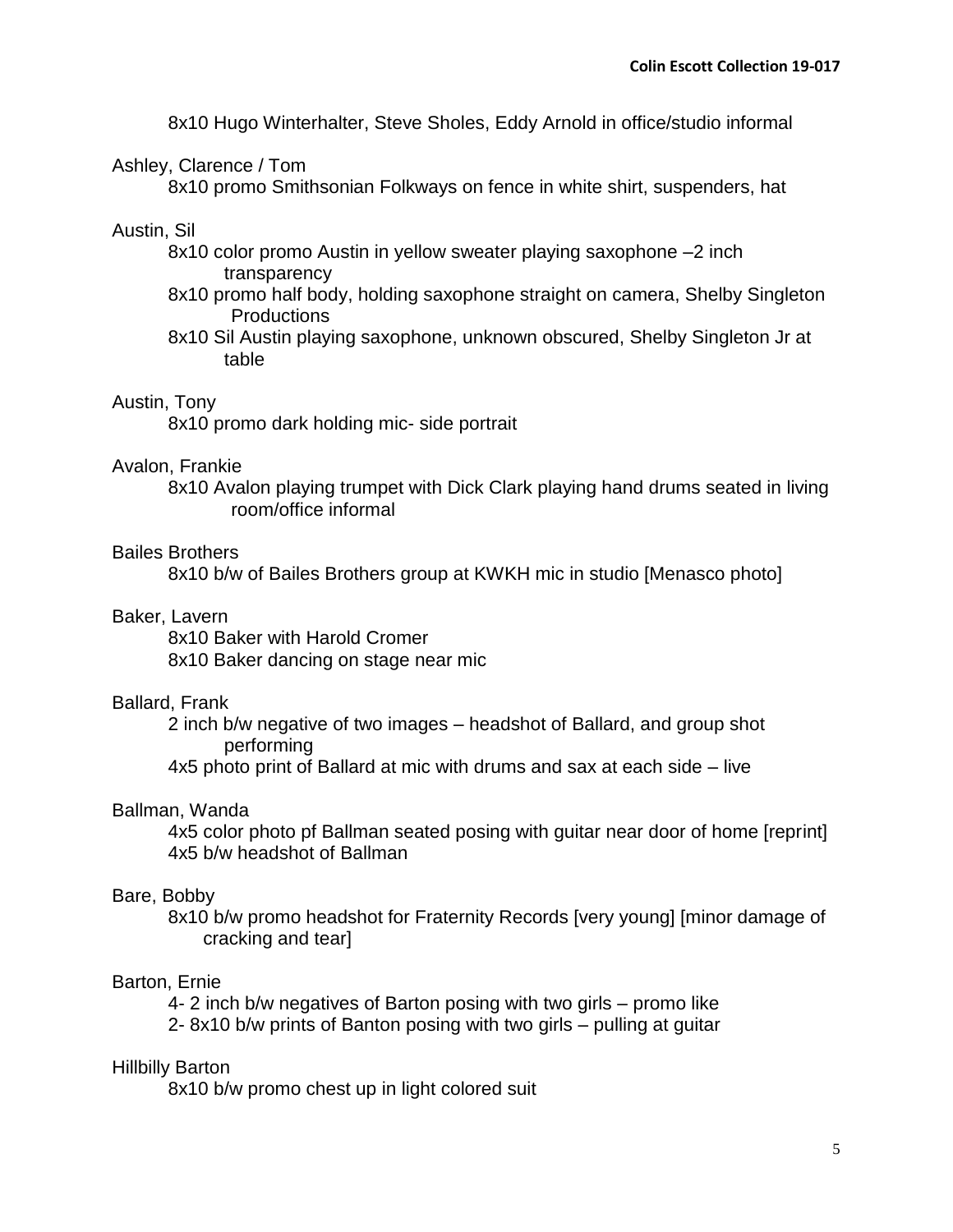8x10 Hugo Winterhalter, Steve Sholes, Eddy Arnold in office/studio informal

Ashley, Clarence / Tom
- 8x10 promo Smithsonian Folkways on fence in white shirt, suspenders, hat

Austin, Sil
- 8x10 color promo Austin in yellow sweater playing saxophone –2 inch transparency
- 8x10 promo half body, holding saxophone straight on camera, Shelby Singleton Productions
- 8x10 Sil Austin playing saxophone, unknown obscured, Shelby Singleton Jr at table

Austin, Tony
- 8x10 promo dark holding mic- side portrait

Avalon, Frankie
- 8x10 Avalon playing trumpet with Dick Clark playing hand drums seated in living room/office informal

Bailes Brothers
- 8x10 b/w of Bailes Brothers group at KWKH mic in studio [Menasco photo]

Baker, Lavern
- 8x10 Baker with Harold Cromer
- 8x10 Baker dancing on stage near mic

Ballard, Frank
- 2 inch b/w negative of two images – headshot of Ballard, and group shot performing
- 4x5 photo print of Ballard at mic with drums and sax at each side – live

Ballman, Wanda
- 4x5 color photo pf Ballman seated posing with guitar near door of home [reprint]
- 4x5 b/w headshot of Ballman

Bare, Bobby
- 8x10 b/w promo headshot for Fraternity Records [very young] [minor damage of cracking and tear]

Barton, Ernie
- 4- 2 inch b/w negatives of Barton posing with two girls – promo like
- 2- 8x10 b/w prints of Banton posing with two girls – pulling at guitar

Hillbilly Barton
- 8x10 b/w promo chest up in light colored suit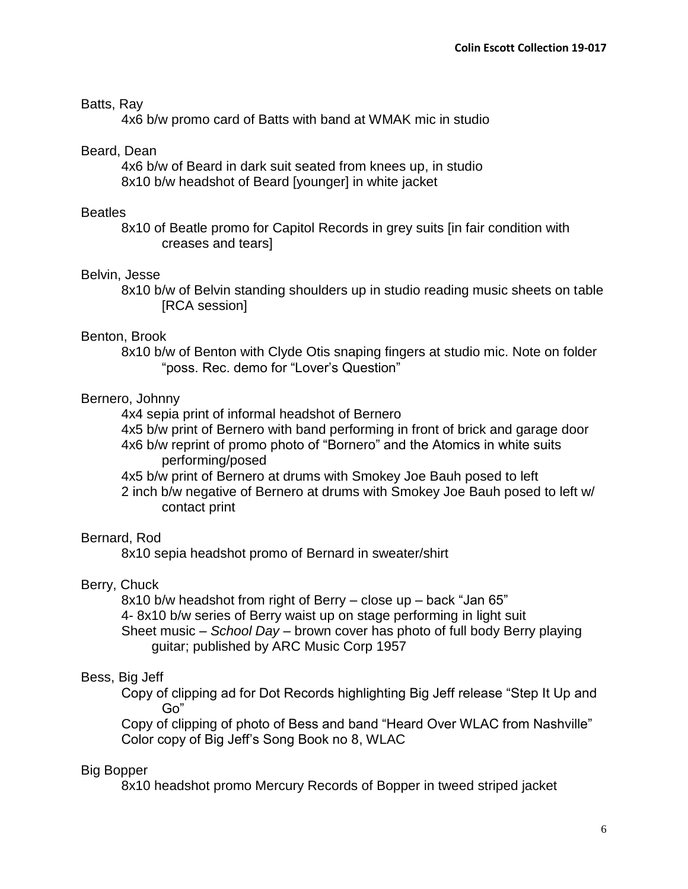Batts, Ray

4x6 b/w promo card of Batts with band at WMAK mic in studio

Beard, Dean

4x6 b/w of Beard in dark suit seated from knees up, in studio
8x10 b/w headshot of Beard [younger] in white jacket

Beatles

8x10 of Beatle promo for Capitol Records in grey suits [in fair condition with creases and tears]

Belvin, Jesse

8x10 b/w of Belvin standing shoulders up in studio reading music sheets on table [RCA session]

Benton, Brook

8x10 b/w of Benton with Clyde Otis snaping fingers at studio mic. Note on folder "poss. Rec. demo for "Lover's Question"

Bernero, Johnny

4x4 sepia print of informal headshot of Bernero
4x5 b/w print of Bernero with band performing in front of brick and garage door
4x6 b/w reprint of promo photo of "Bornero" and the Atomics in white suits performing/posed
4x5 b/w print of Bernero at drums with Smokey Joe Bauh posed to left
2 inch b/w negative of Bernero at drums with Smokey Joe Bauh posed to left w/ contact print

Bernard, Rod

8x10 sepia headshot promo of Bernard in sweater/shirt

Berry, Chuck

8x10 b/w headshot from right of Berry – close up – back "Jan 65"
4- 8x10 b/w series of Berry waist up on stage performing in light suit
Sheet music – *School Day* – brown cover has photo of full body Berry playing guitar; published by ARC Music Corp 1957

Bess, Big Jeff

Copy of clipping ad for Dot Records highlighting Big Jeff release "Step It Up and Go"
Copy of clipping of photo of Bess and band "Heard Over WLAC from Nashville"
Color copy of Big Jeff's Song Book no 8, WLAC

Big Bopper

8x10 headshot promo Mercury Records of Bopper in tweed striped jacket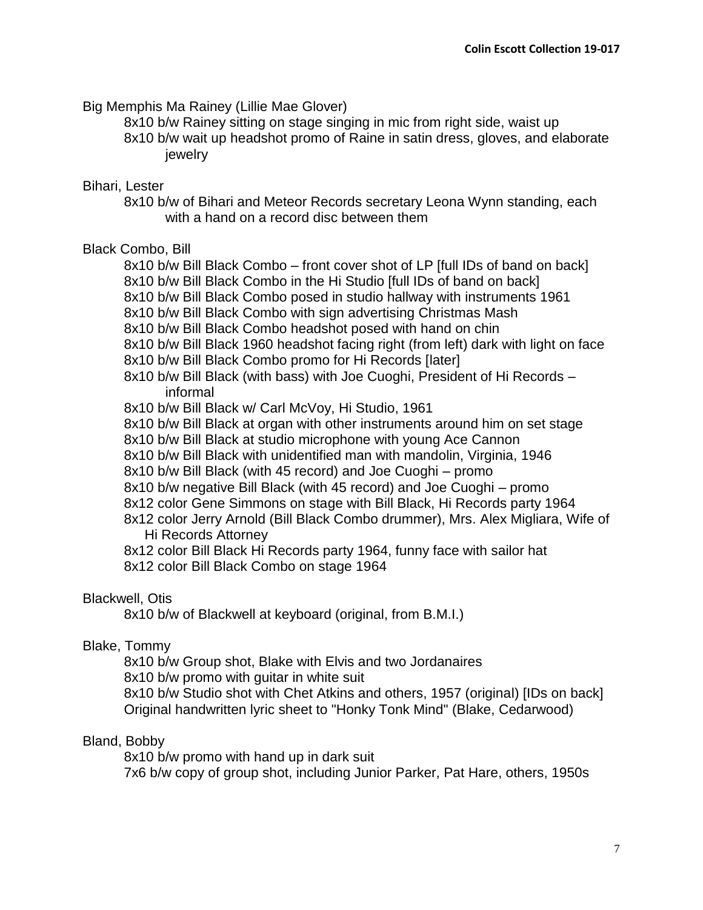Big Memphis Ma Rainey (Lillie Mae Glover)

- 8x10 b/w Rainey sitting on stage singing in mic from right side, waist up
- 8x10 b/w wait up headshot promo of Raine in satin dress, gloves, and elaborate jewelry

Bihari, Lester

- 8x10 b/w of Bihari and Meteor Records secretary Leona Wynn standing, each with a hand on a record disc between them

Black Combo, Bill

- 8x10 b/w Bill Black Combo – front cover shot of LP [full IDs of band on back]
- 8x10 b/w Bill Black Combo in the Hi Studio [full IDs of band on back]
- 8x10 b/w Bill Black Combo posed in studio hallway with instruments 1961
- 8x10 b/w Bill Black Combo with sign advertising Christmas Mash
- 8x10 b/w Bill Black Combo headshot posed with hand on chin
- 8x10 b/w Bill Black 1960 headshot facing right (from left) dark with light on face
- 8x10 b/w Bill Black Combo promo for Hi Records [later]
- 8x10 b/w Bill Black (with bass) with Joe Cuoghi, President of Hi Records – informal
- 8x10 b/w Bill Black w/ Carl McVoy, Hi Studio, 1961
- 8x10 b/w Bill Black at organ with other instruments around him on set stage
- 8x10 b/w Bill Black at studio microphone with young Ace Cannon
- 8x10 b/w Bill Black with unidentified man with mandolin, Virginia, 1946
- 8x10 b/w Bill Black (with 45 record) and Joe Cuoghi – promo
- 8x10 b/w negative Bill Black (with 45 record) and Joe Cuoghi – promo
- 8x12 color Gene Simmons on stage with Bill Black, Hi Records party 1964
- 8x12 color Jerry Arnold (Bill Black Combo drummer), Mrs. Alex Migliara, Wife of Hi Records Attorney
- 8x12 color Bill Black Hi Records party 1964, funny face with sailor hat
- 8x12 color Bill Black Combo on stage 1964

Blackwell, Otis

- 8x10 b/w of Blackwell at keyboard (original, from B.M.I.)

Blake, Tommy

- 8x10 b/w Group shot, Blake with Elvis and two Jordanaires
- 8x10 b/w promo with guitar in white suit
- 8x10 b/w Studio shot with Chet Atkins and others, 1957 (original) [IDs on back]
- Original handwritten lyric sheet to "Honky Tonk Mind" (Blake, Cedarwood)

Bland, Bobby

- 8x10 b/w promo with hand up in dark suit
- 7x6 b/w copy of group shot, including Junior Parker, Pat Hare, others, 1950s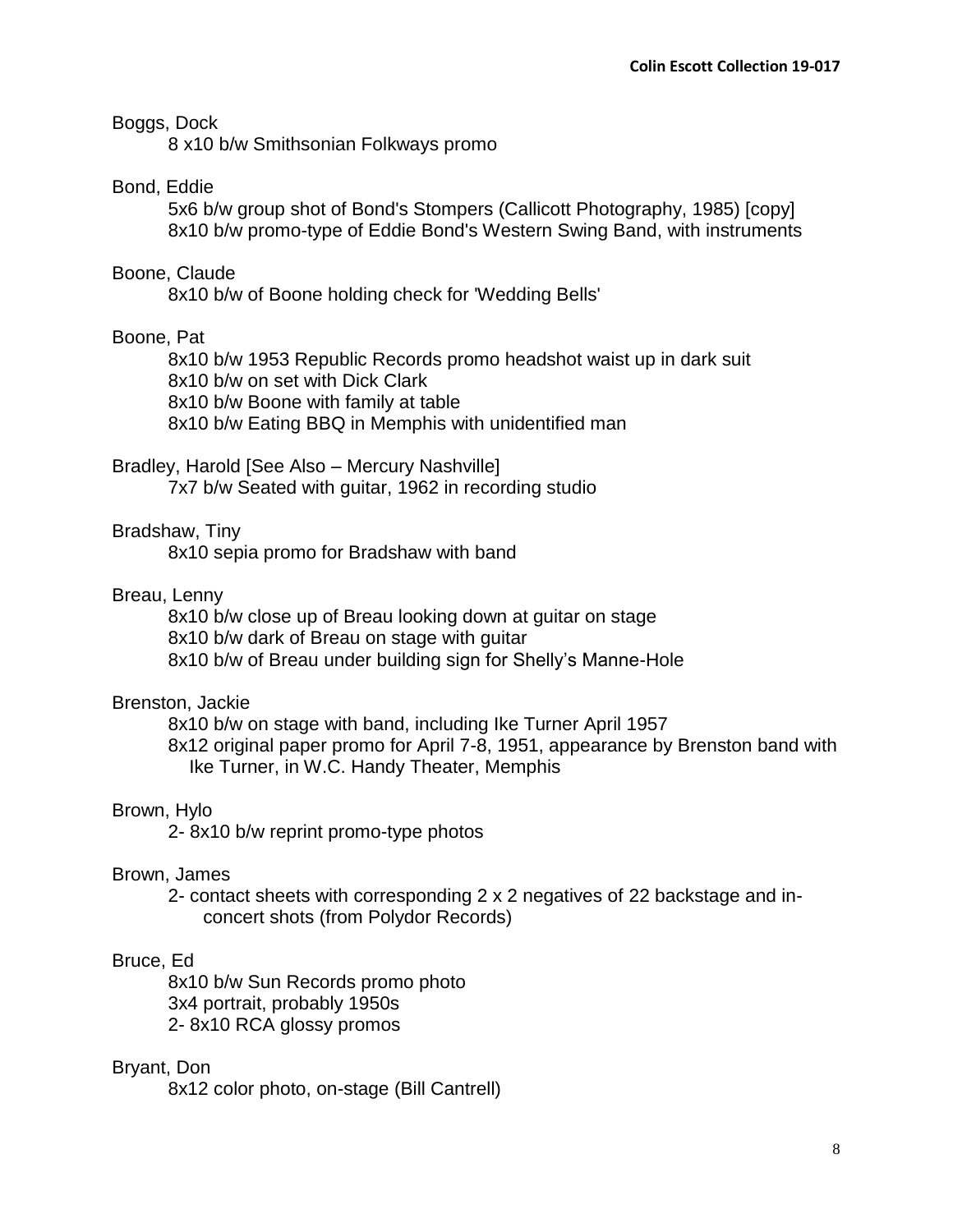Boggs, Dock

- 8 x10 b/w Smithsonian Folkways promo

Bond, Eddie

- 5x6 b/w group shot of Bond's Stompers (Callicott Photography, 1985) [copy]
- 8x10 b/w promo-type of Eddie Bond's Western Swing Band, with instruments

Boone, Claude

- 8x10 b/w of Boone holding check for 'Wedding Bells'

Boone, Pat

- 8x10 b/w 1953 Republic Records promo headshot waist up in dark suit
- 8x10 b/w on set with Dick Clark
- 8x10 b/w Boone with family at table
- 8x10 b/w Eating BBQ in Memphis with unidentified man

Bradley, Harold [See Also – Mercury Nashville]

- 7x7 b/w Seated with guitar, 1962 in recording studio

Bradshaw, Tiny

- 8x10 sepia promo for Bradshaw with band

Breau, Lenny

- 8x10 b/w close up of Breau looking down at guitar on stage
- 8x10 b/w dark of Breau on stage with guitar
- 8x10 b/w of Breau under building sign for Shelly's Manne-Hole

Brenston, Jackie

- 8x10 b/w on stage with band, including Ike Turner April 1957
- 8x12 original paper promo for April 7-8, 1951, appearance by Brenston band with Ike Turner, in W.C. Handy Theater, Memphis

Brown, Hylo

- 2- 8x10 b/w reprint promo-type photos

Brown, James

- 2- contact sheets with corresponding 2 x 2 negatives of 22 backstage and in-concert shots (from Polydor Records)

Bruce, Ed

- 8x10 b/w Sun Records promo photo
- 3x4 portrait, probably 1950s
- 2- 8x10 RCA glossy promos

Bryant, Don

- 8x12 color photo, on-stage (Bill Cantrell)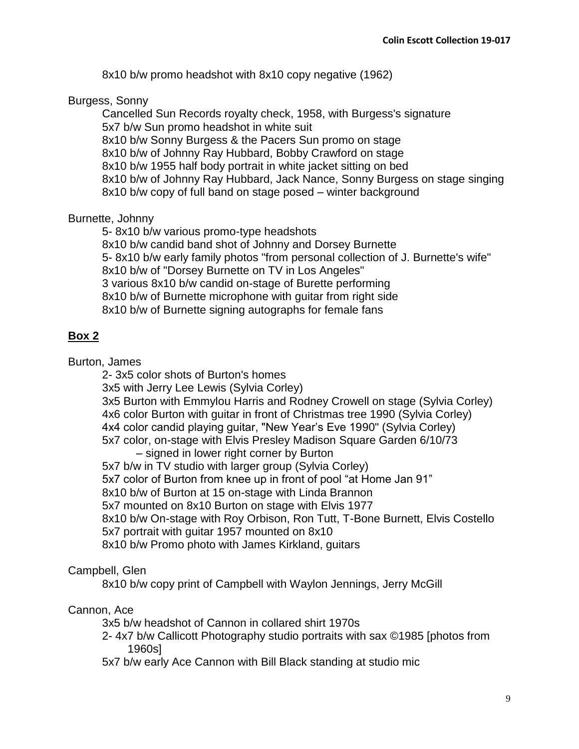8x10 b/w promo headshot with 8x10 copy negative (1962)

Burgess, Sonny

- Cancelled Sun Records royalty check, 1958, with Burgess's signature
- 5x7 b/w Sun promo headshot in white suit
- 8x10 b/w Sonny Burgess & the Pacers Sun promo on stage
- 8x10 b/w of Johnny Ray Hubbard, Bobby Crawford on stage
- 8x10 b/w 1955 half body portrait in white jacket sitting on bed
- 8x10 b/w of Johnny Ray Hubbard, Jack Nance, Sonny Burgess on stage singing
- 8x10 b/w copy of full band on stage posed – winter background

Burnette, Johnny

- 5- 8x10 b/w various promo-type headshots
- 8x10 b/w candid band shot of Johnny and Dorsey Burnette
- 5- 8x10 b/w early family photos "from personal collection of J. Burnette's wife"
- 8x10 b/w of "Dorsey Burnette on TV in Los Angeles"
- 3 various 8x10 b/w candid on-stage of Burette performing
- 8x10 b/w of Burnette microphone with guitar from right side
- 8x10 b/w of Burnette signing autographs for female fans

## Box 2

Burton, James

- 2- 3x5 color shots of Burton's homes
- 3x5 with Jerry Lee Lewis (Sylvia Corley)
- 3x5 Burton with Emmylou Harris and Rodney Crowell on stage (Sylvia Corley)
- 4x6 color Burton with guitar in front of Christmas tree 1990 (Sylvia Corley)
- 4x4 color candid playing guitar, "New Year's Eve 1990" (Sylvia Corley)
- 5x7 color, on-stage with Elvis Presley Madison Square Garden 6/10/73 – signed in lower right corner by Burton
- 5x7 b/w in TV studio with larger group (Sylvia Corley)
- 5x7 color of Burton from knee up in front of pool "at Home Jan 91"
- 8x10 b/w of Burton at 15 on-stage with Linda Brannon
- 5x7 mounted on 8x10 Burton on stage with Elvis 1977
- 8x10 b/w On-stage with Roy Orbison, Ron Tutt, T-Bone Burnett, Elvis Costello
- 5x7 portrait with guitar 1957 mounted on 8x10
- 8x10 b/w Promo photo with James Kirkland, guitars

Campbell, Glen

- 8x10 b/w copy print of Campbell with Waylon Jennings, Jerry McGill

Cannon, Ace

- 3x5 b/w headshot of Cannon in collared shirt 1970s
- 2- 4x7 b/w Callicott Photography studio portraits with sax ©1985 [photos from 1960s]
- 5x7 b/w early Ace Cannon with Bill Black standing at studio mic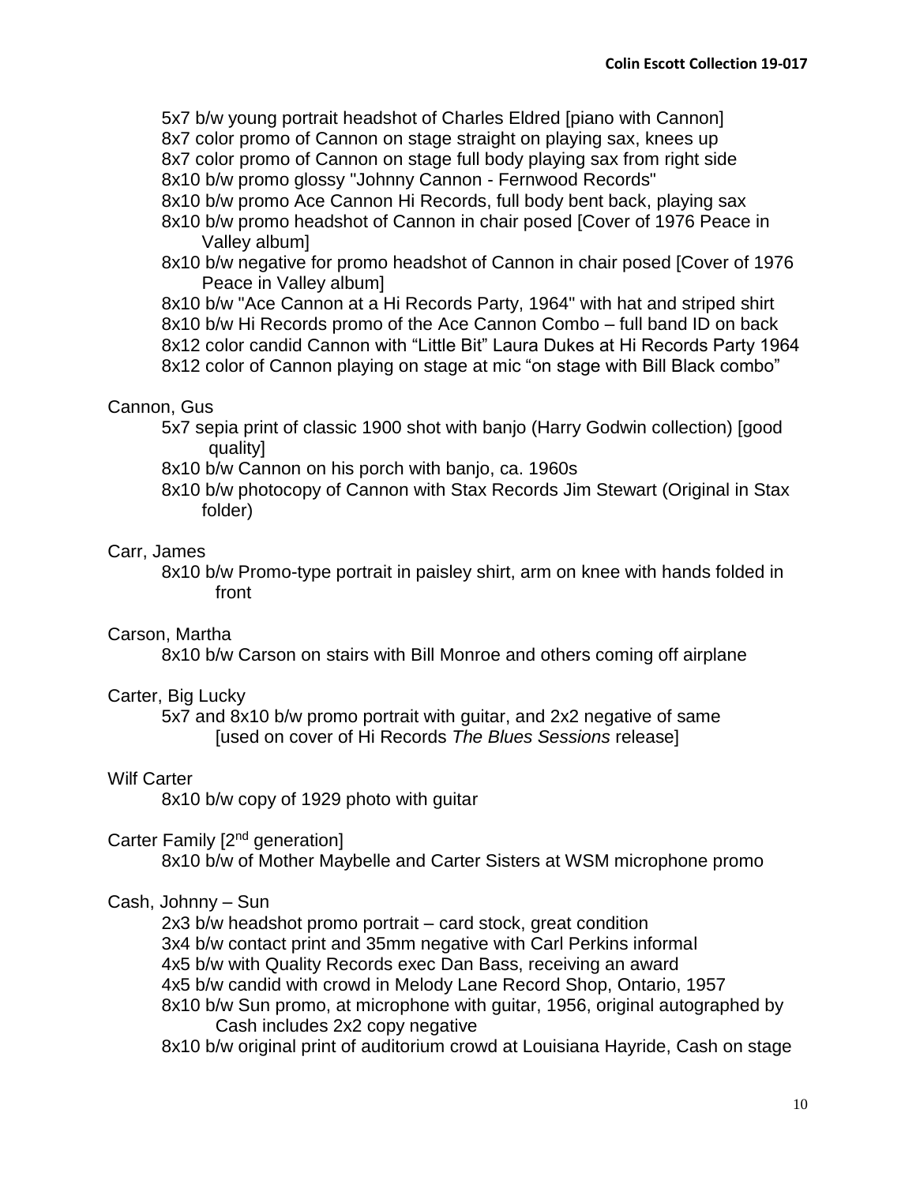5x7 b/w young portrait headshot of Charles Eldred [piano with Cannon]
8x7 color promo of Cannon on stage straight on playing sax, knees up
8x7 color promo of Cannon on stage full body playing sax from right side
8x10 b/w promo glossy "Johnny Cannon - Fernwood Records"
8x10 b/w promo Ace Cannon Hi Records, full body bent back, playing sax
8x10 b/w promo headshot of Cannon in chair posed [Cover of 1976 Peace in Valley album]
8x10 b/w negative for promo headshot of Cannon in chair posed [Cover of 1976 Peace in Valley album]
8x10 b/w "Ace Cannon at a Hi Records Party, 1964" with hat and striped shirt
8x10 b/w Hi Records promo of the Ace Cannon Combo – full band ID on back
8x12 color candid Cannon with "Little Bit" Laura Dukes at Hi Records Party 1964
8x12 color of Cannon playing on stage at mic "on stage with Bill Black combo"

Cannon, Gus

5x7 sepia print of classic 1900 shot with banjo (Harry Godwin collection) [good quality]
8x10 b/w Cannon on his porch with banjo, ca. 1960s
8x10 b/w photocopy of Cannon with Stax Records Jim Stewart (Original in Stax folder)

Carr, James

8x10 b/w Promo-type portrait in paisley shirt, arm on knee with hands folded in front

Carson, Martha

8x10 b/w Carson on stairs with Bill Monroe and others coming off airplane

Carter, Big Lucky

5x7 and 8x10 b/w promo portrait with guitar, and 2x2 negative of same [used on cover of Hi Records *The Blues Sessions* release]

Wilf Carter

8x10 b/w copy of 1929 photo with guitar

Carter Family [2nd generation]

8x10 b/w of Mother Maybelle and Carter Sisters at WSM microphone promo

Cash, Johnny – Sun

2x3 b/w headshot promo portrait – card stock, great condition
3x4 b/w contact print and 35mm negative with Carl Perkins informal
4x5 b/w with Quality Records exec Dan Bass, receiving an award
4x5 b/w candid with crowd in Melody Lane Record Shop, Ontario, 1957
8x10 b/w Sun promo, at microphone with guitar, 1956, original autographed by Cash includes 2x2 copy negative
8x10 b/w original print of auditorium crowd at Louisiana Hayride, Cash on stage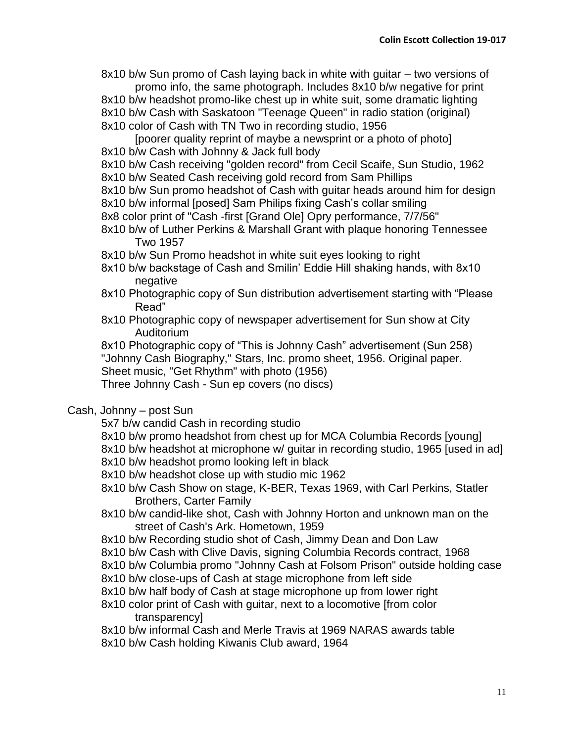8x10 b/w Sun promo of Cash laying back in white with guitar – two versions of promo info, the same photograph. Includes 8x10 b/w negative for print

8x10 b/w headshot promo-like chest up in white suit, some dramatic lighting

8x10 b/w Cash with Saskatoon "Teenage Queen" in radio station (original)

8x10 color of Cash with TN Two in recording studio, 1956 [poorer quality reprint of maybe a newsprint or a photo of photo]

8x10 b/w Cash with Johnny & Jack full body

8x10 b/w Cash receiving "golden record" from Cecil Scaife, Sun Studio, 1962

8x10 b/w Seated Cash receiving gold record from Sam Phillips

8x10 b/w Sun promo headshot of Cash with guitar heads around him for design

8x10 b/w informal [posed] Sam Philips fixing Cash's collar smiling

8x8 color print of "Cash -first [Grand Ole] Opry performance, 7/7/56"

8x10 b/w of Luther Perkins & Marshall Grant with plaque honoring Tennessee Two 1957

8x10 b/w Sun Promo headshot in white suit eyes looking to right

8x10 b/w backstage of Cash and Smilin' Eddie Hill shaking hands, with 8x10 negative

8x10 Photographic copy of Sun distribution advertisement starting with "Please Read"

8x10 Photographic copy of newspaper advertisement for Sun show at City Auditorium

8x10 Photographic copy of "This is Johnny Cash" advertisement (Sun 258)

"Johnny Cash Biography," Stars, Inc. promo sheet, 1956. Original paper.

Sheet music, "Get Rhythm" with photo (1956)

Three Johnny Cash - Sun ep covers (no discs)

Cash, Johnny – post Sun

5x7 b/w candid Cash in recording studio

8x10 b/w promo headshot from chest up for MCA Columbia Records [young]

8x10 b/w headshot at microphone w/ guitar in recording studio, 1965 [used in ad]

8x10 b/w headshot promo looking left in black

8x10 b/w headshot close up with studio mic 1962

8x10 b/w Cash Show on stage, K-BER, Texas 1969, with Carl Perkins, Statler Brothers, Carter Family

8x10 b/w candid-like shot, Cash with Johnny Horton and unknown man on the street of Cash's Ark. Hometown, 1959

8x10 b/w Recording studio shot of Cash, Jimmy Dean and Don Law

8x10 b/w Cash with Clive Davis, signing Columbia Records contract, 1968

8x10 b/w Columbia promo "Johnny Cash at Folsom Prison" outside holding case

8x10 b/w close-ups of Cash at stage microphone from left side

8x10 b/w half body of Cash at stage microphone up from lower right

8x10 color print of Cash with guitar, next to a locomotive [from color transparency]

8x10 b/w informal Cash and Merle Travis at 1969 NARAS awards table

8x10 b/w Cash holding Kiwanis Club award, 1964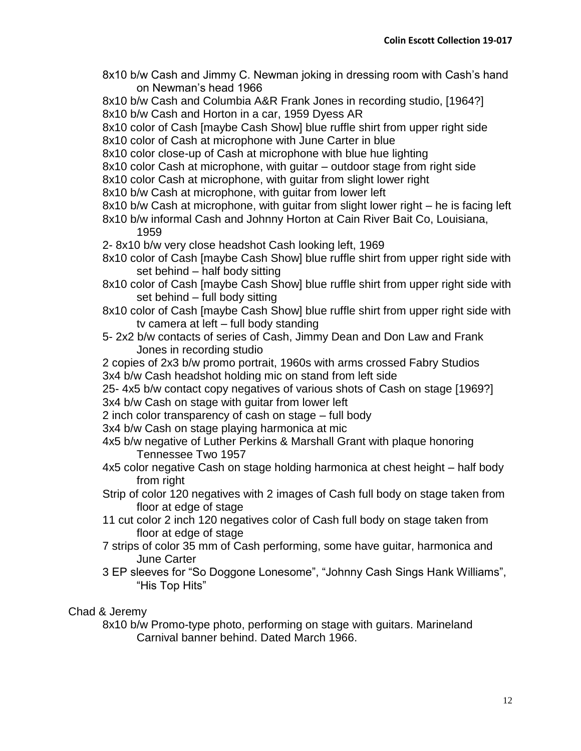8x10 b/w Cash and Jimmy C. Newman joking in dressing room with Cash's hand on Newman's head 1966

8x10 b/w Cash and Columbia A&R Frank Jones in recording studio, [1964?]

8x10 b/w Cash and Horton in a car, 1959 Dyess AR

8x10 color of Cash [maybe Cash Show] blue ruffle shirt from upper right side

8x10 color of Cash at microphone with June Carter in blue

8x10 color close-up of Cash at microphone with blue hue lighting

8x10 color Cash at microphone, with guitar – outdoor stage from right side

8x10 color Cash at microphone, with guitar from slight lower right

8x10 b/w Cash at microphone, with guitar from lower left

8x10 b/w Cash at microphone, with guitar from slight lower right – he is facing left

8x10 b/w informal Cash and Johnny Horton at Cain River Bait Co, Louisiana, 1959

2- 8x10 b/w very close headshot Cash looking left, 1969

8x10 color of Cash [maybe Cash Show] blue ruffle shirt from upper right side with set behind – half body sitting

8x10 color of Cash [maybe Cash Show] blue ruffle shirt from upper right side with set behind – full body sitting

8x10 color of Cash [maybe Cash Show] blue ruffle shirt from upper right side with tv camera at left – full body standing

5- 2x2 b/w contacts of series of Cash, Jimmy Dean and Don Law and Frank Jones in recording studio

2 copies of 2x3 b/w promo portrait, 1960s with arms crossed Fabry Studios

3x4 b/w Cash headshot holding mic on stand from left side

25- 4x5 b/w contact copy negatives of various shots of Cash on stage [1969?]

3x4 b/w Cash on stage with guitar from lower left

2 inch color transparency of cash on stage – full body

3x4 b/w Cash on stage playing harmonica at mic

4x5 b/w negative of Luther Perkins & Marshall Grant with plaque honoring Tennessee Two 1957

4x5 color negative Cash on stage holding harmonica at chest height – half body from right

Strip of color 120 negatives with 2 images of Cash full body on stage taken from floor at edge of stage

11 cut color 2 inch 120 negatives color of Cash full body on stage taken from floor at edge of stage

7 strips of color 35 mm of Cash performing, some have guitar, harmonica and June Carter

3 EP sleeves for "So Doggone Lonesome", "Johnny Cash Sings Hank Williams", "His Top Hits"

Chad & Jeremy

8x10 b/w Promo-type photo, performing on stage with guitars. Marineland Carnival banner behind. Dated March 1966.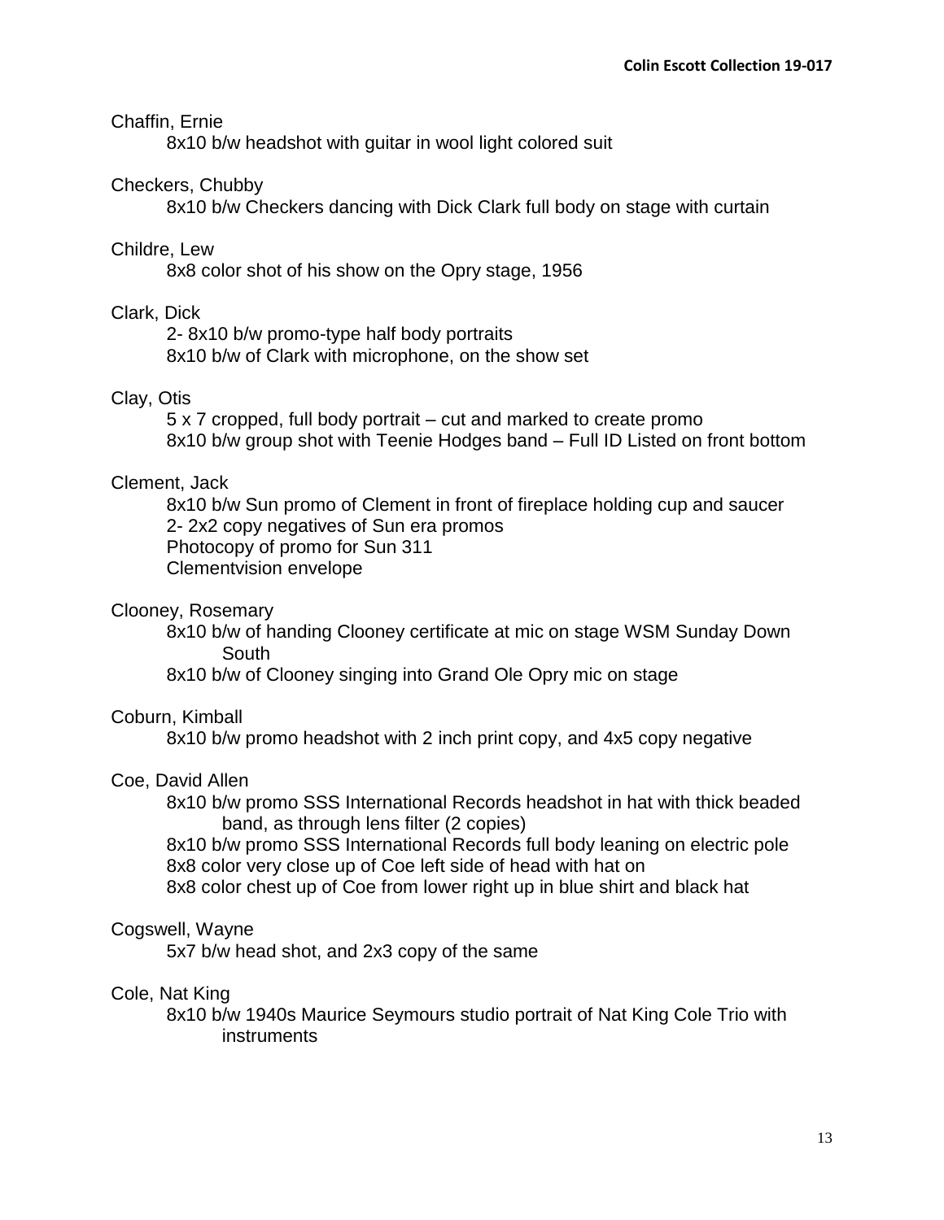Chaffin, Ernie

8x10 b/w headshot with guitar in wool light colored suit

Checkers, Chubby

8x10 b/w Checkers dancing with Dick Clark full body on stage with curtain

Childre, Lew

8x8 color shot of his show on the Opry stage, 1956

Clark, Dick

2- 8x10 b/w promo-type half body portraits
8x10 b/w of Clark with microphone, on the show set

Clay, Otis

5 x 7 cropped, full body portrait – cut and marked to create promo
8x10 b/w group shot with Teenie Hodges band – Full ID Listed on front bottom

Clement, Jack

8x10 b/w Sun promo of Clement in front of fireplace holding cup and saucer
2- 2x2 copy negatives of Sun era promos
Photocopy of promo for Sun 311
Clementvision envelope

Clooney, Rosemary

8x10 b/w of handing Clooney certificate at mic on stage WSM Sunday Down South
8x10 b/w of Clooney singing into Grand Ole Opry mic on stage

Coburn, Kimball

8x10 b/w promo headshot with 2 inch print copy, and 4x5 copy negative

Coe, David Allen

8x10 b/w promo SSS International Records headshot in hat with thick beaded band, as through lens filter (2 copies)
8x10 b/w promo SSS International Records full body leaning on electric pole
8x8 color very close up of Coe left side of head with hat on
8x8 color chest up of Coe from lower right up in blue shirt and black hat

Cogswell, Wayne

5x7 b/w head shot, and 2x3 copy of the same

Cole, Nat King

8x10 b/w 1940s Maurice Seymours studio portrait of Nat King Cole Trio with instruments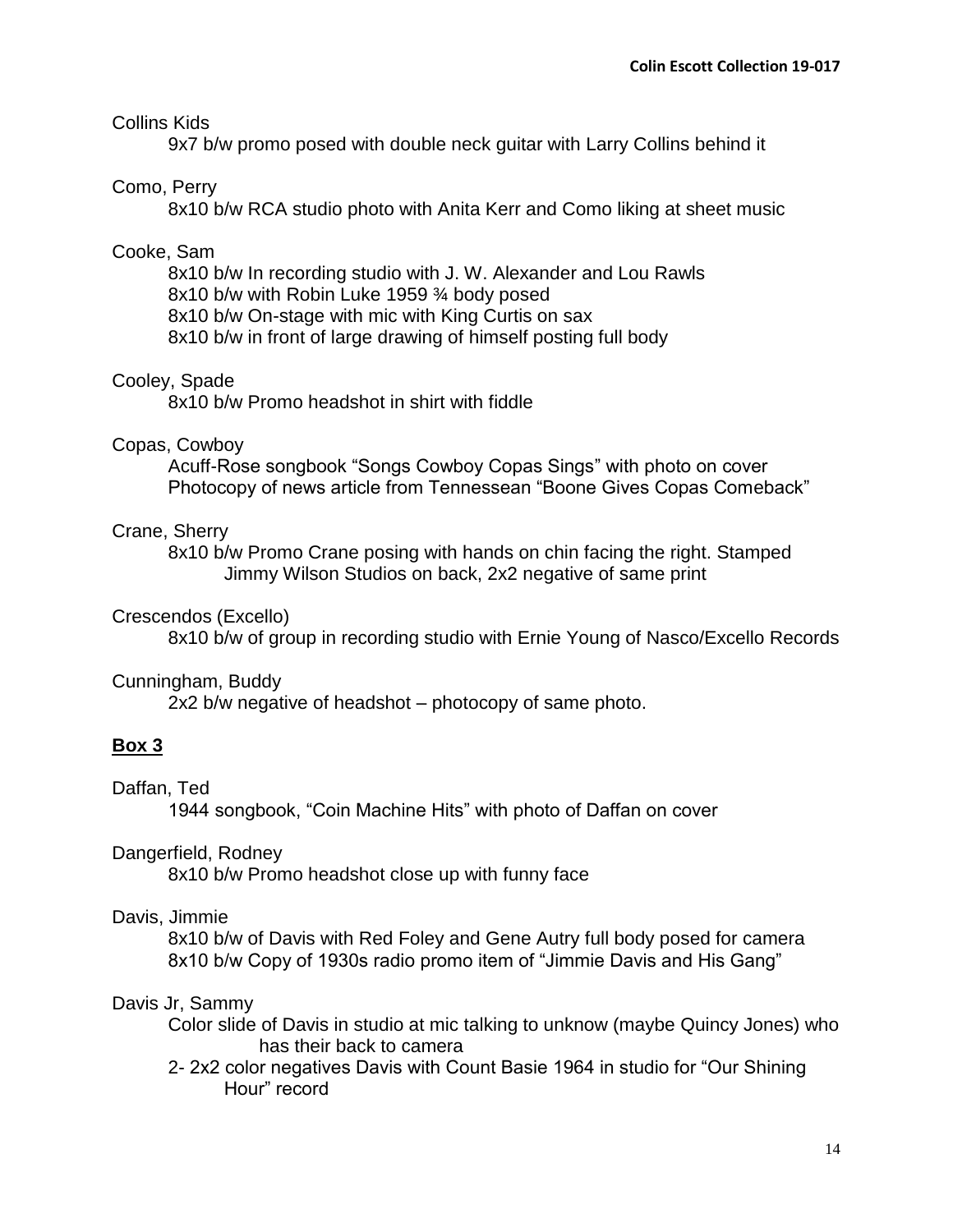Collins Kids

9x7 b/w promo posed with double neck guitar with Larry Collins behind it

Como, Perry

8x10 b/w RCA studio photo with Anita Kerr and Como liking at sheet music

Cooke, Sam

8x10 b/w In recording studio with J. W. Alexander and Lou Rawls
8x10 b/w with Robin Luke 1959 ¾ body posed
8x10 b/w On-stage with mic with King Curtis on sax
8x10 b/w in front of large drawing of himself posting full body

Cooley, Spade

8x10 b/w Promo headshot in shirt with fiddle

Copas, Cowboy

Acuff-Rose songbook “Songs Cowboy Copas Sings” with photo on cover
Photocopy of news article from Tennessean “Boone Gives Copas Comeback”

Crane, Sherry

8x10 b/w Promo Crane posing with hands on chin facing the right. Stamped Jimmy Wilson Studios on back, 2x2 negative of same print

Crescendos (Excello)

8x10 b/w of group in recording studio with Ernie Young of Nasco/Excello Records

Cunningham, Buddy

2x2 b/w negative of headshot – photocopy of same photo.

## Box 3

Daffan, Ted

1944 songbook, “Coin Machine Hits” with photo of Daffan on cover

Dangerfield, Rodney

8x10 b/w Promo headshot close up with funny face

Davis, Jimmie

8x10 b/w of Davis with Red Foley and Gene Autry full body posed for camera
8x10 b/w Copy of 1930s radio promo item of “Jimmie Davis and His Gang”

Davis Jr, Sammy

Color slide of Davis in studio at mic talking to unknow (maybe Quincy Jones) who has their back to camera
2- 2x2 color negatives Davis with Count Basie 1964 in studio for “Our Shining Hour” record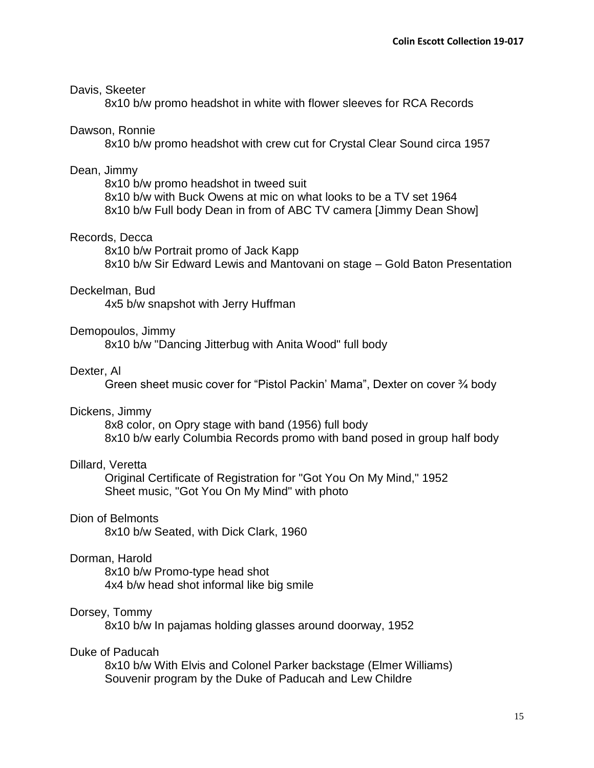Davis, Skeeter

- 8x10 b/w promo headshot in white with flower sleeves for RCA Records

Dawson, Ronnie

- 8x10 b/w promo headshot with crew cut for Crystal Clear Sound circa 1957

Dean, Jimmy

- 8x10 b/w promo headshot in tweed suit
- 8x10 b/w with Buck Owens at mic on what looks to be a TV set 1964
- 8x10 b/w Full body Dean in from of ABC TV camera [Jimmy Dean Show]

Records, Decca

- 8x10 b/w Portrait promo of Jack Kapp
- 8x10 b/w Sir Edward Lewis and Mantovani on stage – Gold Baton Presentation

Deckelman, Bud

- 4x5 b/w snapshot with Jerry Huffman

Demopoulos, Jimmy

- 8x10 b/w "Dancing Jitterbug with Anita Wood" full body

Dexter, Al

- Green sheet music cover for "Pistol Packin' Mama", Dexter on cover ¾ body

Dickens, Jimmy

- 8x8 color, on Opry stage with band (1956) full body
- 8x10 b/w early Columbia Records promo with band posed in group half body

Dillard, Veretta

- Original Certificate of Registration for "Got You On My Mind," 1952
- Sheet music, "Got You On My Mind" with photo

Dion of Belmonts

- 8x10 b/w Seated, with Dick Clark, 1960

Dorman, Harold

- 8x10 b/w Promo-type head shot
- 4x4 b/w head shot informal like big smile

Dorsey, Tommy

- 8x10 b/w In pajamas holding glasses around doorway, 1952

Duke of Paducah

- 8x10 b/w With Elvis and Colonel Parker backstage (Elmer Williams)
- Souvenir program by the Duke of Paducah and Lew Childre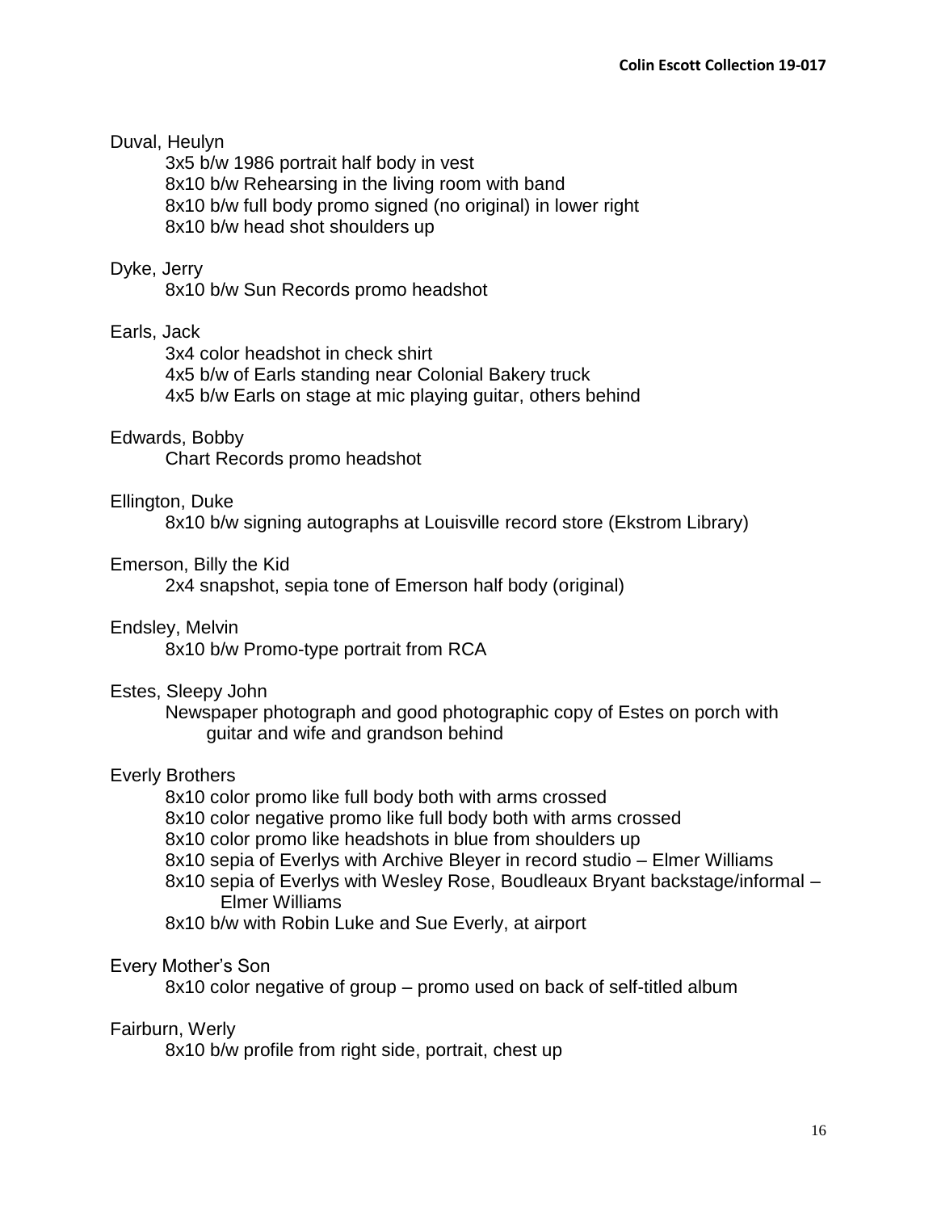Duval, Heulyn

- 3x5 b/w 1986 portrait half body in vest
- 8x10 b/w Rehearsing in the living room with band
- 8x10 b/w full body promo signed (no original) in lower right
- 8x10 b/w head shot shoulders up

Dyke, Jerry

- 8x10 b/w Sun Records promo headshot

Earls, Jack

- 3x4 color headshot in check shirt
- 4x5 b/w of Earls standing near Colonial Bakery truck
- 4x5 b/w Earls on stage at mic playing guitar, others behind

Edwards, Bobby

- Chart Records promo headshot

Ellington, Duke

- 8x10 b/w signing autographs at Louisville record store (Ekstrom Library)

Emerson, Billy the Kid

- 2x4 snapshot, sepia tone of Emerson half body (original)

Endsley, Melvin

- 8x10 b/w Promo-type portrait from RCA

Estes, Sleepy John

- Newspaper photograph and good photographic copy of Estes on porch with guitar and wife and grandson behind

Everly Brothers

- 8x10 color promo like full body both with arms crossed
- 8x10 color negative promo like full body both with arms crossed
- 8x10 color promo like headshots in blue from shoulders up
- 8x10 sepia of Everlys with Archive Bleyer in record studio – Elmer Williams
- 8x10 sepia of Everlys with Wesley Rose, Boudleaux Bryant backstage/informal – Elmer Williams
- 8x10 b/w with Robin Luke and Sue Everly, at airport

Every Mother's Son

- 8x10 color negative of group – promo used on back of self-titled album

Fairburn, Werly

- 8x10 b/w profile from right side, portrait, chest up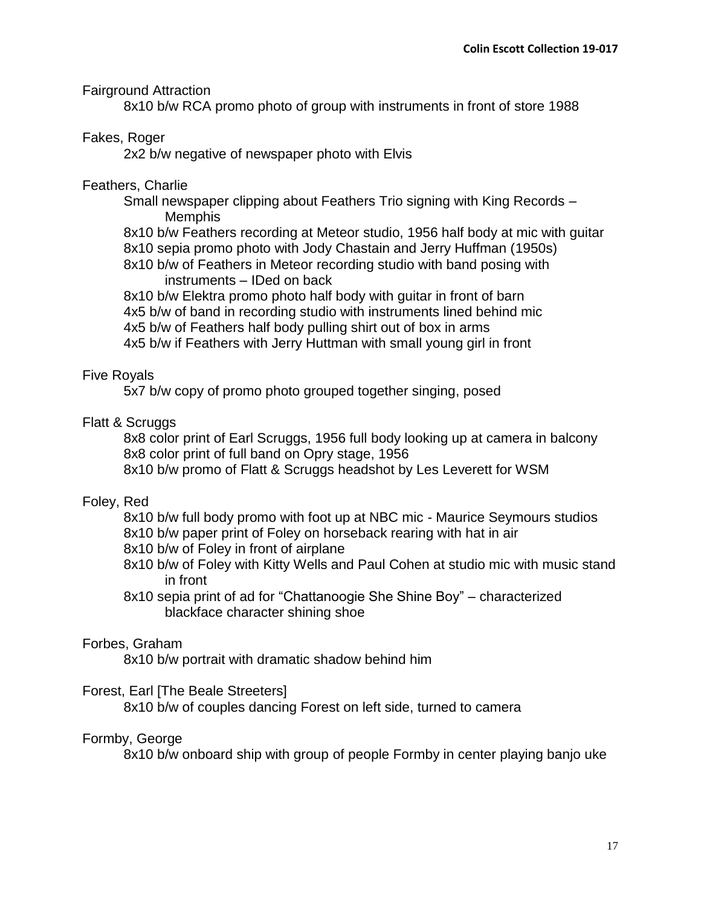Fairground Attraction

- 8x10 b/w RCA promo photo of group with instruments in front of store 1988

Fakes, Roger

- 2x2 b/w negative of newspaper photo with Elvis

Feathers, Charlie

- Small newspaper clipping about Feathers Trio signing with King Records – Memphis
- 8x10 b/w Feathers recording at Meteor studio, 1956 half body at mic with guitar
- 8x10 sepia promo photo with Jody Chastain and Jerry Huffman (1950s)
- 8x10 b/w of Feathers in Meteor recording studio with band posing with instruments – IDed on back
- 8x10 b/w Elektra promo photo half body with guitar in front of barn
- 4x5 b/w of band in recording studio with instruments lined behind mic
- 4x5 b/w of Feathers half body pulling shirt out of box in arms
- 4x5 b/w if Feathers with Jerry Huttman with small young girl in front

Five Royals

- 5x7 b/w copy of promo photo grouped together singing, posed

Flatt & Scruggs

- 8x8 color print of Earl Scruggs, 1956 full body looking up at camera in balcony
- 8x8 color print of full band on Opry stage, 1956
- 8x10 b/w promo of Flatt & Scruggs headshot by Les Leverett for WSM

Foley, Red

- 8x10 b/w full body promo with foot up at NBC mic - Maurice Seymours studios
- 8x10 b/w paper print of Foley on horseback rearing with hat in air
- 8x10 b/w of Foley in front of airplane
- 8x10 b/w of Foley with Kitty Wells and Paul Cohen at studio mic with music stand in front
- 8x10 sepia print of ad for "Chattanoogie She Shine Boy" – characterized blackface character shining shoe

Forbes, Graham

- 8x10 b/w portrait with dramatic shadow behind him

Forest, Earl [The Beale Streeters]

- 8x10 b/w of couples dancing Forest on left side, turned to camera

Formby, George

- 8x10 b/w onboard ship with group of people Formby in center playing banjo uke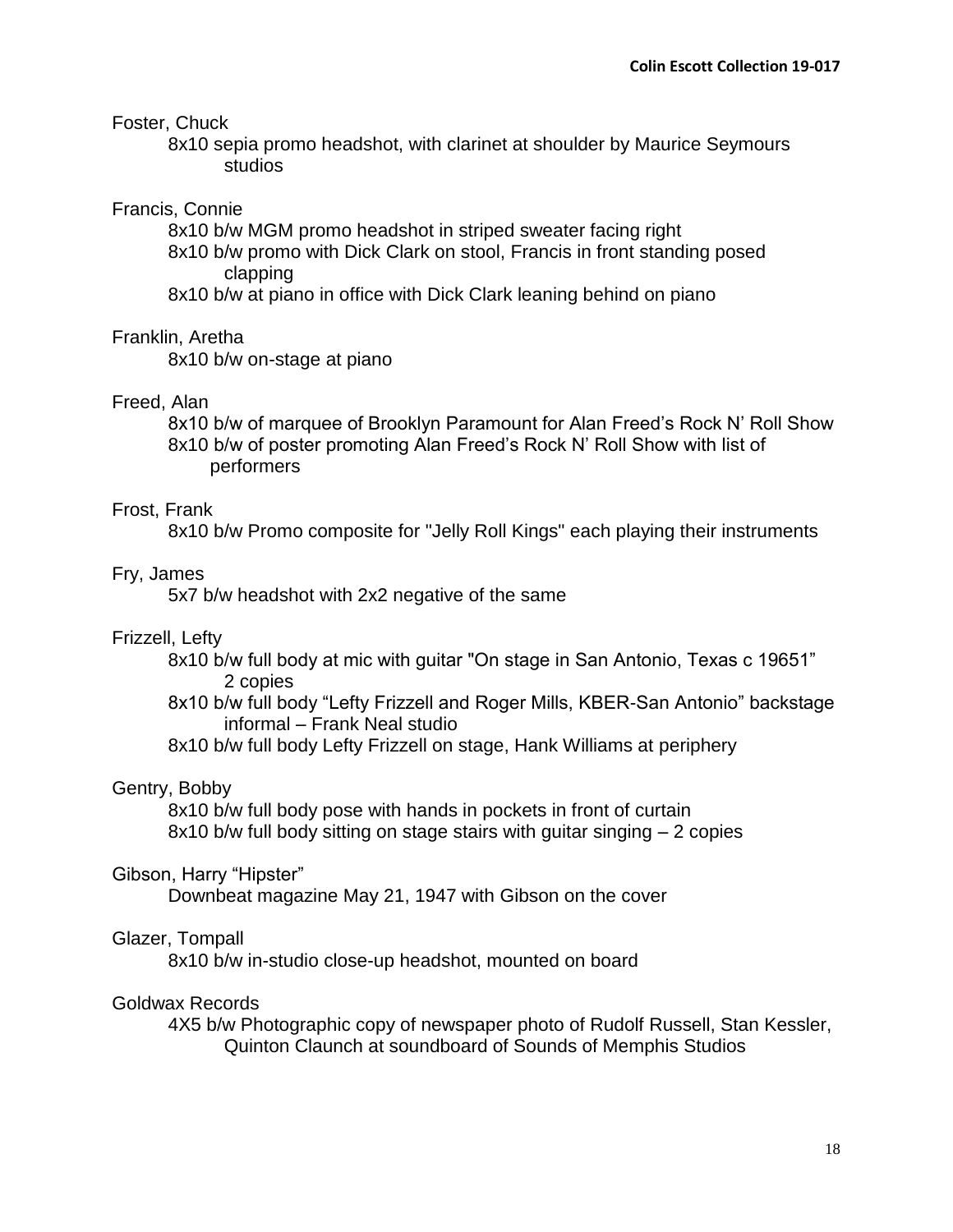Foster, Chuck

8x10 sepia promo headshot, with clarinet at shoulder by Maurice Seymours studios

Francis, Connie

8x10 b/w MGM promo headshot in striped sweater facing right

8x10 b/w promo with Dick Clark on stool, Francis in front standing posed clapping

8x10 b/w at piano in office with Dick Clark leaning behind on piano

Franklin, Aretha

8x10 b/w on-stage at piano

Freed, Alan

8x10 b/w of marquee of Brooklyn Paramount for Alan Freed's Rock N' Roll Show

8x10 b/w of poster promoting Alan Freed's Rock N' Roll Show with list of performers

Frost, Frank

8x10 b/w Promo composite for "Jelly Roll Kings" each playing their instruments

Fry, James

5x7 b/w headshot with 2x2 negative of the same

Frizzell, Lefty

8x10 b/w full body at mic with guitar "On stage in San Antonio, Texas c 19651" 2 copies

8x10 b/w full body "Lefty Frizzell and Roger Mills, KBER-San Antonio" backstage informal – Frank Neal studio

8x10 b/w full body Lefty Frizzell on stage, Hank Williams at periphery

Gentry, Bobby

8x10 b/w full body pose with hands in pockets in front of curtain

8x10 b/w full body sitting on stage stairs with guitar singing – 2 copies

Gibson, Harry "Hipster"

Downbeat magazine May 21, 1947 with Gibson on the cover

Glazer, Tompall

8x10 b/w in-studio close-up headshot, mounted on board

Goldwax Records

4X5 b/w Photographic copy of newspaper photo of Rudolf Russell, Stan Kessler, Quinton Claunch at soundboard of Sounds of Memphis Studios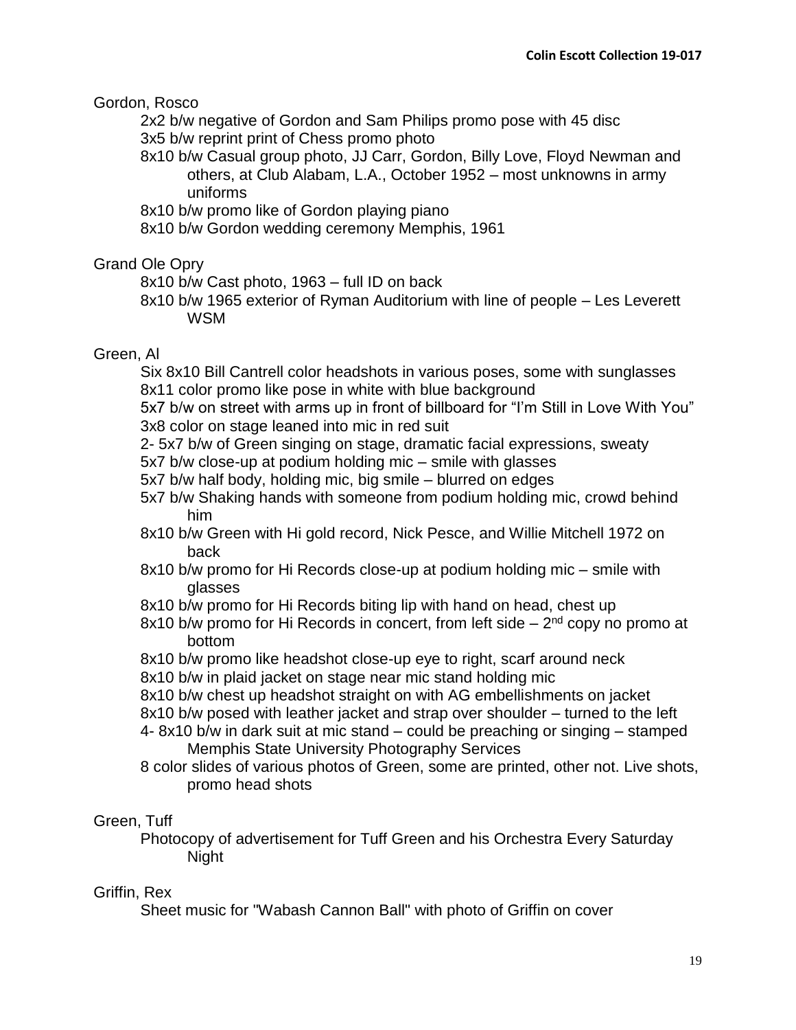Gordon, Rosco

- 2x2 b/w negative of Gordon and Sam Philips promo pose with 45 disc
- 3x5 b/w reprint print of Chess promo photo
- 8x10 b/w Casual group photo, JJ Carr, Gordon, Billy Love, Floyd Newman and others, at Club Alabam, L.A., October 1952 – most unknowns in army uniforms
- 8x10 b/w promo like of Gordon playing piano
- 8x10 b/w Gordon wedding ceremony Memphis, 1961

Grand Ole Opry

- 8x10 b/w Cast photo, 1963 – full ID on back
- 8x10 b/w 1965 exterior of Ryman Auditorium with line of people – Les Leverett WSM

Green, Al

- Six 8x10 Bill Cantrell color headshots in various poses, some with sunglasses
- 8x11 color promo like pose in white with blue background
- 5x7 b/w on street with arms up in front of billboard for "I'm Still in Love With You"
- 3x8 color on stage leaned into mic in red suit
- 2- 5x7 b/w of Green singing on stage, dramatic facial expressions, sweaty
- 5x7 b/w close-up at podium holding mic – smile with glasses
- 5x7 b/w half body, holding mic, big smile – blurred on edges
- 5x7 b/w Shaking hands with someone from podium holding mic, crowd behind him
- 8x10 b/w Green with Hi gold record, Nick Pesce, and Willie Mitchell 1972 on back
- 8x10 b/w promo for Hi Records close-up at podium holding mic – smile with glasses
- 8x10 b/w promo for Hi Records biting lip with hand on head, chest up
- 8x10 b/w promo for Hi Records in concert, from left side – 2nd copy no promo at bottom
- 8x10 b/w promo like headshot close-up eye to right, scarf around neck
- 8x10 b/w in plaid jacket on stage near mic stand holding mic
- 8x10 b/w chest up headshot straight on with AG embellishments on jacket
- 8x10 b/w posed with leather jacket and strap over shoulder – turned to the left
- 4- 8x10 b/w in dark suit at mic stand – could be preaching or singing – stamped Memphis State University Photography Services
- 8 color slides of various photos of Green, some are printed, other not. Live shots, promo head shots

Green, Tuff

- Photocopy of advertisement for Tuff Green and his Orchestra Every Saturday Night

Griffin, Rex

- Sheet music for "Wabash Cannon Ball" with photo of Griffin on cover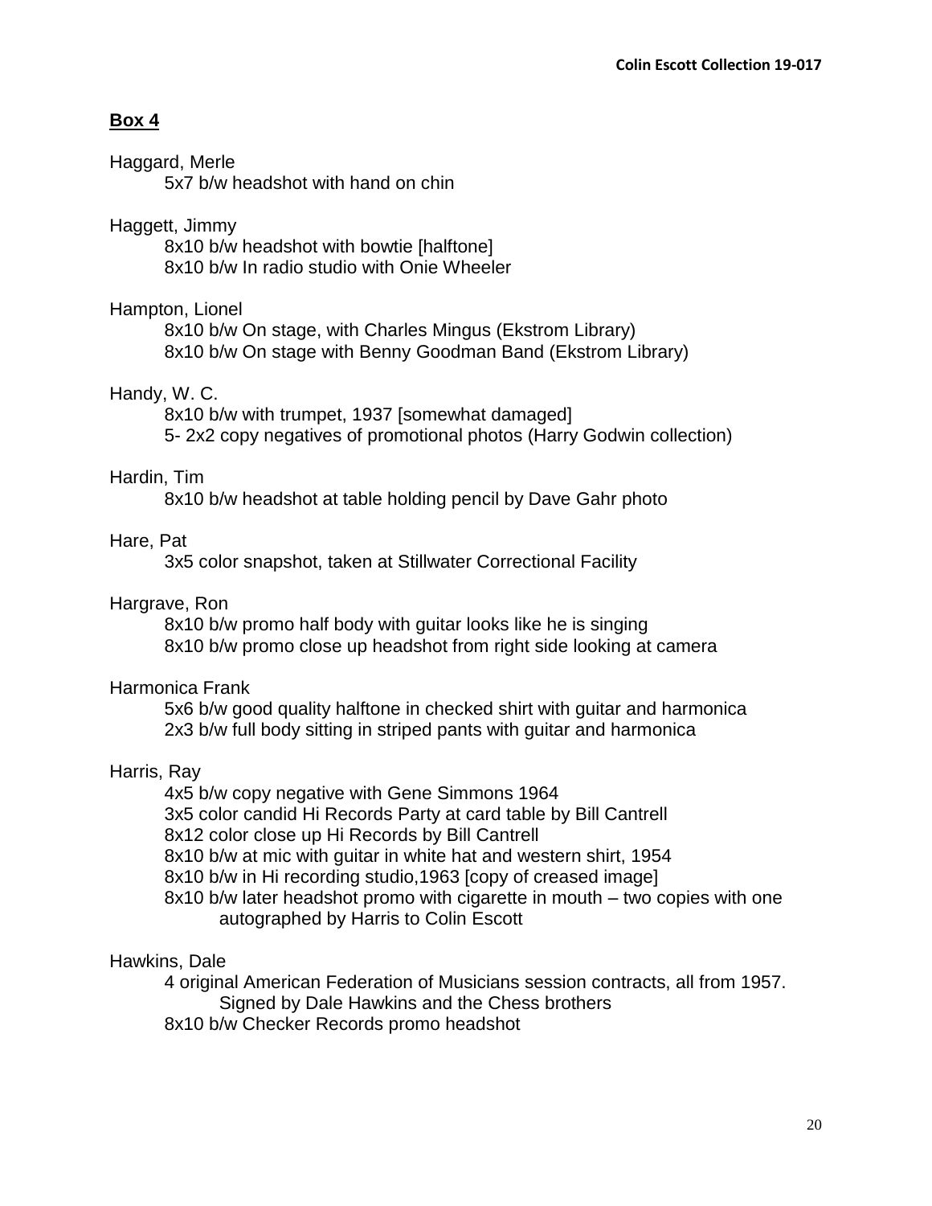## Box 4

Haggard, Merle
- 5x7 b/w headshot with hand on chin

Haggett, Jimmy
- 8x10 b/w headshot with bowtie [halftone]
- 8x10 b/w In radio studio with Onie Wheeler

Hampton, Lionel
- 8x10 b/w On stage, with Charles Mingus (Ekstrom Library)
- 8x10 b/w On stage with Benny Goodman Band (Ekstrom Library)

Handy, W. C.
- 8x10 b/w with trumpet, 1937 [somewhat damaged]
- 5- 2x2 copy negatives of promotional photos (Harry Godwin collection)

Hardin, Tim
- 8x10 b/w headshot at table holding pencil by Dave Gahr photo

Hare, Pat
- 3x5 color snapshot, taken at Stillwater Correctional Facility

Hargrave, Ron
- 8x10 b/w promo half body with guitar looks like he is singing
- 8x10 b/w promo close up headshot from right side looking at camera

Harmonica Frank
- 5x6 b/w good quality halftone in checked shirt with guitar and harmonica
- 2x3 b/w full body sitting in striped pants with guitar and harmonica

Harris, Ray
- 4x5 b/w copy negative with Gene Simmons 1964
- 3x5 color candid Hi Records Party at card table by Bill Cantrell
- 8x12 color close up Hi Records by Bill Cantrell
- 8x10 b/w at mic with guitar in white hat and western shirt, 1954
- 8x10 b/w in Hi recording studio,1963 [copy of creased image]
- 8x10 b/w later headshot promo with cigarette in mouth – two copies with one autographed by Harris to Colin Escott

Hawkins, Dale
- 4 original American Federation of Musicians session contracts, all from 1957. Signed by Dale Hawkins and the Chess brothers
- 8x10 b/w Checker Records promo headshot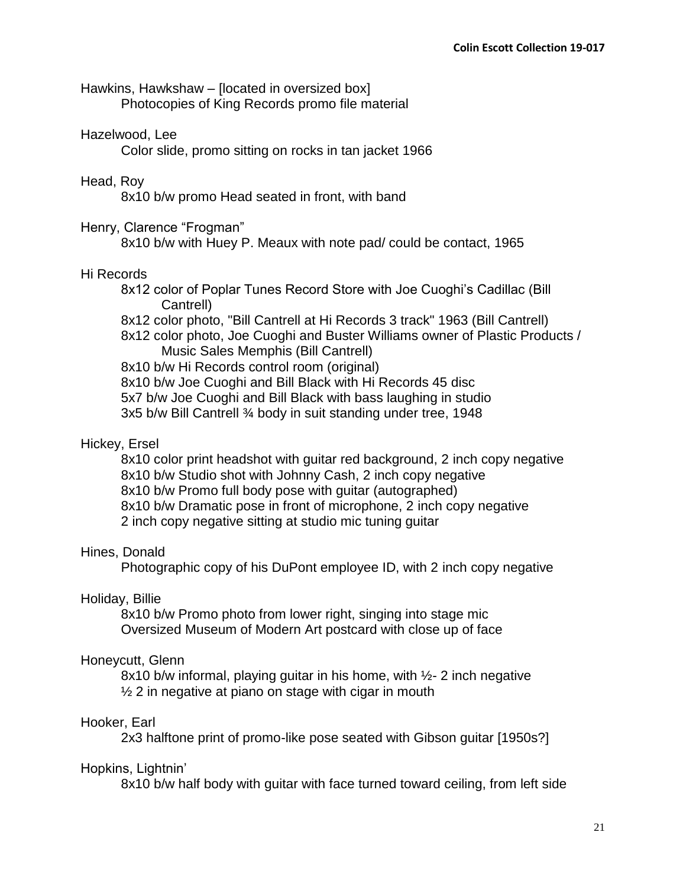Hawkins, Hawkshaw – [located in oversized box]

Photocopies of King Records promo file material

Hazelwood, Lee

Color slide, promo sitting on rocks in tan jacket 1966

Head, Roy

8x10 b/w promo Head seated in front, with band

Henry, Clarence “Frogman”

8x10 b/w with Huey P. Meaux with note pad/ could be contact, 1965

Hi Records

8x12 color of Poplar Tunes Record Store with Joe Cuoghi’s Cadillac (Bill Cantrell)

8x12 color photo, "Bill Cantrell at Hi Records 3 track" 1963 (Bill Cantrell)

8x12 color photo, Joe Cuoghi and Buster Williams owner of Plastic Products / Music Sales Memphis (Bill Cantrell)

8x10 b/w Hi Records control room (original)

8x10 b/w Joe Cuoghi and Bill Black with Hi Records 45 disc

5x7 b/w Joe Cuoghi and Bill Black with bass laughing in studio

3x5 b/w Bill Cantrell ¾ body in suit standing under tree, 1948

Hickey, Ersel

8x10 color print headshot with guitar red background, 2 inch copy negative

8x10 b/w Studio shot with Johnny Cash, 2 inch copy negative

8x10 b/w Promo full body pose with guitar (autographed)

8x10 b/w Dramatic pose in front of microphone, 2 inch copy negative

2 inch copy negative sitting at studio mic tuning guitar

Hines, Donald

Photographic copy of his DuPont employee ID, with 2 inch copy negative

Holiday, Billie

8x10 b/w Promo photo from lower right, singing into stage mic

Oversized Museum of Modern Art postcard with close up of face

Honeycutt, Glenn

8x10 b/w informal, playing guitar in his home, with ½- 2 inch negative

½ 2 in negative at piano on stage with cigar in mouth

Hooker, Earl

2x3 halftone print of promo-like pose seated with Gibson guitar [1950s?]

Hopkins, Lightnin’

8x10 b/w half body with guitar with face turned toward ceiling, from left side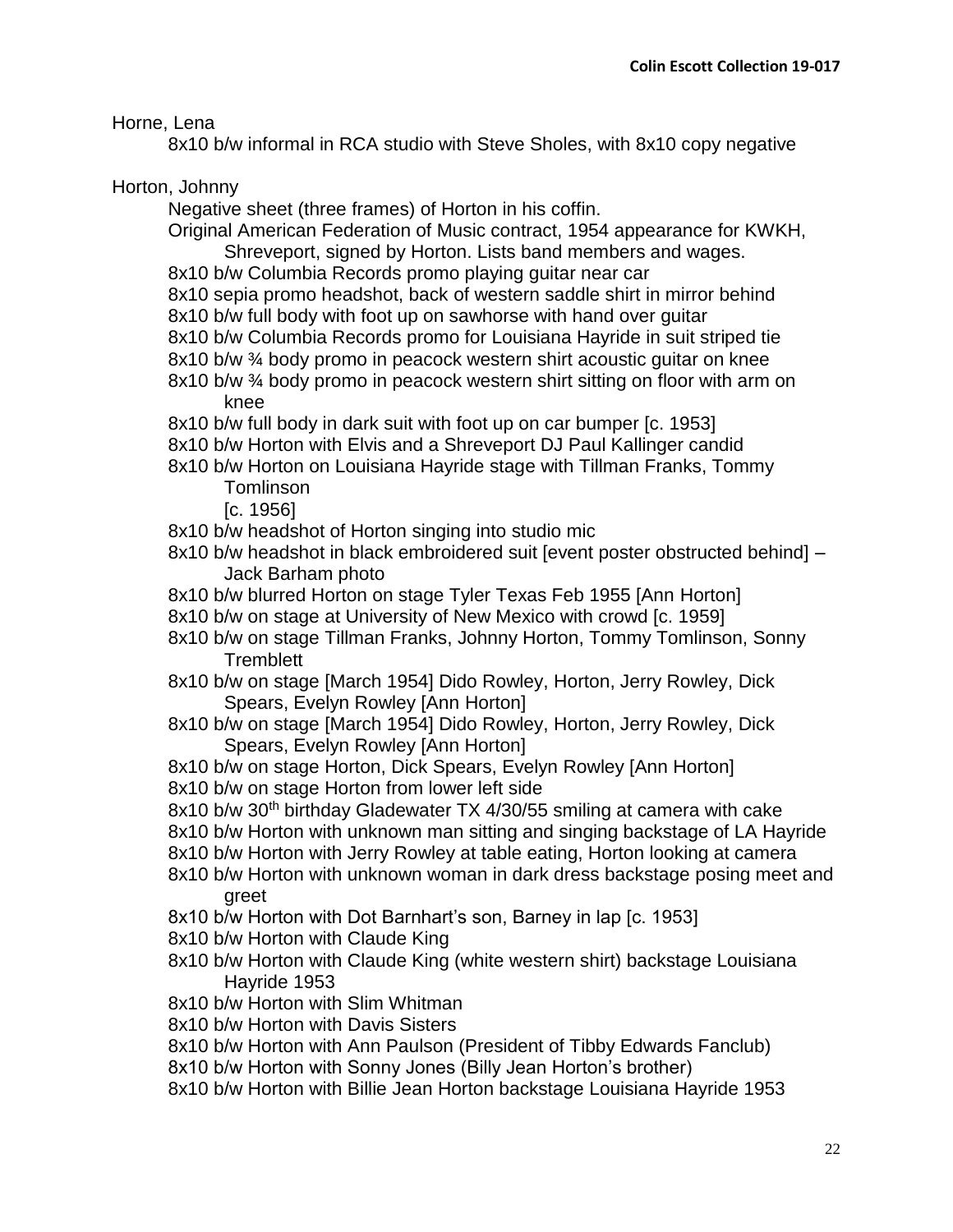Horne, Lena

- 8x10 b/w informal in RCA studio with Steve Sholes, with 8x10 copy negative

Horton, Johnny

- Negative sheet (three frames) of Horton in his coffin.
- Original American Federation of Music contract, 1954 appearance for KWKH, Shreveport, signed by Horton. Lists band members and wages.
- 8x10 b/w Columbia Records promo playing guitar near car
- 8x10 sepia promo headshot, back of western saddle shirt in mirror behind
- 8x10 b/w full body with foot up on sawhorse with hand over guitar
- 8x10 b/w Columbia Records promo for Louisiana Hayride in suit striped tie
- 8x10 b/w ¾ body promo in peacock western shirt acoustic guitar on knee
- 8x10 b/w ¾ body promo in peacock western shirt sitting on floor with arm on knee
- 8x10 b/w full body in dark suit with foot up on car bumper [c. 1953]
- 8x10 b/w Horton with Elvis and a Shreveport DJ Paul Kallinger candid
- 8x10 b/w Horton on Louisiana Hayride stage with Tillman Franks, Tommy Tomlinson [c. 1956]
- 8x10 b/w headshot of Horton singing into studio mic
- 8x10 b/w headshot in black embroidered suit [event poster obstructed behind] – Jack Barham photo
- 8x10 b/w blurred Horton on stage Tyler Texas Feb 1955 [Ann Horton]
- 8x10 b/w on stage at University of New Mexico with crowd [c. 1959]
- 8x10 b/w on stage Tillman Franks, Johnny Horton, Tommy Tomlinson, Sonny Tremblett
- 8x10 b/w on stage [March 1954] Dido Rowley, Horton, Jerry Rowley, Dick Spears, Evelyn Rowley [Ann Horton]
- 8x10 b/w on stage [March 1954] Dido Rowley, Horton, Jerry Rowley, Dick Spears, Evelyn Rowley [Ann Horton]
- 8x10 b/w on stage Horton, Dick Spears, Evelyn Rowley [Ann Horton]
- 8x10 b/w on stage Horton from lower left side
- 8x10 b/w 30th birthday Gladewater TX 4/30/55 smiling at camera with cake
- 8x10 b/w Horton with unknown man sitting and singing backstage of LA Hayride
- 8x10 b/w Horton with Jerry Rowley at table eating, Horton looking at camera
- 8x10 b/w Horton with unknown woman in dark dress backstage posing meet and greet
- 8x10 b/w Horton with Dot Barnhart's son, Barney in lap [c. 1953]
- 8x10 b/w Horton with Claude King
- 8x10 b/w Horton with Claude King (white western shirt) backstage Louisiana Hayride 1953
- 8x10 b/w Horton with Slim Whitman
- 8x10 b/w Horton with Davis Sisters
- 8x10 b/w Horton with Ann Paulson (President of Tibby Edwards Fanclub)
- 8x10 b/w Horton with Sonny Jones (Billy Jean Horton's brother)
- 8x10 b/w Horton with Billie Jean Horton backstage Louisiana Hayride 1953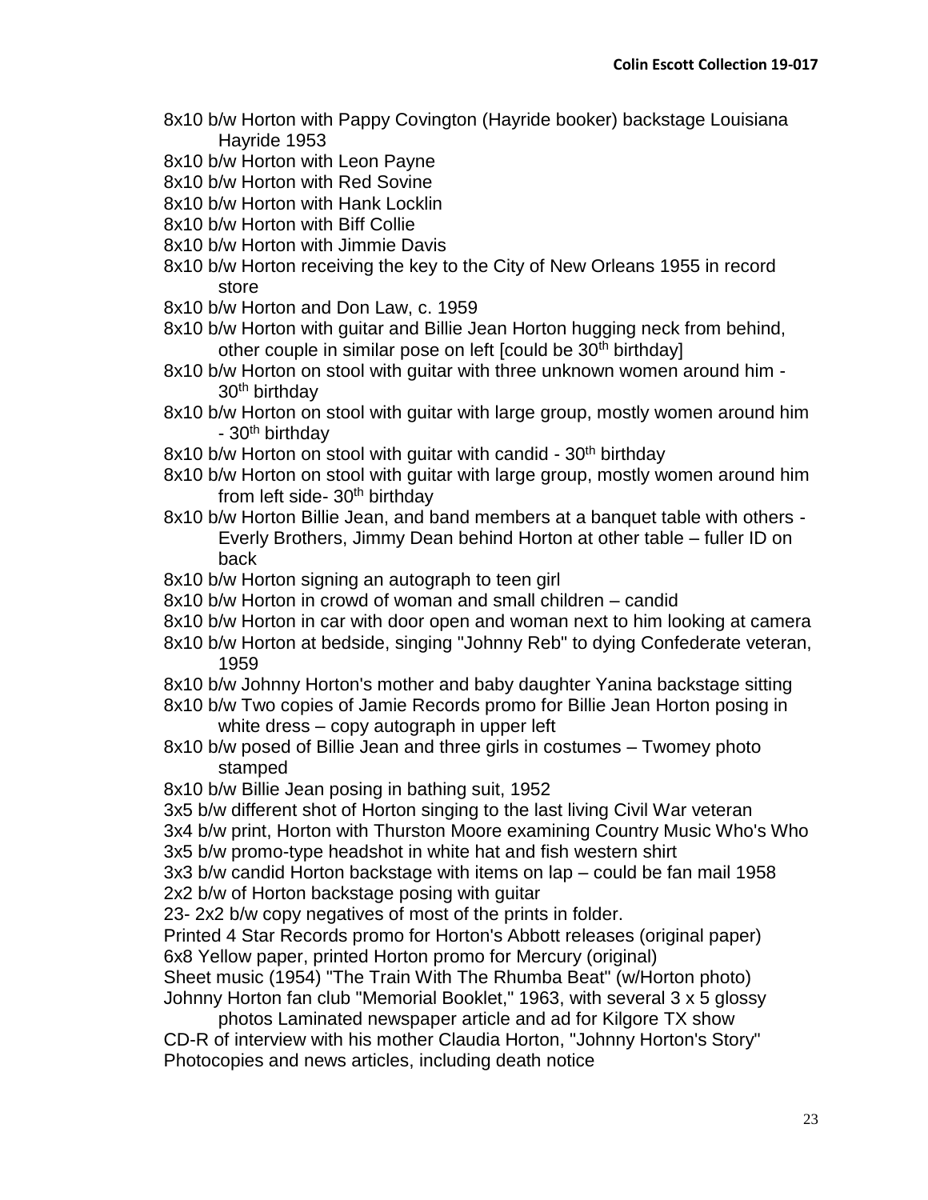8x10 b/w Horton with Pappy Covington (Hayride booker) backstage Louisiana Hayride 1953
8x10 b/w Horton with Leon Payne
8x10 b/w Horton with Red Sovine
8x10 b/w Horton with Hank Locklin
8x10 b/w Horton with Biff Collie
8x10 b/w Horton with Jimmie Davis
8x10 b/w Horton receiving the key to the City of New Orleans 1955 in record store
8x10 b/w Horton and Don Law, c. 1959
8x10 b/w Horton with guitar and Billie Jean Horton hugging neck from behind, other couple in similar pose on left [could be 30th birthday]
8x10 b/w Horton on stool with guitar with three unknown women around him - 30th birthday
8x10 b/w Horton on stool with guitar with large group, mostly women around him - 30th birthday
8x10 b/w Horton on stool with guitar with candid - 30th birthday
8x10 b/w Horton on stool with guitar with large group, mostly women around him from left side- 30th birthday
8x10 b/w Horton Billie Jean, and band members at a banquet table with others - Everly Brothers, Jimmy Dean behind Horton at other table – fuller ID on back
8x10 b/w Horton signing an autograph to teen girl
8x10 b/w Horton in crowd of woman and small children – candid
8x10 b/w Horton in car with door open and woman next to him looking at camera
8x10 b/w Horton at bedside, singing "Johnny Reb" to dying Confederate veteran, 1959
8x10 b/w Johnny Horton's mother and baby daughter Yanina backstage sitting
8x10 b/w Two copies of Jamie Records promo for Billie Jean Horton posing in white dress – copy autograph in upper left
8x10 b/w posed of Billie Jean and three girls in costumes – Twomey photo stamped
8x10 b/w Billie Jean posing in bathing suit, 1952
3x5 b/w different shot of Horton singing to the last living Civil War veteran
3x4 b/w print, Horton with Thurston Moore examining Country Music Who's Who
3x5 b/w promo-type headshot in white hat and fish western shirt
3x3 b/w candid Horton backstage with items on lap – could be fan mail 1958
2x2 b/w of Horton backstage posing with guitar
23- 2x2 b/w copy negatives of most of the prints in folder.
Printed 4 Star Records promo for Horton's Abbott releases (original paper)
6x8 Yellow paper, printed Horton promo for Mercury (original)
Sheet music (1954) "The Train With The Rhumba Beat" (w/Horton photo)
Johnny Horton fan club "Memorial Booklet," 1963, with several 3 x 5 glossy photos Laminated newspaper article and ad for Kilgore TX show
CD-R of interview with his mother Claudia Horton, "Johnny Horton's Story"
Photocopies and news articles, including death notice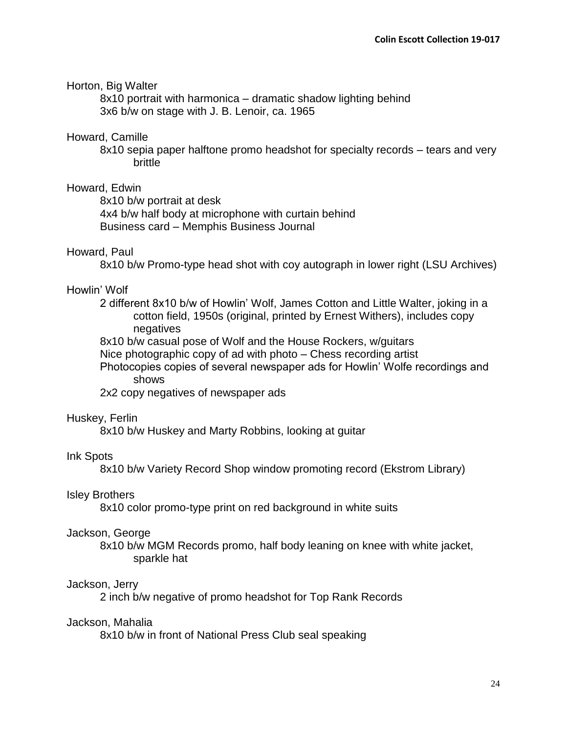Horton, Big Walter

- 8x10 portrait with harmonica – dramatic shadow lighting behind
- 3x6 b/w on stage with J. B. Lenoir, ca. 1965

Howard, Camille

- 8x10 sepia paper halftone promo headshot for specialty records – tears and very brittle

Howard, Edwin

- 8x10 b/w portrait at desk
- 4x4 b/w half body at microphone with curtain behind
- Business card – Memphis Business Journal

Howard, Paul

- 8x10 b/w Promo-type head shot with coy autograph in lower right (LSU Archives)

Howlin' Wolf

- 2 different 8x10 b/w of Howlin' Wolf, James Cotton and Little Walter, joking in a cotton field, 1950s (original, printed by Ernest Withers), includes copy negatives
- 8x10 b/w casual pose of Wolf and the House Rockers, w/guitars
- Nice photographic copy of ad with photo – Chess recording artist
- Photocopies copies of several newspaper ads for Howlin' Wolfe recordings and shows
- 2x2 copy negatives of newspaper ads

Huskey, Ferlin

- 8x10 b/w Huskey and Marty Robbins, looking at guitar

Ink Spots

- 8x10 b/w Variety Record Shop window promoting record (Ekstrom Library)

Isley Brothers

- 8x10 color promo-type print on red background in white suits

Jackson, George

- 8x10 b/w MGM Records promo, half body leaning on knee with white jacket, sparkle hat

Jackson, Jerry

- 2 inch b/w negative of promo headshot for Top Rank Records

Jackson, Mahalia

- 8x10 b/w in front of National Press Club seal speaking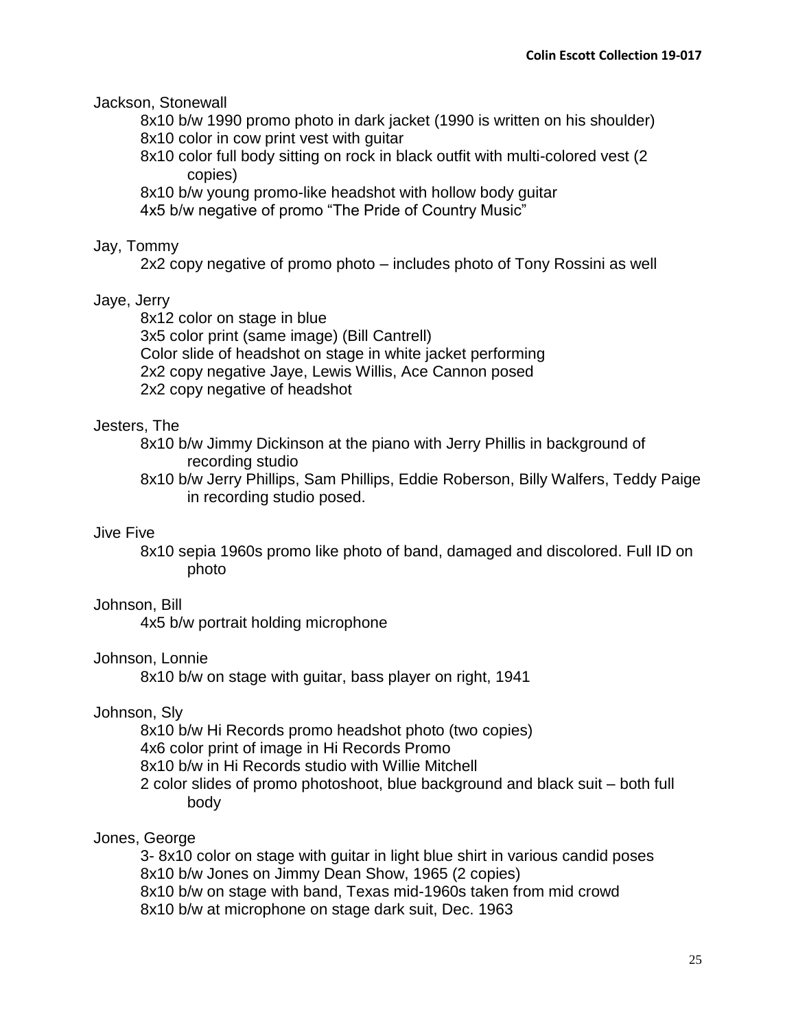Jackson, Stonewall

- 8x10 b/w 1990 promo photo in dark jacket (1990 is written on his shoulder)
- 8x10 color in cow print vest with guitar
- 8x10 color full body sitting on rock in black outfit with multi-colored vest (2 copies)
- 8x10 b/w young promo-like headshot with hollow body guitar
- 4x5 b/w negative of promo "The Pride of Country Music"

Jay, Tommy

- 2x2 copy negative of promo photo – includes photo of Tony Rossini as well

Jaye, Jerry

- 8x12 color on stage in blue
- 3x5 color print (same image) (Bill Cantrell)
- Color slide of headshot on stage in white jacket performing
- 2x2 copy negative Jaye, Lewis Willis, Ace Cannon posed
- 2x2 copy negative of headshot

Jesters, The

- 8x10 b/w Jimmy Dickinson at the piano with Jerry Phillis in background of recording studio
- 8x10 b/w Jerry Phillips, Sam Phillips, Eddie Roberson, Billy Walfers, Teddy Paige in recording studio posed.

Jive Five

- 8x10 sepia 1960s promo like photo of band, damaged and discolored. Full ID on photo

Johnson, Bill

- 4x5 b/w portrait holding microphone

Johnson, Lonnie

- 8x10 b/w on stage with guitar, bass player on right, 1941

Johnson, Sly

- 8x10 b/w Hi Records promo headshot photo (two copies)
- 4x6 color print of image in Hi Records Promo
- 8x10 b/w in Hi Records studio with Willie Mitchell
- 2 color slides of promo photoshoot, blue background and black suit – both full body

Jones, George

- 3- 8x10 color on stage with guitar in light blue shirt in various candid poses
- 8x10 b/w Jones on Jimmy Dean Show, 1965 (2 copies)
- 8x10 b/w on stage with band, Texas mid-1960s taken from mid crowd
- 8x10 b/w at microphone on stage dark suit, Dec. 1963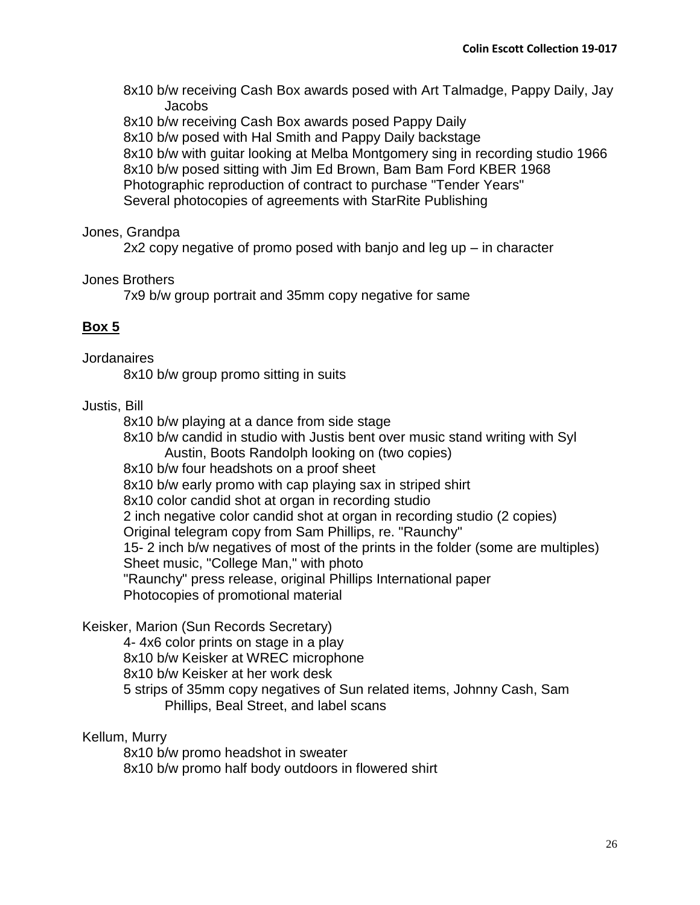8x10 b/w receiving Cash Box awards posed with Art Talmadge, Pappy Daily, Jay Jacobs
8x10 b/w receiving Cash Box awards posed Pappy Daily
8x10 b/w posed with Hal Smith and Pappy Daily backstage
8x10 b/w with guitar looking at Melba Montgomery sing in recording studio 1966
8x10 b/w posed sitting with Jim Ed Brown, Bam Bam Ford KBER 1968
Photographic reproduction of contract to purchase "Tender Years"
Several photocopies of agreements with StarRite Publishing

Jones, Grandpa
2x2 copy negative of promo posed with banjo and leg up – in character

Jones Brothers
7x9 b/w group portrait and 35mm copy negative for same

## Box 5

Jordanaires
8x10 b/w group promo sitting in suits

Justis, Bill
8x10 b/w playing at a dance from side stage
8x10 b/w candid in studio with Justis bent over music stand writing with Syl Austin, Boots Randolph looking on (two copies)
8x10 b/w four headshots on a proof sheet
8x10 b/w early promo with cap playing sax in striped shirt
8x10 color candid shot at organ in recording studio
2 inch negative color candid shot at organ in recording studio (2 copies)
Original telegram copy from Sam Phillips, re. "Raunchy"
15- 2 inch b/w negatives of most of the prints in the folder (some are multiples)
Sheet music, "College Man," with photo
"Raunchy" press release, original Phillips International paper
Photocopies of promotional material

Keisker, Marion (Sun Records Secretary)
4- 4x6 color prints on stage in a play
8x10 b/w Keisker at WREC microphone
8x10 b/w Keisker at her work desk
5 strips of 35mm copy negatives of Sun related items, Johnny Cash, Sam Phillips, Beal Street, and label scans

Kellum, Murry
8x10 b/w promo headshot in sweater
8x10 b/w promo half body outdoors in flowered shirt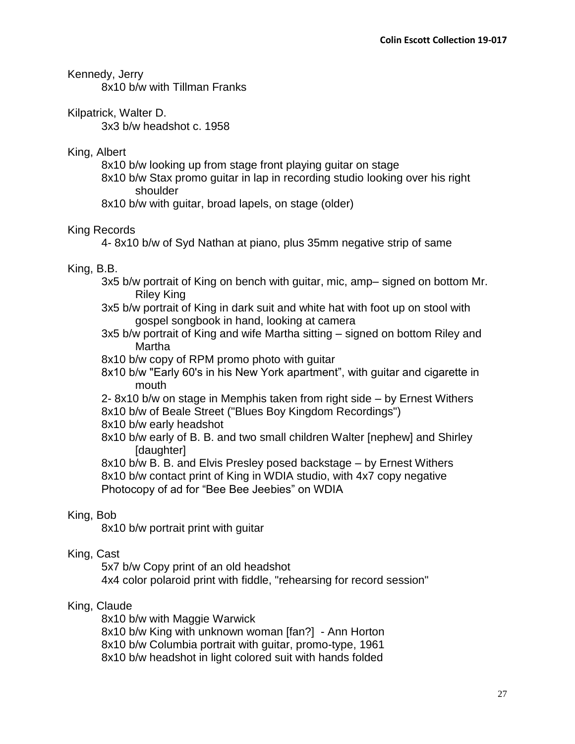Kennedy, Jerry

- 8x10 b/w with Tillman Franks

Kilpatrick, Walter D.

- 3x3 b/w headshot c. 1958

King, Albert

- 8x10 b/w looking up from stage front playing guitar on stage
- 8x10 b/w Stax promo guitar in lap in recording studio looking over his right shoulder
- 8x10 b/w with guitar, broad lapels, on stage (older)

King Records

- 4- 8x10 b/w of Syd Nathan at piano, plus 35mm negative strip of same

King, B.B.

- 3x5 b/w portrait of King on bench with guitar, mic, amp– signed on bottom Mr. Riley King
- 3x5 b/w portrait of King in dark suit and white hat with foot up on stool with gospel songbook in hand, looking at camera
- 3x5 b/w portrait of King and wife Martha sitting – signed on bottom Riley and Martha
- 8x10 b/w copy of RPM promo photo with guitar
- 8x10 b/w "Early 60's in his New York apartment", with guitar and cigarette in mouth
- 2- 8x10 b/w on stage in Memphis taken from right side – by Ernest Withers
- 8x10 b/w of Beale Street ("Blues Boy Kingdom Recordings")
- 8x10 b/w early headshot
- 8x10 b/w early of B. B. and two small children Walter [nephew] and Shirley [daughter]
- 8x10 b/w B. B. and Elvis Presley posed backstage – by Ernest Withers
- 8x10 b/w contact print of King in WDIA studio, with 4x7 copy negative
- Photocopy of ad for “Bee Bee Jeebies” on WDIA

King, Bob

- 8x10 b/w portrait print with guitar

King, Cast

- 5x7 b/w Copy print of an old headshot
- 4x4 color polaroid print with fiddle, "rehearsing for record session"

King, Claude

- 8x10 b/w with Maggie Warwick
- 8x10 b/w King with unknown woman [fan?] - Ann Horton
- 8x10 b/w Columbia portrait with guitar, promo-type, 1961
- 8x10 b/w headshot in light colored suit with hands folded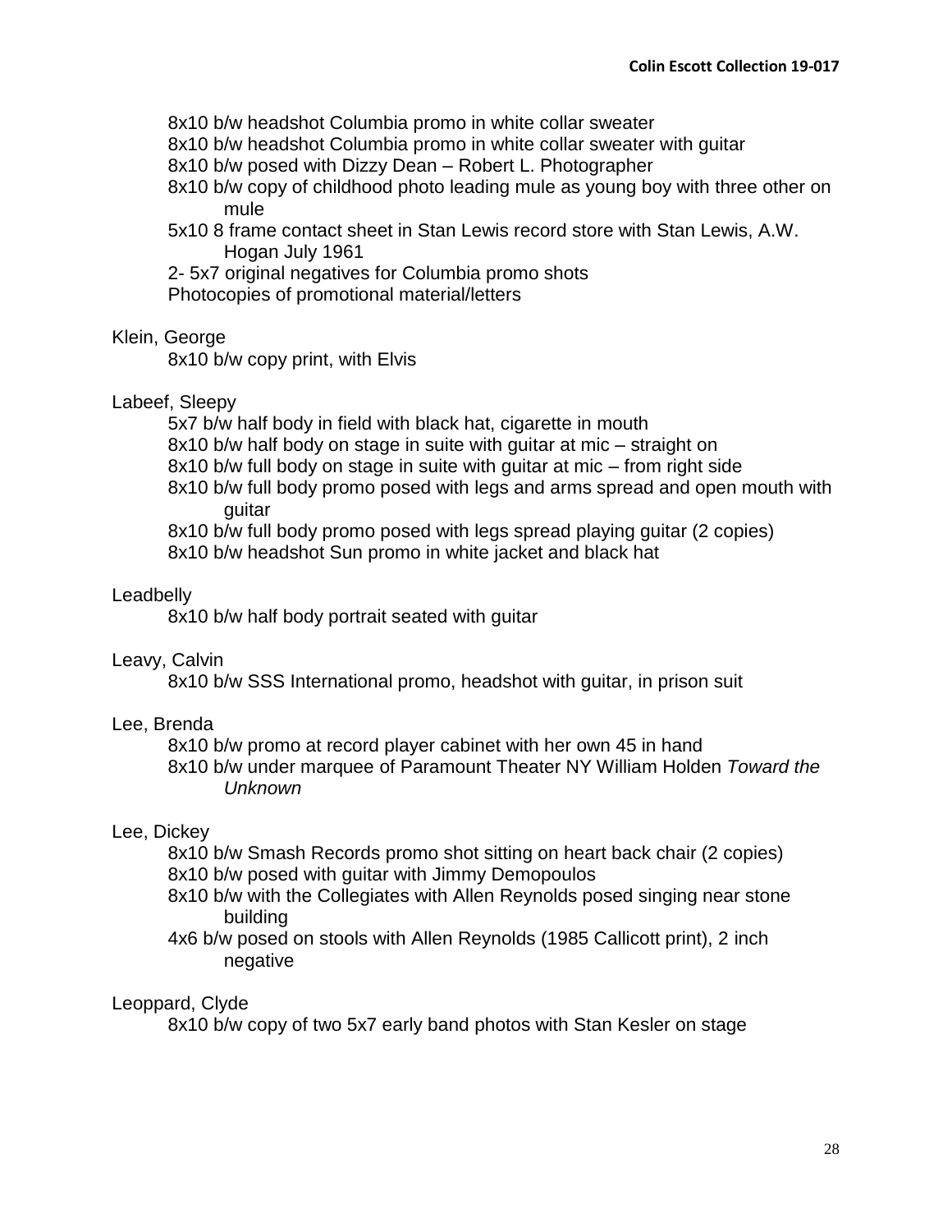8x10 b/w headshot Columbia promo in white collar sweater
8x10 b/w headshot Columbia promo in white collar sweater with guitar
8x10 b/w posed with Dizzy Dean – Robert L. Photographer
8x10 b/w copy of childhood photo leading mule as young boy with three other on mule
5x10 8 frame contact sheet in Stan Lewis record store with Stan Lewis, A.W. Hogan July 1961
2- 5x7 original negatives for Columbia promo shots
Photocopies of promotional material/letters

Klein, George
8x10 b/w copy print, with Elvis

Labeef, Sleepy
5x7 b/w half body in field with black hat, cigarette in mouth
8x10 b/w half body on stage in suite with guitar at mic – straight on
8x10 b/w full body on stage in suite with guitar at mic – from right side
8x10 b/w full body promo posed with legs and arms spread and open mouth with guitar
8x10 b/w full body promo posed with legs spread playing guitar (2 copies)
8x10 b/w headshot Sun promo in white jacket and black hat

Leadbelly
8x10 b/w half body portrait seated with guitar

Leavy, Calvin
8x10 b/w SSS International promo, headshot with guitar, in prison suit

Lee, Brenda
8x10 b/w promo at record player cabinet with her own 45 in hand
8x10 b/w under marquee of Paramount Theater NY William Holden *Toward the Unknown*

Lee, Dickey
8x10 b/w Smash Records promo shot sitting on heart back chair (2 copies)
8x10 b/w posed with guitar with Jimmy Demopoulos
8x10 b/w with the Collegiates with Allen Reynolds posed singing near stone building
4x6 b/w posed on stools with Allen Reynolds (1985 Callicott print), 2 inch negative

Leoppard, Clyde
8x10 b/w copy of two 5x7 early band photos with Stan Kesler on stage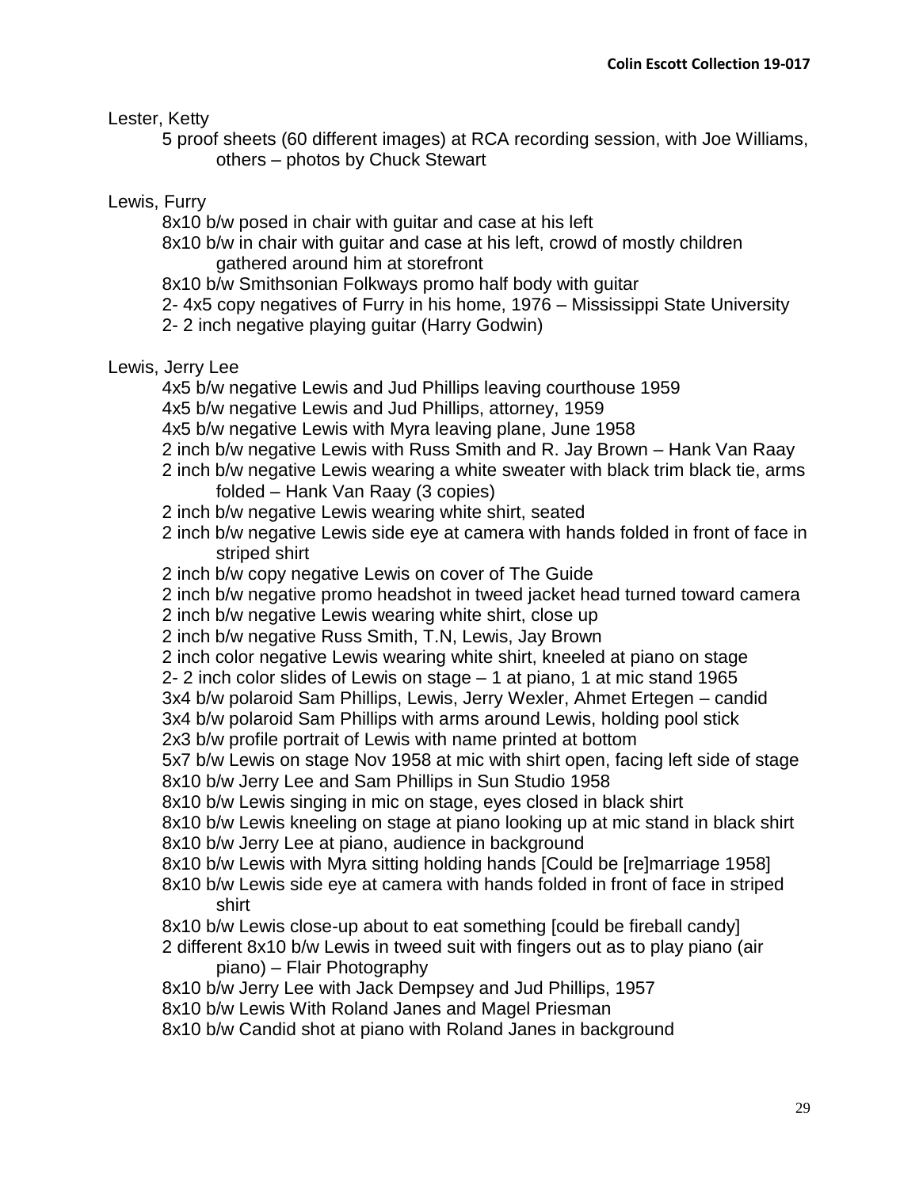Lester, Ketty

- 5 proof sheets (60 different images) at RCA recording session, with Joe Williams, others – photos by Chuck Stewart

Lewis, Furry

- 8x10 b/w posed in chair with guitar and case at his left
- 8x10 b/w in chair with guitar and case at his left, crowd of mostly children gathered around him at storefront
- 8x10 b/w Smithsonian Folkways promo half body with guitar
- 2- 4x5 copy negatives of Furry in his home, 1976 – Mississippi State University
- 2- 2 inch negative playing guitar (Harry Godwin)

Lewis, Jerry Lee

- 4x5 b/w negative Lewis and Jud Phillips leaving courthouse 1959
- 4x5 b/w negative Lewis and Jud Phillips, attorney, 1959
- 4x5 b/w negative Lewis with Myra leaving plane, June 1958
- 2 inch b/w negative Lewis with Russ Smith and R. Jay Brown – Hank Van Raay
- 2 inch b/w negative Lewis wearing a white sweater with black trim black tie, arms folded – Hank Van Raay (3 copies)
- 2 inch b/w negative Lewis wearing white shirt, seated
- 2 inch b/w negative Lewis side eye at camera with hands folded in front of face in striped shirt
- 2 inch b/w copy negative Lewis on cover of The Guide
- 2 inch b/w negative promo headshot in tweed jacket head turned toward camera
- 2 inch b/w negative Lewis wearing white shirt, close up
- 2 inch b/w negative Russ Smith, T.N, Lewis, Jay Brown
- 2 inch color negative Lewis wearing white shirt, kneeled at piano on stage
- 2- 2 inch color slides of Lewis on stage – 1 at piano, 1 at mic stand 1965
- 3x4 b/w polaroid Sam Phillips, Lewis, Jerry Wexler, Ahmet Ertegen – candid
- 3x4 b/w polaroid Sam Phillips with arms around Lewis, holding pool stick
- 2x3 b/w profile portrait of Lewis with name printed at bottom
- 5x7 b/w Lewis on stage Nov 1958 at mic with shirt open, facing left side of stage
- 8x10 b/w Jerry Lee and Sam Phillips in Sun Studio 1958
- 8x10 b/w Lewis singing in mic on stage, eyes closed in black shirt
- 8x10 b/w Lewis kneeling on stage at piano looking up at mic stand in black shirt
- 8x10 b/w Jerry Lee at piano, audience in background
- 8x10 b/w Lewis with Myra sitting holding hands [Could be [re]marriage 1958]
- 8x10 b/w Lewis side eye at camera with hands folded in front of face in striped shirt
- 8x10 b/w Lewis close-up about to eat something [could be fireball candy]
- 2 different 8x10 b/w Lewis in tweed suit with fingers out as to play piano (air piano) – Flair Photography
- 8x10 b/w Jerry Lee with Jack Dempsey and Jud Phillips, 1957
- 8x10 b/w Lewis With Roland Janes and Magel Priesman
- 8x10 b/w Candid shot at piano with Roland Janes in background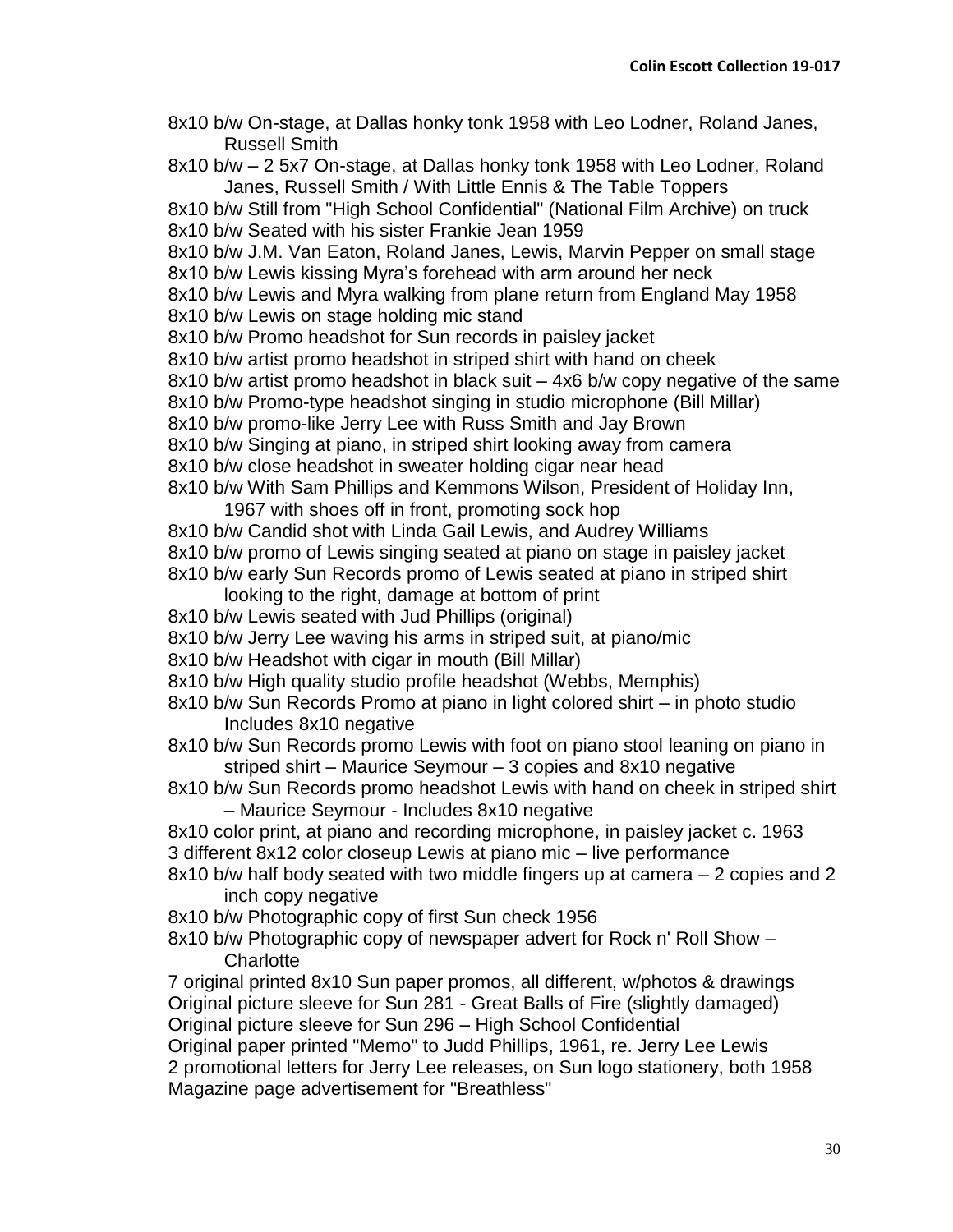8x10 b/w On-stage, at Dallas honky tonk 1958 with Leo Lodner, Roland Janes, Russell Smith

8x10 b/w – 2 5x7 On-stage, at Dallas honky tonk 1958 with Leo Lodner, Roland Janes, Russell Smith / With Little Ennis & The Table Toppers

8x10 b/w Still from "High School Confidential" (National Film Archive) on truck

8x10 b/w Seated with his sister Frankie Jean 1959

8x10 b/w J.M. Van Eaton, Roland Janes, Lewis, Marvin Pepper on small stage

8x10 b/w Lewis kissing Myra's forehead with arm around her neck

8x10 b/w Lewis and Myra walking from plane return from England May 1958

8x10 b/w Lewis on stage holding mic stand

8x10 b/w Promo headshot for Sun records in paisley jacket

8x10 b/w artist promo headshot in striped shirt with hand on cheek

8x10 b/w artist promo headshot in black suit – 4x6 b/w copy negative of the same

8x10 b/w Promo-type headshot singing in studio microphone (Bill Millar)

8x10 b/w promo-like Jerry Lee with Russ Smith and Jay Brown

8x10 b/w Singing at piano, in striped shirt looking away from camera

8x10 b/w close headshot in sweater holding cigar near head

8x10 b/w With Sam Phillips and Kemmons Wilson, President of Holiday Inn, 1967 with shoes off in front, promoting sock hop

8x10 b/w Candid shot with Linda Gail Lewis, and Audrey Williams

8x10 b/w promo of Lewis singing seated at piano on stage in paisley jacket

8x10 b/w early Sun Records promo of Lewis seated at piano in striped shirt looking to the right, damage at bottom of print

8x10 b/w Lewis seated with Jud Phillips (original)

8x10 b/w Jerry Lee waving his arms in striped suit, at piano/mic

8x10 b/w Headshot with cigar in mouth (Bill Millar)

8x10 b/w High quality studio profile headshot (Webbs, Memphis)

8x10 b/w Sun Records Promo at piano in light colored shirt – in photo studio Includes 8x10 negative

8x10 b/w Sun Records promo Lewis with foot on piano stool leaning on piano in striped shirt – Maurice Seymour – 3 copies and 8x10 negative

8x10 b/w Sun Records promo headshot Lewis with hand on cheek in striped shirt – Maurice Seymour - Includes 8x10 negative

8x10 color print, at piano and recording microphone, in paisley jacket c. 1963

3 different 8x12 color closeup Lewis at piano mic – live performance

8x10 b/w half body seated with two middle fingers up at camera – 2 copies and 2 inch copy negative

8x10 b/w Photographic copy of first Sun check 1956

8x10 b/w Photographic copy of newspaper advert for Rock n' Roll Show – Charlotte

7 original printed 8x10 Sun paper promos, all different, w/photos & drawings

Original picture sleeve for Sun 281 - Great Balls of Fire (slightly damaged)

Original picture sleeve for Sun 296 – High School Confidential

Original paper printed "Memo" to Judd Phillips, 1961, re. Jerry Lee Lewis

2 promotional letters for Jerry Lee releases, on Sun logo stationery, both 1958

Magazine page advertisement for "Breathless"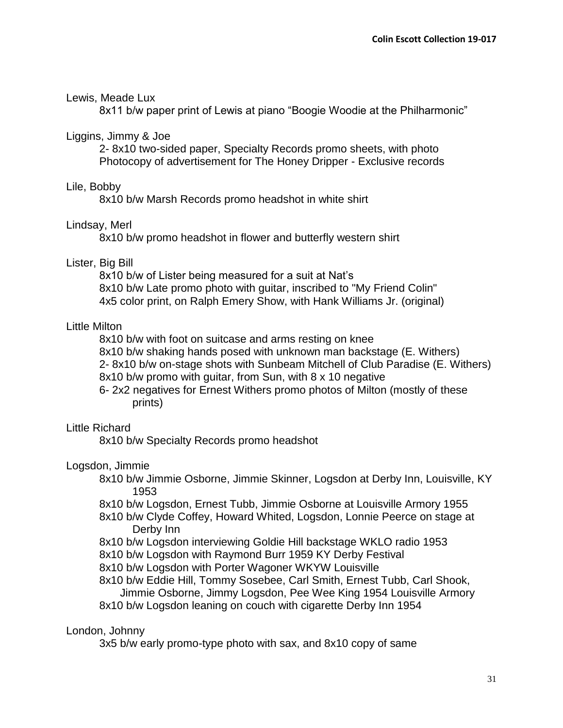Lewis, Meade Lux

8x11 b/w paper print of Lewis at piano "Boogie Woodie at the Philharmonic"

Liggins, Jimmy & Joe

2- 8x10 two-sided paper, Specialty Records promo sheets, with photo
Photocopy of advertisement for The Honey Dripper - Exclusive records

Lile, Bobby

8x10 b/w Marsh Records promo headshot in white shirt

Lindsay, Merl

8x10 b/w promo headshot in flower and butterfly western shirt

Lister, Big Bill

8x10 b/w of Lister being measured for a suit at Nat's
8x10 b/w Late promo photo with guitar, inscribed to "My Friend Colin"
4x5 color print, on Ralph Emery Show, with Hank Williams Jr. (original)

Little Milton

8x10 b/w with foot on suitcase and arms resting on knee
8x10 b/w shaking hands posed with unknown man backstage (E. Withers)
2- 8x10 b/w on-stage shots with Sunbeam Mitchell of Club Paradise (E. Withers)
8x10 b/w promo with guitar, from Sun, with 8 x 10 negative
6- 2x2 negatives for Ernest Withers promo photos of Milton (mostly of these prints)

Little Richard

8x10 b/w Specialty Records promo headshot

Logsdon, Jimmie

8x10 b/w Jimmie Osborne, Jimmie Skinner, Logsdon at Derby Inn, Louisville, KY 1953
8x10 b/w Logsdon, Ernest Tubb, Jimmie Osborne at Louisville Armory 1955
8x10 b/w Clyde Coffey, Howard Whited, Logsdon, Lonnie Peerce on stage at Derby Inn
8x10 b/w Logsdon interviewing Goldie Hill backstage WKLO radio 1953
8x10 b/w Logsdon with Raymond Burr 1959 KY Derby Festival
8x10 b/w Logsdon with Porter Wagoner WKYW Louisville
8x10 b/w Eddie Hill, Tommy Sosebee, Carl Smith, Ernest Tubb, Carl Shook, Jimmie Osborne, Jimmy Logsdon, Pee Wee King 1954 Louisville Armory
8x10 b/w Logsdon leaning on couch with cigarette Derby Inn 1954

London, Johnny

3x5 b/w early promo-type photo with sax, and 8x10 copy of same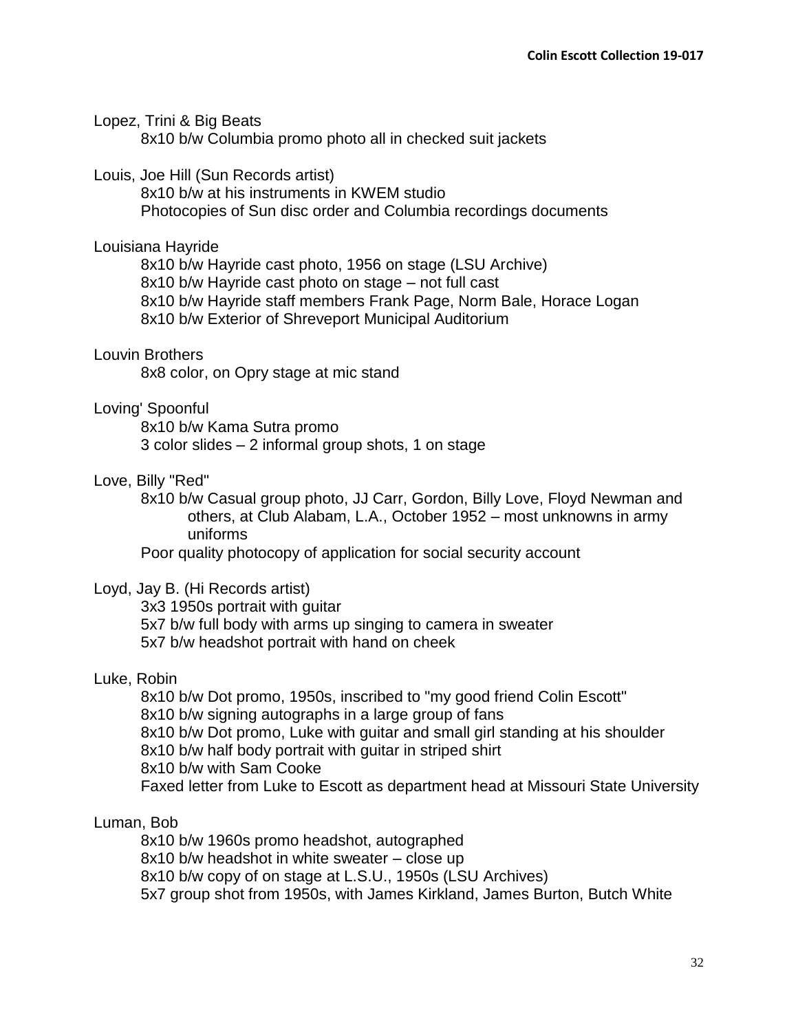Lopez, Trini & Big Beats

8x10 b/w Columbia promo photo all in checked suit jackets

Louis, Joe Hill (Sun Records artist)

8x10 b/w at his instruments in KWEM studio
Photocopies of Sun disc order and Columbia recordings documents

Louisiana Hayride

8x10 b/w Hayride cast photo, 1956 on stage (LSU Archive)
8x10 b/w Hayride cast photo on stage – not full cast
8x10 b/w Hayride staff members Frank Page, Norm Bale, Horace Logan
8x10 b/w Exterior of Shreveport Municipal Auditorium

Louvin Brothers

8x8 color, on Opry stage at mic stand

Loving' Spoonful

8x10 b/w Kama Sutra promo
3 color slides – 2 informal group shots, 1 on stage

Love, Billy "Red"

8x10 b/w Casual group photo, JJ Carr, Gordon, Billy Love, Floyd Newman and others, at Club Alabam, L.A., October 1952 – most unknowns in army uniforms
Poor quality photocopy of application for social security account

Loyd, Jay B. (Hi Records artist)

3x3 1950s portrait with guitar
5x7 b/w full body with arms up singing to camera in sweater
5x7 b/w headshot portrait with hand on cheek

Luke, Robin

8x10 b/w Dot promo, 1950s, inscribed to "my good friend Colin Escott"
8x10 b/w signing autographs in a large group of fans
8x10 b/w Dot promo, Luke with guitar and small girl standing at his shoulder
8x10 b/w half body portrait with guitar in striped shirt
8x10 b/w with Sam Cooke
Faxed letter from Luke to Escott as department head at Missouri State University

Luman, Bob

8x10 b/w 1960s promo headshot, autographed
8x10 b/w headshot in white sweater – close up
8x10 b/w copy of on stage at L.S.U., 1950s (LSU Archives)
5x7 group shot from 1950s, with James Kirkland, James Burton, Butch White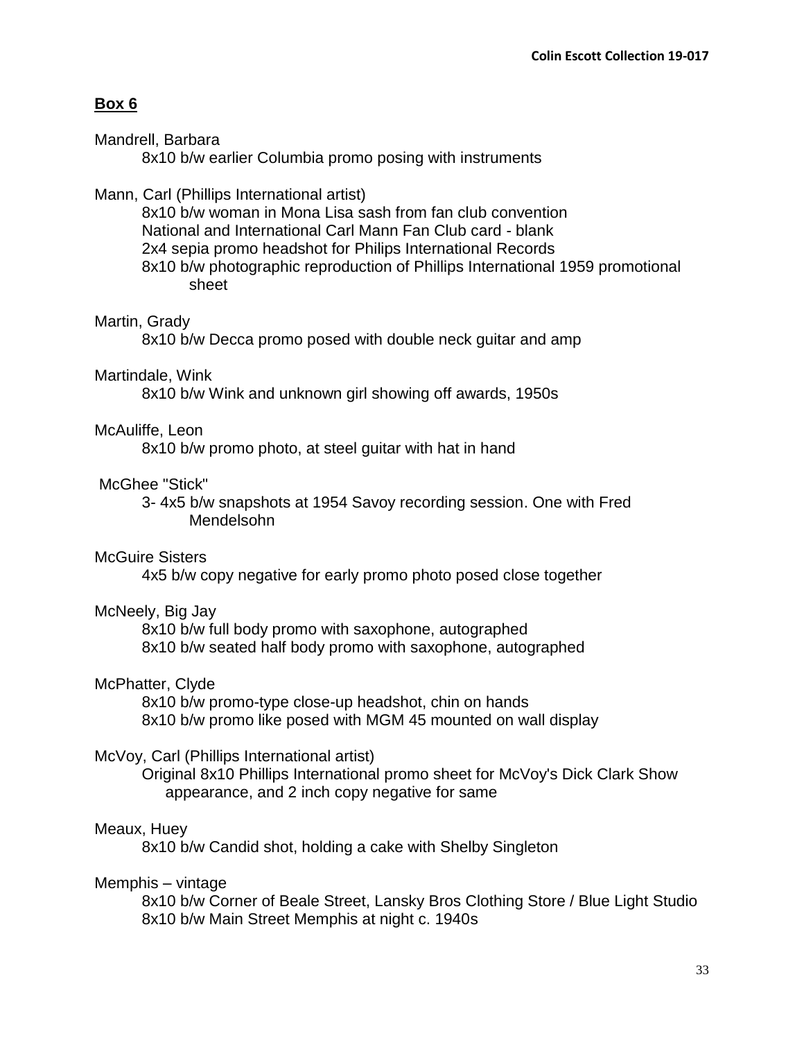## Box 6

Mandrell, Barbara

- 8x10 b/w earlier Columbia promo posing with instruments

Mann, Carl (Phillips International artist)

- 8x10 b/w woman in Mona Lisa sash from fan club convention
- National and International Carl Mann Fan Club card - blank
- 2x4 sepia promo headshot for Philips International Records
- 8x10 b/w photographic reproduction of Phillips International 1959 promotional sheet

Martin, Grady

- 8x10 b/w Decca promo posed with double neck guitar and amp

Martindale, Wink

- 8x10 b/w Wink and unknown girl showing off awards, 1950s

McAuliffe, Leon

- 8x10 b/w promo photo, at steel guitar with hat in hand

McGhee "Stick"

- 3- 4x5 b/w snapshots at 1954 Savoy recording session. One with Fred Mendelsohn

McGuire Sisters

- 4x5 b/w copy negative for early promo photo posed close together

McNeely, Big Jay

- 8x10 b/w full body promo with saxophone, autographed
- 8x10 b/w seated half body promo with saxophone, autographed

McPhatter, Clyde

- 8x10 b/w promo-type close-up headshot, chin on hands
- 8x10 b/w promo like posed with MGM 45 mounted on wall display

McVoy, Carl (Phillips International artist)

- Original 8x10 Phillips International promo sheet for McVoy's Dick Clark Show appearance, and 2 inch copy negative for same

Meaux, Huey

- 8x10 b/w Candid shot, holding a cake with Shelby Singleton

Memphis – vintage

- 8x10 b/w Corner of Beale Street, Lansky Bros Clothing Store / Blue Light Studio
- 8x10 b/w Main Street Memphis at night c. 1940s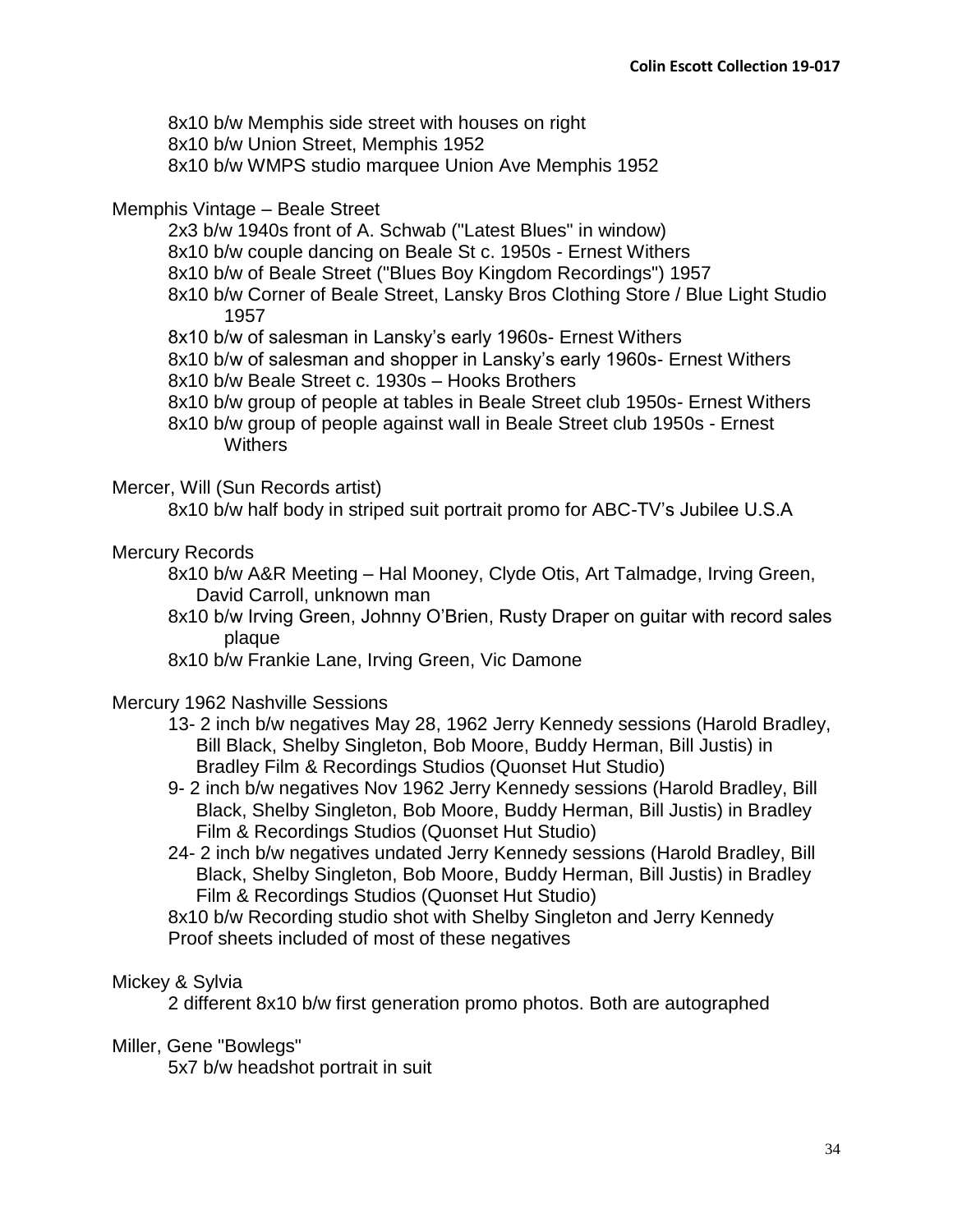8x10 b/w Memphis side street with houses on right
8x10 b/w Union Street, Memphis 1952
8x10 b/w WMPS studio marquee Union Ave Memphis 1952

Memphis Vintage – Beale Street

- 2x3 b/w 1940s front of A. Schwab ("Latest Blues" in window)
- 8x10 b/w couple dancing on Beale St c. 1950s - Ernest Withers
- 8x10 b/w of Beale Street ("Blues Boy Kingdom Recordings") 1957
- 8x10 b/w Corner of Beale Street, Lansky Bros Clothing Store / Blue Light Studio 1957
- 8x10 b/w of salesman in Lansky's early 1960s- Ernest Withers
- 8x10 b/w of salesman and shopper in Lansky's early 1960s- Ernest Withers
- 8x10 b/w Beale Street c. 1930s – Hooks Brothers
- 8x10 b/w group of people at tables in Beale Street club 1950s- Ernest Withers
- 8x10 b/w group of people against wall in Beale Street club 1950s - Ernest Withers

Mercer, Will (Sun Records artist)

- 8x10 b/w half body in striped suit portrait promo for ABC-TV's Jubilee U.S.A

Mercury Records

- 8x10 b/w A&R Meeting – Hal Mooney, Clyde Otis, Art Talmadge, Irving Green, David Carroll, unknown man
- 8x10 b/w Irving Green, Johnny O'Brien, Rusty Draper on guitar with record sales plaque
- 8x10 b/w Frankie Lane, Irving Green, Vic Damone

Mercury 1962 Nashville Sessions

- 13- 2 inch b/w negatives May 28, 1962 Jerry Kennedy sessions (Harold Bradley, Bill Black, Shelby Singleton, Bob Moore, Buddy Herman, Bill Justis) in Bradley Film & Recordings Studios (Quonset Hut Studio)
- 9- 2 inch b/w negatives Nov 1962 Jerry Kennedy sessions (Harold Bradley, Bill Black, Shelby Singleton, Bob Moore, Buddy Herman, Bill Justis) in Bradley Film & Recordings Studios (Quonset Hut Studio)
- 24- 2 inch b/w negatives undated Jerry Kennedy sessions (Harold Bradley, Bill Black, Shelby Singleton, Bob Moore, Buddy Herman, Bill Justis) in Bradley Film & Recordings Studios (Quonset Hut Studio)
- 8x10 b/w Recording studio shot with Shelby Singleton and Jerry Kennedy
- Proof sheets included of most of these negatives

Mickey & Sylvia

- 2 different 8x10 b/w first generation promo photos. Both are autographed

Miller, Gene "Bowlegs"

- 5x7 b/w headshot portrait in suit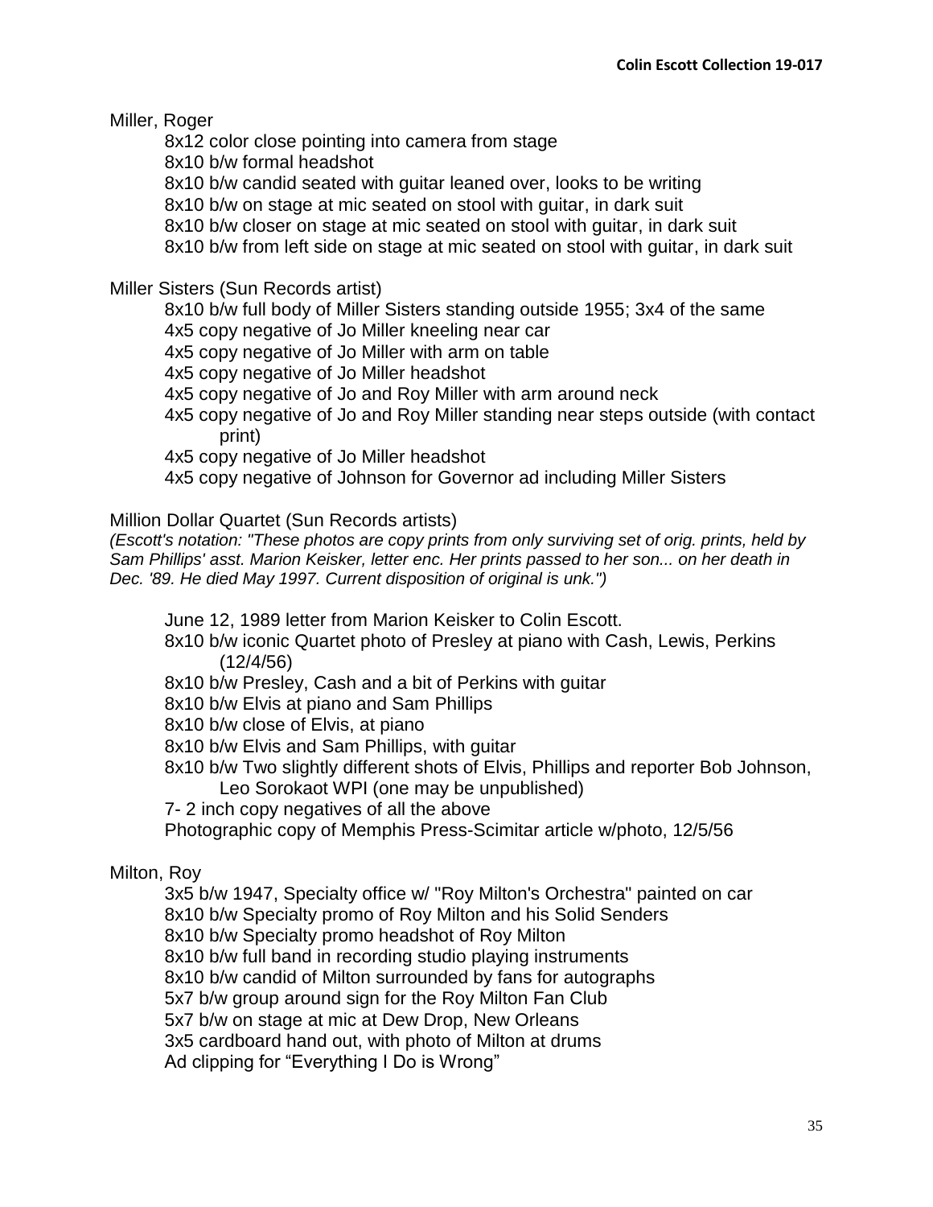Miller, Roger

- 8x12 color close pointing into camera from stage
- 8x10 b/w formal headshot
- 8x10 b/w candid seated with guitar leaned over, looks to be writing
- 8x10 b/w on stage at mic seated on stool with guitar, in dark suit
- 8x10 b/w closer on stage at mic seated on stool with guitar, in dark suit
- 8x10 b/w from left side on stage at mic seated on stool with guitar, in dark suit

Miller Sisters (Sun Records artist)

- 8x10 b/w full body of Miller Sisters standing outside 1955; 3x4 of the same
- 4x5 copy negative of Jo Miller kneeling near car
- 4x5 copy negative of Jo Miller with arm on table
- 4x5 copy negative of Jo Miller headshot
- 4x5 copy negative of Jo and Roy Miller with arm around neck
- 4x5 copy negative of Jo and Roy Miller standing near steps outside (with contact print)
- 4x5 copy negative of Jo Miller headshot
- 4x5 copy negative of Johnson for Governor ad including Miller Sisters

Million Dollar Quartet (Sun Records artists)

*(Escott's notation: "These photos are copy prints from only surviving set of orig. prints, held by Sam Phillips' asst. Marion Keisker, letter enc. Her prints passed to her son... on her death in Dec. '89. He died May 1997. Current disposition of original is unk.")*

- June 12, 1989 letter from Marion Keisker to Colin Escott.
- 8x10 b/w iconic Quartet photo of Presley at piano with Cash, Lewis, Perkins (12/4/56)
- 8x10 b/w Presley, Cash and a bit of Perkins with guitar
- 8x10 b/w Elvis at piano and Sam Phillips
- 8x10 b/w close of Elvis, at piano
- 8x10 b/w Elvis and Sam Phillips, with guitar
- 8x10 b/w Two slightly different shots of Elvis, Phillips and reporter Bob Johnson, Leo Sorokaot WPI (one may be unpublished)
- 7- 2 inch copy negatives of all the above
- Photographic copy of Memphis Press-Scimitar article w/photo, 12/5/56

Milton, Roy

- 3x5 b/w 1947, Specialty office w/ "Roy Milton's Orchestra" painted on car
- 8x10 b/w Specialty promo of Roy Milton and his Solid Senders
- 8x10 b/w Specialty promo headshot of Roy Milton
- 8x10 b/w full band in recording studio playing instruments
- 8x10 b/w candid of Milton surrounded by fans for autographs
- 5x7 b/w group around sign for the Roy Milton Fan Club
- 5x7 b/w on stage at mic at Dew Drop, New Orleans
- 3x5 cardboard hand out, with photo of Milton at drums
- Ad clipping for "Everything I Do is Wrong"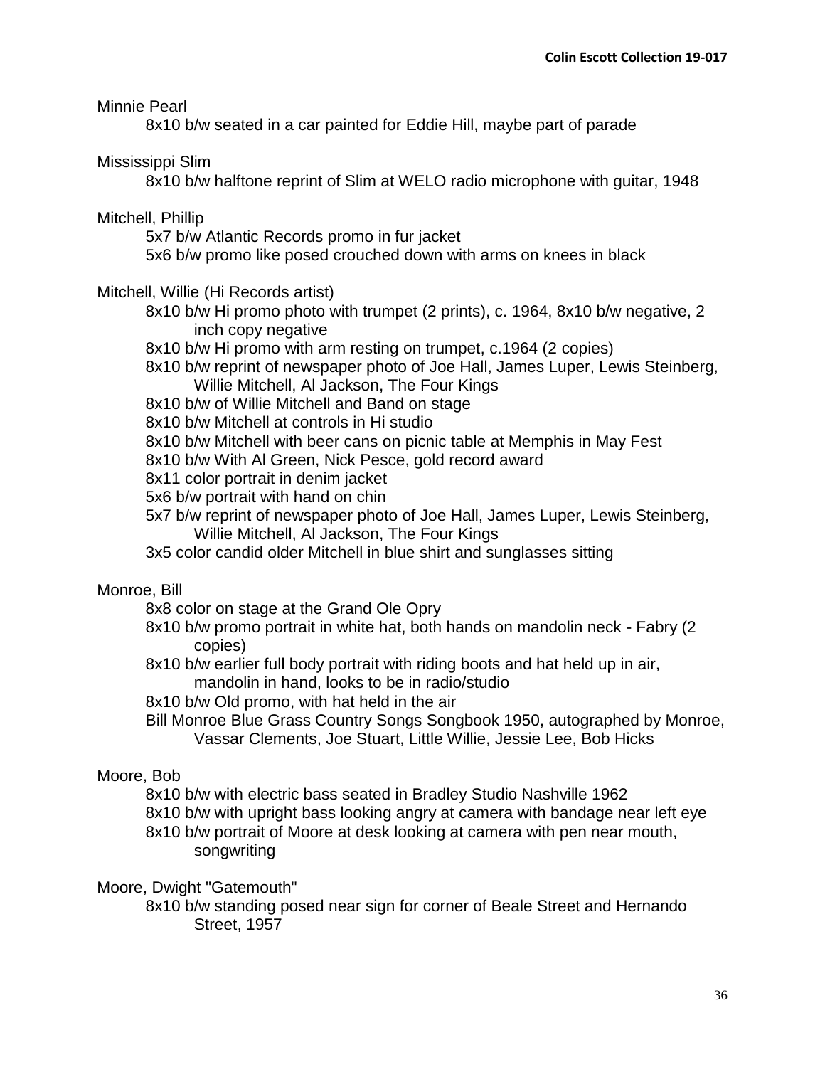Minnie Pearl

- 8x10 b/w seated in a car painted for Eddie Hill, maybe part of parade

Mississippi Slim

- 8x10 b/w halftone reprint of Slim at WELO radio microphone with guitar, 1948

Mitchell, Phillip

- 5x7 b/w Atlantic Records promo in fur jacket
- 5x6 b/w promo like posed crouched down with arms on knees in black

Mitchell, Willie (Hi Records artist)

- 8x10 b/w Hi promo photo with trumpet (2 prints), c. 1964, 8x10 b/w negative, 2 inch copy negative
- 8x10 b/w Hi promo with arm resting on trumpet, c.1964 (2 copies)
- 8x10 b/w reprint of newspaper photo of Joe Hall, James Luper, Lewis Steinberg, Willie Mitchell, Al Jackson, The Four Kings
- 8x10 b/w of Willie Mitchell and Band on stage
- 8x10 b/w Mitchell at controls in Hi studio
- 8x10 b/w Mitchell with beer cans on picnic table at Memphis in May Fest
- 8x10 b/w With Al Green, Nick Pesce, gold record award
- 8x11 color portrait in denim jacket
- 5x6 b/w portrait with hand on chin
- 5x7 b/w reprint of newspaper photo of Joe Hall, James Luper, Lewis Steinberg, Willie Mitchell, Al Jackson, The Four Kings
- 3x5 color candid older Mitchell in blue shirt and sunglasses sitting

Monroe, Bill

- 8x8 color on stage at the Grand Ole Opry
- 8x10 b/w promo portrait in white hat, both hands on mandolin neck - Fabry (2 copies)
- 8x10 b/w earlier full body portrait with riding boots and hat held up in air, mandolin in hand, looks to be in radio/studio
- 8x10 b/w Old promo, with hat held in the air
- Bill Monroe Blue Grass Country Songs Songbook 1950, autographed by Monroe, Vassar Clements, Joe Stuart, Little Willie, Jessie Lee, Bob Hicks

Moore, Bob

- 8x10 b/w with electric bass seated in Bradley Studio Nashville 1962
- 8x10 b/w with upright bass looking angry at camera with bandage near left eye
- 8x10 b/w portrait of Moore at desk looking at camera with pen near mouth, songwriting

Moore, Dwight "Gatemouth"

- 8x10 b/w standing posed near sign for corner of Beale Street and Hernando Street, 1957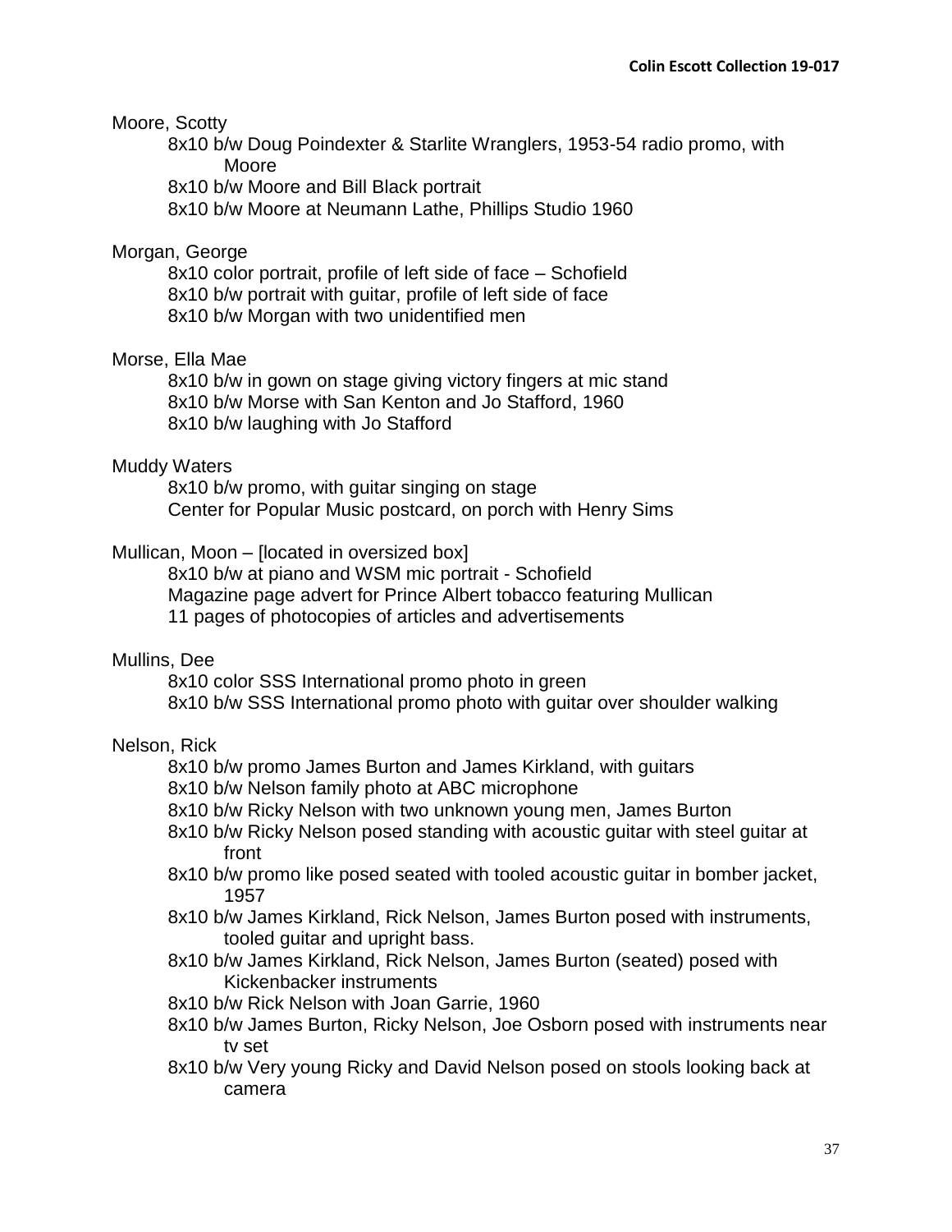Moore, Scotty

- 8x10 b/w Doug Poindexter & Starlite Wranglers, 1953-54 radio promo, with Moore
- 8x10 b/w Moore and Bill Black portrait
- 8x10 b/w Moore at Neumann Lathe, Phillips Studio 1960

Morgan, George

- 8x10 color portrait, profile of left side of face – Schofield
- 8x10 b/w portrait with guitar, profile of left side of face
- 8x10 b/w Morgan with two unidentified men

Morse, Ella Mae

- 8x10 b/w in gown on stage giving victory fingers at mic stand
- 8x10 b/w Morse with San Kenton and Jo Stafford, 1960
- 8x10 b/w laughing with Jo Stafford

Muddy Waters

- 8x10 b/w promo, with guitar singing on stage
- Center for Popular Music postcard, on porch with Henry Sims

Mullican, Moon – [located in oversized box]

- 8x10 b/w at piano and WSM mic portrait - Schofield
- Magazine page advert for Prince Albert tobacco featuring Mullican
- 11 pages of photocopies of articles and advertisements

Mullins, Dee

- 8x10 color SSS International promo photo in green
- 8x10 b/w SSS International promo photo with guitar over shoulder walking

Nelson, Rick

- 8x10 b/w promo James Burton and James Kirkland, with guitars
- 8x10 b/w Nelson family photo at ABC microphone
- 8x10 b/w Ricky Nelson with two unknown young men, James Burton
- 8x10 b/w Ricky Nelson posed standing with acoustic guitar with steel guitar at front
- 8x10 b/w promo like posed seated with tooled acoustic guitar in bomber jacket, 1957
- 8x10 b/w James Kirkland, Rick Nelson, James Burton posed with instruments, tooled guitar and upright bass.
- 8x10 b/w James Kirkland, Rick Nelson, James Burton (seated) posed with Kickenbacker instruments
- 8x10 b/w Rick Nelson with Joan Garrie, 1960
- 8x10 b/w James Burton, Ricky Nelson, Joe Osborn posed with instruments near tv set
- 8x10 b/w Very young Ricky and David Nelson posed on stools looking back at camera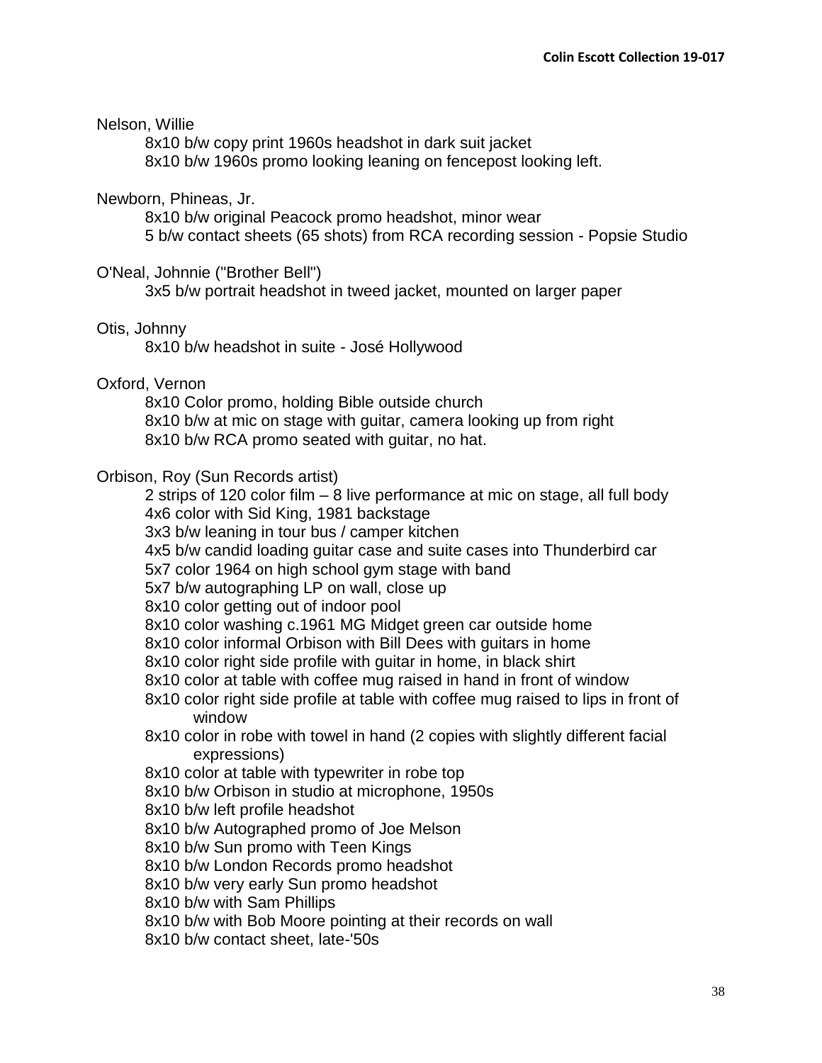Nelson, Willie

- 8x10 b/w copy print 1960s headshot in dark suit jacket
- 8x10 b/w 1960s promo looking leaning on fencepost looking left.

Newborn, Phineas, Jr.

- 8x10 b/w original Peacock promo headshot, minor wear
- 5 b/w contact sheets (65 shots) from RCA recording session - Popsie Studio

O'Neal, Johnnie ("Brother Bell")

- 3x5 b/w portrait headshot in tweed jacket, mounted on larger paper

Otis, Johnny

- 8x10 b/w headshot in suite - José Hollywood

Oxford, Vernon

- 8x10 Color promo, holding Bible outside church
- 8x10 b/w at mic on stage with guitar, camera looking up from right
- 8x10 b/w RCA promo seated with guitar, no hat.

Orbison, Roy (Sun Records artist)

- 2 strips of 120 color film – 8 live performance at mic on stage, all full body
- 4x6 color with Sid King, 1981 backstage
- 3x3 b/w leaning in tour bus / camper kitchen
- 4x5 b/w candid loading guitar case and suite cases into Thunderbird car
- 5x7 color 1964 on high school gym stage with band
- 5x7 b/w autographing LP on wall, close up
- 8x10 color getting out of indoor pool
- 8x10 color washing c.1961 MG Midget green car outside home
- 8x10 color informal Orbison with Bill Dees with guitars in home
- 8x10 color right side profile with guitar in home, in black shirt
- 8x10 color at table with coffee mug raised in hand in front of window
- 8x10 color right side profile at table with coffee mug raised to lips in front of window
- 8x10 color in robe with towel in hand (2 copies with slightly different facial expressions)
- 8x10 color at table with typewriter in robe top
- 8x10 b/w Orbison in studio at microphone, 1950s
- 8x10 b/w left profile headshot
- 8x10 b/w Autographed promo of Joe Melson
- 8x10 b/w Sun promo with Teen Kings
- 8x10 b/w London Records promo headshot
- 8x10 b/w very early Sun promo headshot
- 8x10 b/w with Sam Phillips
- 8x10 b/w with Bob Moore pointing at their records on wall
- 8x10 b/w contact sheet, late-'50s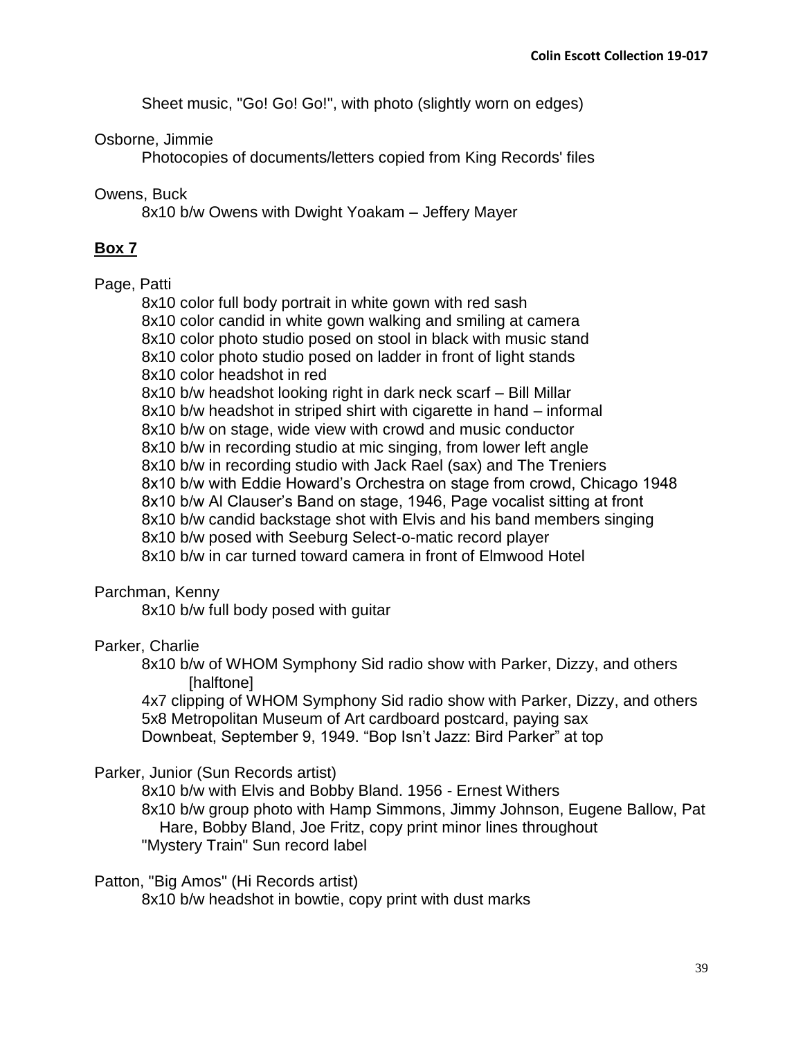Sheet music, "Go! Go! Go!", with photo (slightly worn on edges)

Osborne, Jimmie

Photocopies of documents/letters copied from King Records' files

Owens, Buck

8x10 b/w Owens with Dwight Yoakam – Jeffery Mayer

## Box 7

Page, Patti

8x10 color full body portrait in white gown with red sash
8x10 color candid in white gown walking and smiling at camera
8x10 color photo studio posed on stool in black with music stand
8x10 color photo studio posed on ladder in front of light stands
8x10 color headshot in red
8x10 b/w headshot looking right in dark neck scarf – Bill Millar
8x10 b/w headshot in striped shirt with cigarette in hand – informal
8x10 b/w on stage, wide view with crowd and music conductor
8x10 b/w in recording studio at mic singing, from lower left angle
8x10 b/w in recording studio with Jack Rael (sax) and The Treniers
8x10 b/w with Eddie Howard's Orchestra on stage from crowd, Chicago 1948
8x10 b/w Al Clauser's Band on stage, 1946, Page vocalist sitting at front
8x10 b/w candid backstage shot with Elvis and his band members singing
8x10 b/w posed with Seeburg Select-o-matic record player
8x10 b/w in car turned toward camera in front of Elmwood Hotel

Parchman, Kenny

8x10 b/w full body posed with guitar

Parker, Charlie

8x10 b/w of WHOM Symphony Sid radio show with Parker, Dizzy, and others [halftone]
4x7 clipping of WHOM Symphony Sid radio show with Parker, Dizzy, and others
5x8 Metropolitan Museum of Art cardboard postcard, paying sax
Downbeat, September 9, 1949. "Bop Isn't Jazz: Bird Parker" at top

Parker, Junior (Sun Records artist)

8x10 b/w with Elvis and Bobby Bland. 1956 - Ernest Withers
8x10 b/w group photo with Hamp Simmons, Jimmy Johnson, Eugene Ballow, Pat Hare, Bobby Bland, Joe Fritz, copy print minor lines throughout
"Mystery Train" Sun record label

Patton, "Big Amos" (Hi Records artist)

8x10 b/w headshot in bowtie, copy print with dust marks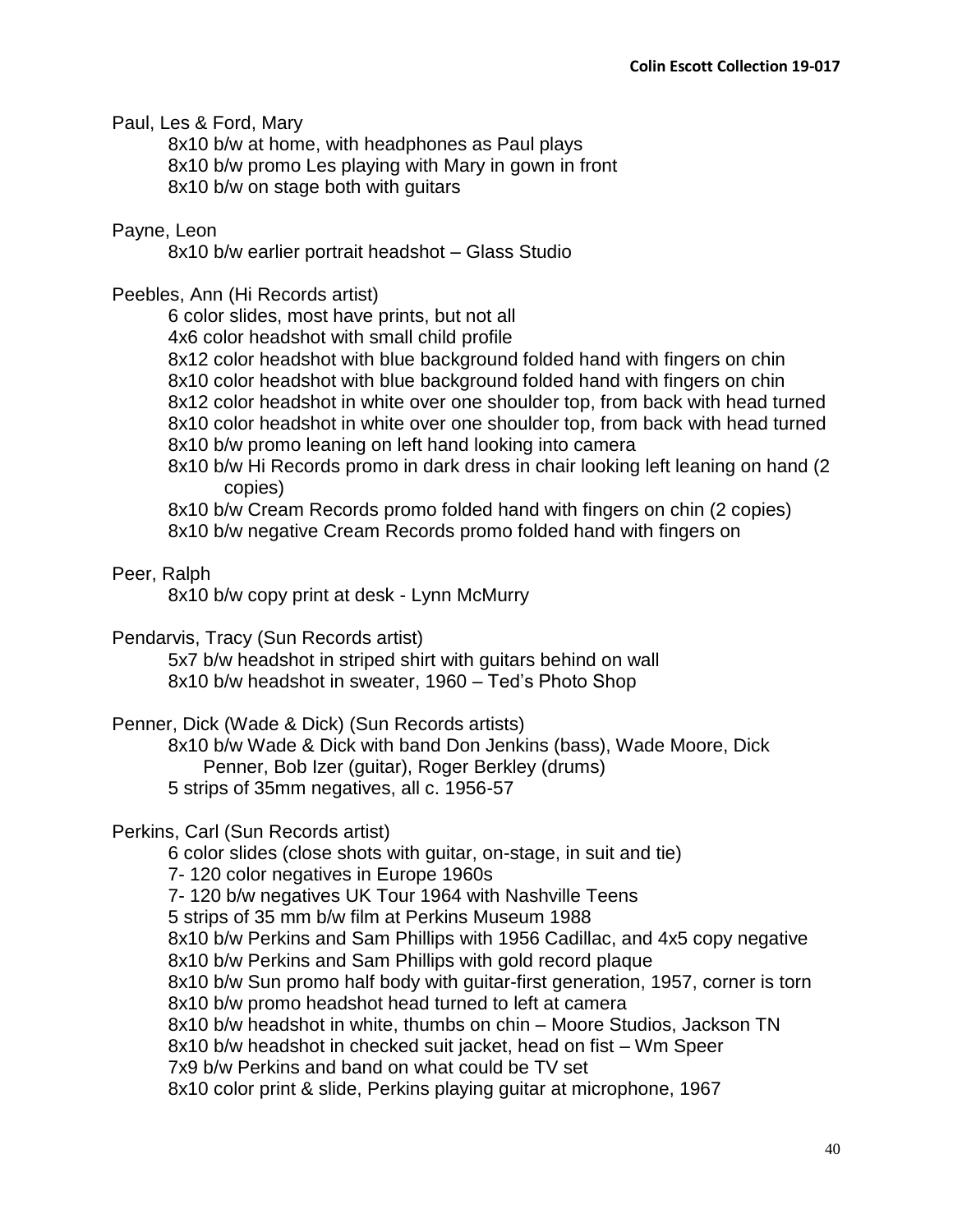Paul, Les & Ford, Mary

- 8x10 b/w at home, with headphones as Paul plays
- 8x10 b/w promo Les playing with Mary in gown in front
- 8x10 b/w on stage both with guitars

Payne, Leon

- 8x10 b/w earlier portrait headshot – Glass Studio

Peebles, Ann (Hi Records artist)

- 6 color slides, most have prints, but not all
- 4x6 color headshot with small child profile
- 8x12 color headshot with blue background folded hand with fingers on chin
- 8x10 color headshot with blue background folded hand with fingers on chin
- 8x12 color headshot in white over one shoulder top, from back with head turned
- 8x10 color headshot in white over one shoulder top, from back with head turned
- 8x10 b/w promo leaning on left hand looking into camera
- 8x10 b/w Hi Records promo in dark dress in chair looking left leaning on hand (2 copies)
- 8x10 b/w Cream Records promo folded hand with fingers on chin (2 copies)
- 8x10 b/w negative Cream Records promo folded hand with fingers on

Peer, Ralph

- 8x10 b/w copy print at desk - Lynn McMurry

Pendarvis, Tracy (Sun Records artist)

- 5x7 b/w headshot in striped shirt with guitars behind on wall
- 8x10 b/w headshot in sweater, 1960 – Ted's Photo Shop

Penner, Dick (Wade & Dick) (Sun Records artists)

- 8x10 b/w Wade & Dick with band Don Jenkins (bass), Wade Moore, Dick Penner, Bob Izer (guitar), Roger Berkley (drums)
- 5 strips of 35mm negatives, all c. 1956-57

Perkins, Carl (Sun Records artist)

- 6 color slides (close shots with guitar, on-stage, in suit and tie)
- 7- 120 color negatives in Europe 1960s
- 7- 120 b/w negatives UK Tour 1964 with Nashville Teens
- 5 strips of 35 mm b/w film at Perkins Museum 1988
- 8x10 b/w Perkins and Sam Phillips with 1956 Cadillac, and 4x5 copy negative
- 8x10 b/w Perkins and Sam Phillips with gold record plaque
- 8x10 b/w Sun promo half body with guitar-first generation, 1957, corner is torn
- 8x10 b/w promo headshot head turned to left at camera
- 8x10 b/w headshot in white, thumbs on chin – Moore Studios, Jackson TN
- 8x10 b/w headshot in checked suit jacket, head on fist – Wm Speer
- 7x9 b/w Perkins and band on what could be TV set
- 8x10 color print & slide, Perkins playing guitar at microphone, 1967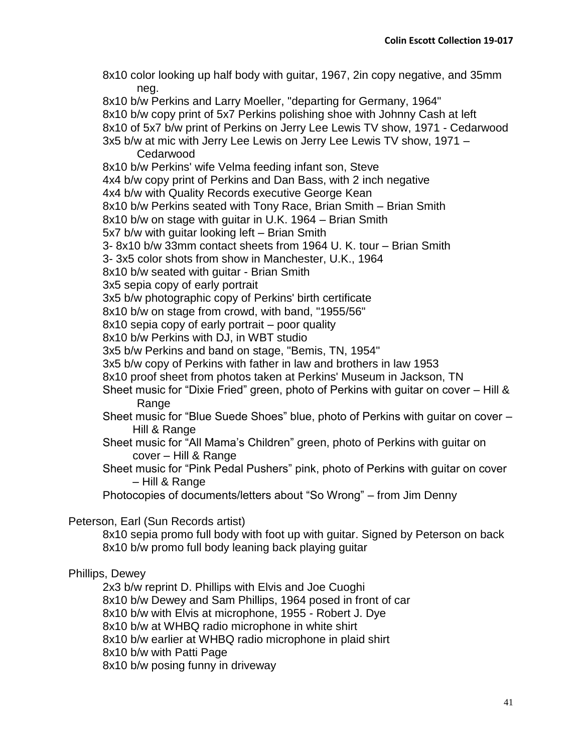8x10 color looking up half body with guitar, 1967, 2in copy negative, and 35mm neg.
8x10 b/w Perkins and Larry Moeller, "departing for Germany, 1964"
8x10 b/w copy print of 5x7 Perkins polishing shoe with Johnny Cash at left
8x10 of 5x7 b/w print of Perkins on Jerry Lee Lewis TV show, 1971 - Cedarwood
3x5 b/w at mic with Jerry Lee Lewis on Jerry Lee Lewis TV show, 1971 – Cedarwood
8x10 b/w Perkins' wife Velma feeding infant son, Steve
4x4 b/w copy print of Perkins and Dan Bass, with 2 inch negative
4x4 b/w with Quality Records executive George Kean
8x10 b/w Perkins seated with Tony Race, Brian Smith – Brian Smith
8x10 b/w on stage with guitar in U.K. 1964 – Brian Smith
5x7 b/w with guitar looking left – Brian Smith
3- 8x10 b/w 33mm contact sheets from 1964 U. K. tour – Brian Smith
3- 3x5 color shots from show in Manchester, U.K., 1964
8x10 b/w seated with guitar - Brian Smith
3x5 sepia copy of early portrait
3x5 b/w photographic copy of Perkins' birth certificate
8x10 b/w on stage from crowd, with band, "1955/56"
8x10 sepia copy of early portrait – poor quality
8x10 b/w Perkins with DJ, in WBT studio
3x5 b/w Perkins and band on stage, "Bemis, TN, 1954"
3x5 b/w copy of Perkins with father in law and brothers in law 1953
8x10 proof sheet from photos taken at Perkins' Museum in Jackson, TN
Sheet music for "Dixie Fried" green, photo of Perkins with guitar on cover – Hill & Range
Sheet music for "Blue Suede Shoes" blue, photo of Perkins with guitar on cover – Hill & Range
Sheet music for "All Mama's Children" green, photo of Perkins with guitar on cover – Hill & Range
Sheet music for "Pink Pedal Pushers" pink, photo of Perkins with guitar on cover – Hill & Range
Photocopies of documents/letters about "So Wrong" – from Jim Denny

Peterson, Earl (Sun Records artist)

8x10 sepia promo full body with foot up with guitar. Signed by Peterson on back
8x10 b/w promo full body leaning back playing guitar

Phillips, Dewey

2x3 b/w reprint D. Phillips with Elvis and Joe Cuoghi
8x10 b/w Dewey and Sam Phillips, 1964 posed in front of car
8x10 b/w with Elvis at microphone, 1955 - Robert J. Dye
8x10 b/w at WHBQ radio microphone in white shirt
8x10 b/w earlier at WHBQ radio microphone in plaid shirt
8x10 b/w with Patti Page
8x10 b/w posing funny in driveway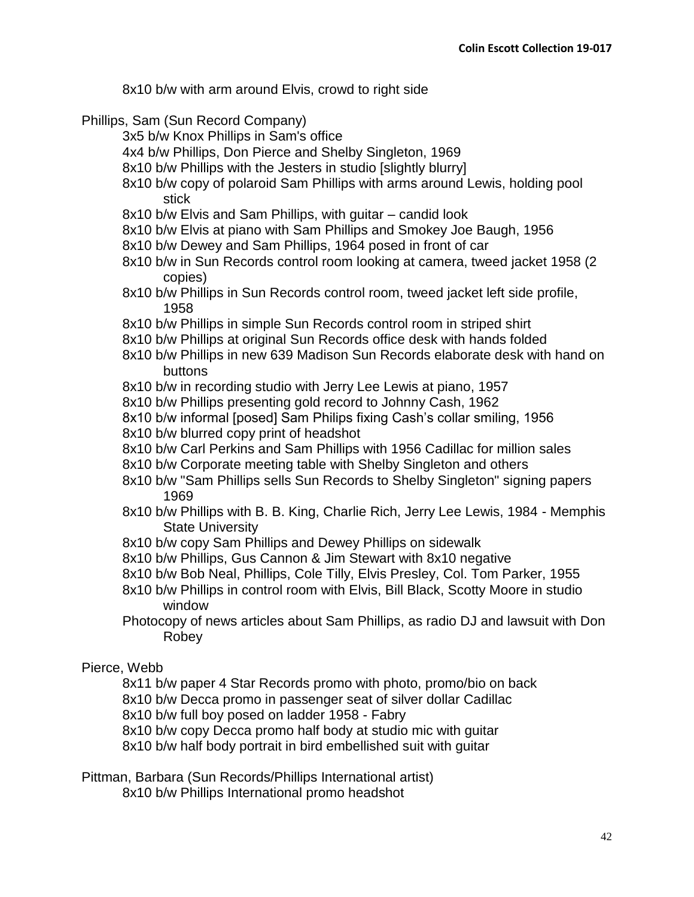8x10 b/w with arm around Elvis, crowd to right side

Phillips, Sam (Sun Record Company)

- 3x5 b/w Knox Phillips in Sam's office
- 4x4 b/w Phillips, Don Pierce and Shelby Singleton, 1969
- 8x10 b/w Phillips with the Jesters in studio [slightly blurry]
- 8x10 b/w copy of polaroid Sam Phillips with arms around Lewis, holding pool stick
- 8x10 b/w Elvis and Sam Phillips, with guitar – candid look
- 8x10 b/w Elvis at piano with Sam Phillips and Smokey Joe Baugh, 1956
- 8x10 b/w Dewey and Sam Phillips, 1964 posed in front of car
- 8x10 b/w in Sun Records control room looking at camera, tweed jacket 1958 (2 copies)
- 8x10 b/w Phillips in Sun Records control room, tweed jacket left side profile, 1958
- 8x10 b/w Phillips in simple Sun Records control room in striped shirt
- 8x10 b/w Phillips at original Sun Records office desk with hands folded
- 8x10 b/w Phillips in new 639 Madison Sun Records elaborate desk with hand on buttons
- 8x10 b/w in recording studio with Jerry Lee Lewis at piano, 1957
- 8x10 b/w Phillips presenting gold record to Johnny Cash, 1962
- 8x10 b/w informal [posed] Sam Philips fixing Cash's collar smiling, 1956
- 8x10 b/w blurred copy print of headshot
- 8x10 b/w Carl Perkins and Sam Phillips with 1956 Cadillac for million sales
- 8x10 b/w Corporate meeting table with Shelby Singleton and others
- 8x10 b/w "Sam Phillips sells Sun Records to Shelby Singleton" signing papers 1969
- 8x10 b/w Phillips with B. B. King, Charlie Rich, Jerry Lee Lewis, 1984 - Memphis State University
- 8x10 b/w copy Sam Phillips and Dewey Phillips on sidewalk
- 8x10 b/w Phillips, Gus Cannon & Jim Stewart with 8x10 negative
- 8x10 b/w Bob Neal, Phillips, Cole Tilly, Elvis Presley, Col. Tom Parker, 1955
- 8x10 b/w Phillips in control room with Elvis, Bill Black, Scotty Moore in studio window
- Photocopy of news articles about Sam Phillips, as radio DJ and lawsuit with Don Robey

Pierce, Webb

- 8x11 b/w paper 4 Star Records promo with photo, promo/bio on back
- 8x10 b/w Decca promo in passenger seat of silver dollar Cadillac
- 8x10 b/w full boy posed on ladder 1958 - Fabry
- 8x10 b/w copy Decca promo half body at studio mic with guitar
- 8x10 b/w half body portrait in bird embellished suit with guitar

Pittman, Barbara (Sun Records/Phillips International artist)

- 8x10 b/w Phillips International promo headshot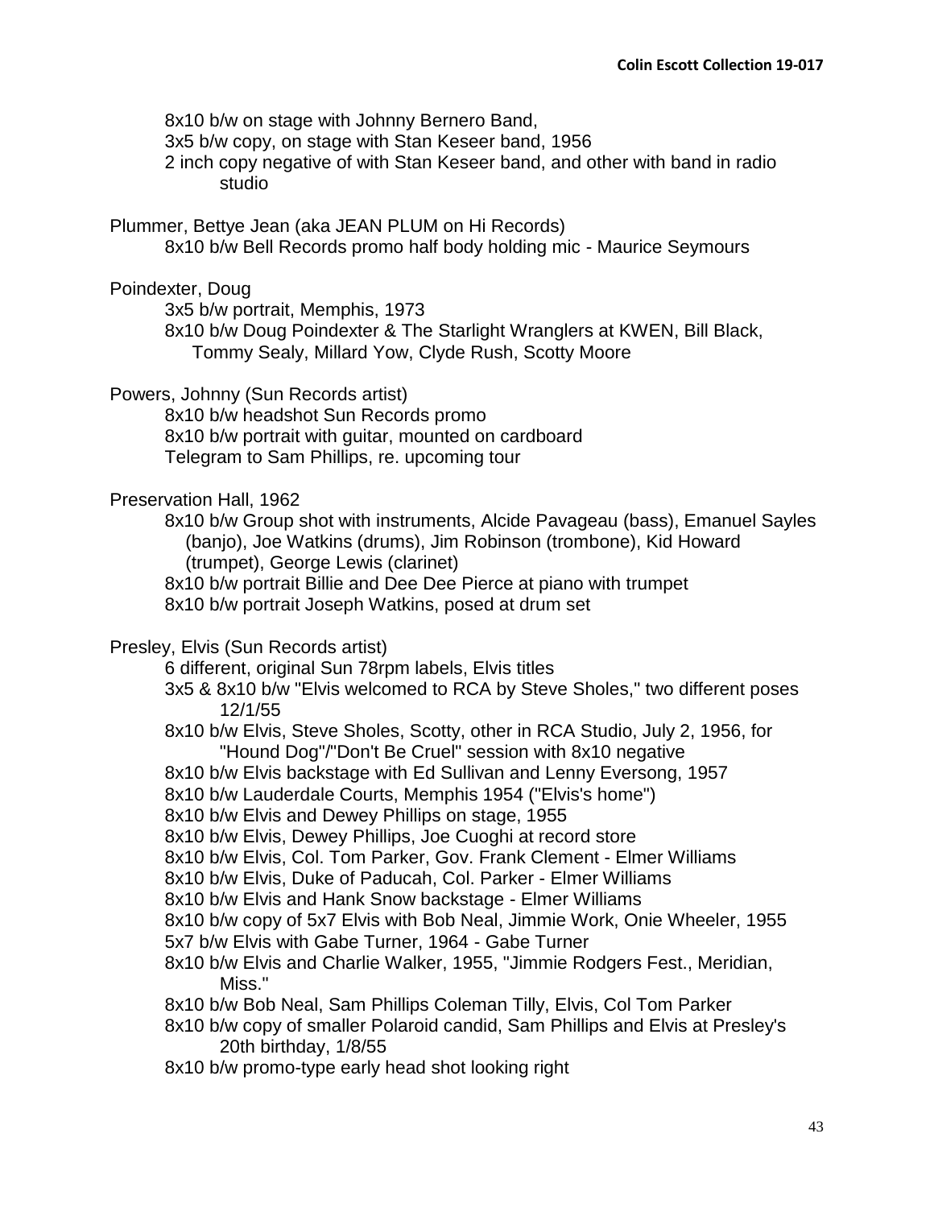8x10 b/w on stage with Johnny Bernero Band,

3x5 b/w copy, on stage with Stan Keseer band, 1956

2 inch copy negative of with Stan Keseer band, and other with band in radio studio

Plummer, Bettye Jean (aka JEAN PLUM on Hi Records)

8x10 b/w Bell Records promo half body holding mic - Maurice Seymours

Poindexter, Doug

3x5 b/w portrait, Memphis, 1973

8x10 b/w Doug Poindexter & The Starlight Wranglers at KWEN, Bill Black, Tommy Sealy, Millard Yow, Clyde Rush, Scotty Moore

Powers, Johnny (Sun Records artist)

8x10 b/w headshot Sun Records promo

8x10 b/w portrait with guitar, mounted on cardboard

Telegram to Sam Phillips, re. upcoming tour

Preservation Hall, 1962

8x10 b/w Group shot with instruments, Alcide Pavageau (bass), Emanuel Sayles (banjo), Joe Watkins (drums), Jim Robinson (trombone), Kid Howard (trumpet), George Lewis (clarinet)

8x10 b/w portrait Billie and Dee Dee Pierce at piano with trumpet

8x10 b/w portrait Joseph Watkins, posed at drum set

Presley, Elvis (Sun Records artist)

6 different, original Sun 78rpm labels, Elvis titles

3x5 & 8x10 b/w "Elvis welcomed to RCA by Steve Sholes," two different poses 12/1/55

8x10 b/w Elvis, Steve Sholes, Scotty, other in RCA Studio, July 2, 1956, for "Hound Dog"/"Don't Be Cruel" session with 8x10 negative

8x10 b/w Elvis backstage with Ed Sullivan and Lenny Eversong, 1957

8x10 b/w Lauderdale Courts, Memphis 1954 ("Elvis's home")

8x10 b/w Elvis and Dewey Phillips on stage, 1955

8x10 b/w Elvis, Dewey Phillips, Joe Cuoghi at record store

8x10 b/w Elvis, Col. Tom Parker, Gov. Frank Clement - Elmer Williams

8x10 b/w Elvis, Duke of Paducah, Col. Parker - Elmer Williams

8x10 b/w Elvis and Hank Snow backstage - Elmer Williams

8x10 b/w copy of 5x7 Elvis with Bob Neal, Jimmie Work, Onie Wheeler, 1955

5x7 b/w Elvis with Gabe Turner, 1964 - Gabe Turner

8x10 b/w Elvis and Charlie Walker, 1955, "Jimmie Rodgers Fest., Meridian, Miss."

8x10 b/w Bob Neal, Sam Phillips Coleman Tilly, Elvis, Col Tom Parker

8x10 b/w copy of smaller Polaroid candid, Sam Phillips and Elvis at Presley's 20th birthday, 1/8/55

8x10 b/w promo-type early head shot looking right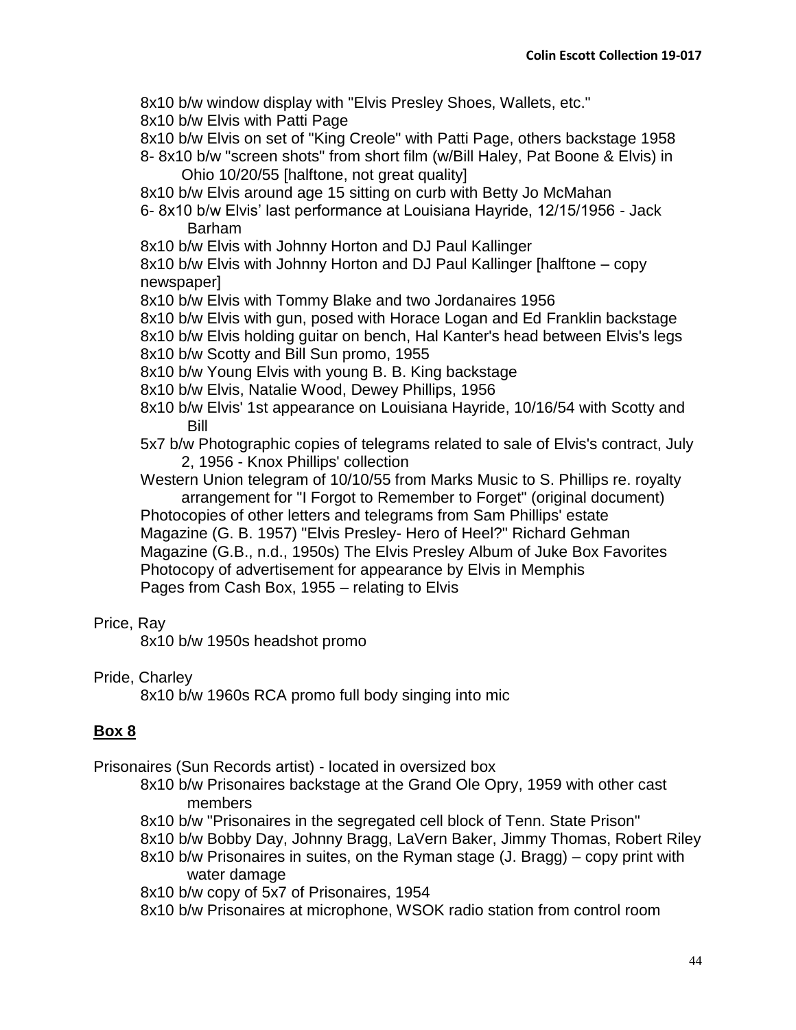8x10 b/w window display with "Elvis Presley Shoes, Wallets, etc."
8x10 b/w Elvis with Patti Page
8x10 b/w Elvis on set of "King Creole" with Patti Page, others backstage 1958
8- 8x10 b/w "screen shots" from short film (w/Bill Haley, Pat Boone & Elvis) in Ohio 10/20/55 [halftone, not great quality]
8x10 b/w Elvis around age 15 sitting on curb with Betty Jo McMahan
6- 8x10 b/w Elvis' last performance at Louisiana Hayride, 12/15/1956 - Jack Barham
8x10 b/w Elvis with Johnny Horton and DJ Paul Kallinger
8x10 b/w Elvis with Johnny Horton and DJ Paul Kallinger [halftone – copy newspaper]
8x10 b/w Elvis with Tommy Blake and two Jordanaires 1956
8x10 b/w Elvis with gun, posed with Horace Logan and Ed Franklin backstage
8x10 b/w Elvis holding guitar on bench, Hal Kanter's head between Elvis's legs
8x10 b/w Scotty and Bill Sun promo, 1955
8x10 b/w Young Elvis with young B. B. King backstage
8x10 b/w Elvis, Natalie Wood, Dewey Phillips, 1956
8x10 b/w Elvis' 1st appearance on Louisiana Hayride, 10/16/54 with Scotty and Bill
5x7 b/w Photographic copies of telegrams related to sale of Elvis's contract, July 2, 1956 - Knox Phillips' collection
Western Union telegram of 10/10/55 from Marks Music to S. Phillips re. royalty arrangement for "I Forgot to Remember to Forget" (original document)
Photocopies of other letters and telegrams from Sam Phillips' estate
Magazine (G. B. 1957) "Elvis Presley- Hero of Heel?" Richard Gehman
Magazine (G.B., n.d., 1950s) The Elvis Presley Album of Juke Box Favorites
Photocopy of advertisement for appearance by Elvis in Memphis
Pages from Cash Box, 1955 – relating to Elvis

Price, Ray
8x10 b/w 1950s headshot promo

Pride, Charley
8x10 b/w 1960s RCA promo full body singing into mic

## Box 8

Prisonaires (Sun Records artist) - located in oversized box
8x10 b/w Prisonaires backstage at the Grand Ole Opry, 1959 with other cast members
8x10 b/w "Prisonaires in the segregated cell block of Tenn. State Prison"
8x10 b/w Bobby Day, Johnny Bragg, LaVern Baker, Jimmy Thomas, Robert Riley
8x10 b/w Prisonaires in suites, on the Ryman stage (J. Bragg) – copy print with water damage
8x10 b/w copy of 5x7 of Prisonaires, 1954
8x10 b/w Prisonaires at microphone, WSOK radio station from control room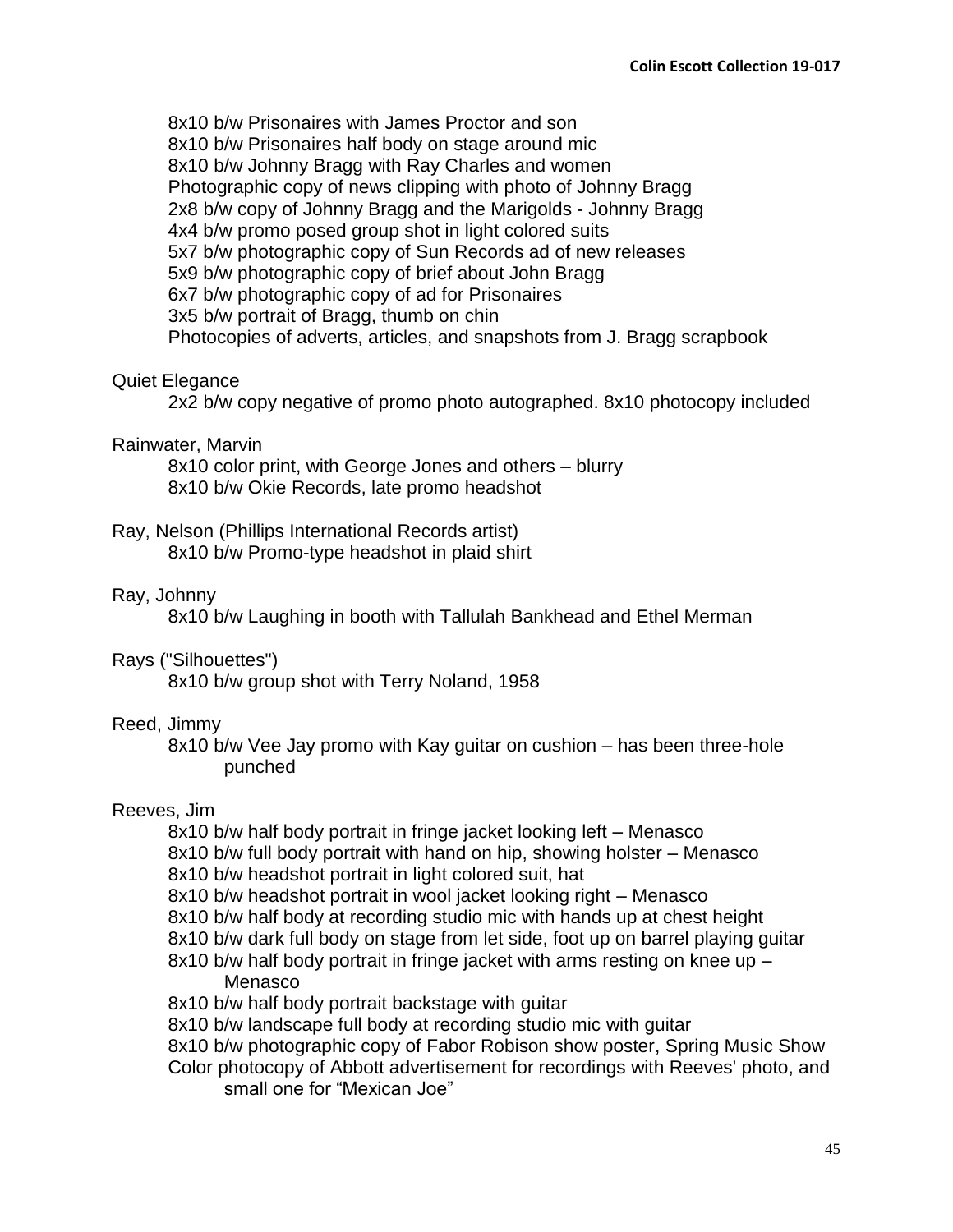8x10 b/w Prisonaires with James Proctor and son
8x10 b/w Prisonaires half body on stage around mic
8x10 b/w Johnny Bragg with Ray Charles and women
Photographic copy of news clipping with photo of Johnny Bragg
2x8 b/w copy of Johnny Bragg and the Marigolds - Johnny Bragg
4x4 b/w promo posed group shot in light colored suits
5x7 b/w photographic copy of Sun Records ad of new releases
5x9 b/w photographic copy of brief about John Bragg
6x7 b/w photographic copy of ad for Prisonaires
3x5 b/w portrait of Bragg, thumb on chin
Photocopies of adverts, articles, and snapshots from J. Bragg scrapbook

Quiet Elegance
- 2x2 b/w copy negative of promo photo autographed. 8x10 photocopy included

Rainwater, Marvin
- 8x10 color print, with George Jones and others – blurry
- 8x10 b/w Okie Records, late promo headshot

Ray, Nelson (Phillips International Records artist)
- 8x10 b/w Promo-type headshot in plaid shirt

Ray, Johnny
- 8x10 b/w Laughing in booth with Tallulah Bankhead and Ethel Merman

Rays ("Silhouettes")
- 8x10 b/w group shot with Terry Noland, 1958

Reed, Jimmy
- 8x10 b/w Vee Jay promo with Kay guitar on cushion – has been three-hole punched

Reeves, Jim
- 8x10 b/w half body portrait in fringe jacket looking left – Menasco
- 8x10 b/w full body portrait with hand on hip, showing holster – Menasco
- 8x10 b/w headshot portrait in light colored suit, hat
- 8x10 b/w headshot portrait in wool jacket looking right – Menasco
- 8x10 b/w half body at recording studio mic with hands up at chest height
- 8x10 b/w dark full body on stage from let side, foot up on barrel playing guitar
- 8x10 b/w half body portrait in fringe jacket with arms resting on knee up – Menasco
- 8x10 b/w half body portrait backstage with guitar
- 8x10 b/w landscape full body at recording studio mic with guitar
- 8x10 b/w photographic copy of Fabor Robison show poster, Spring Music Show
- Color photocopy of Abbott advertisement for recordings with Reeves' photo, and small one for "Mexican Joe"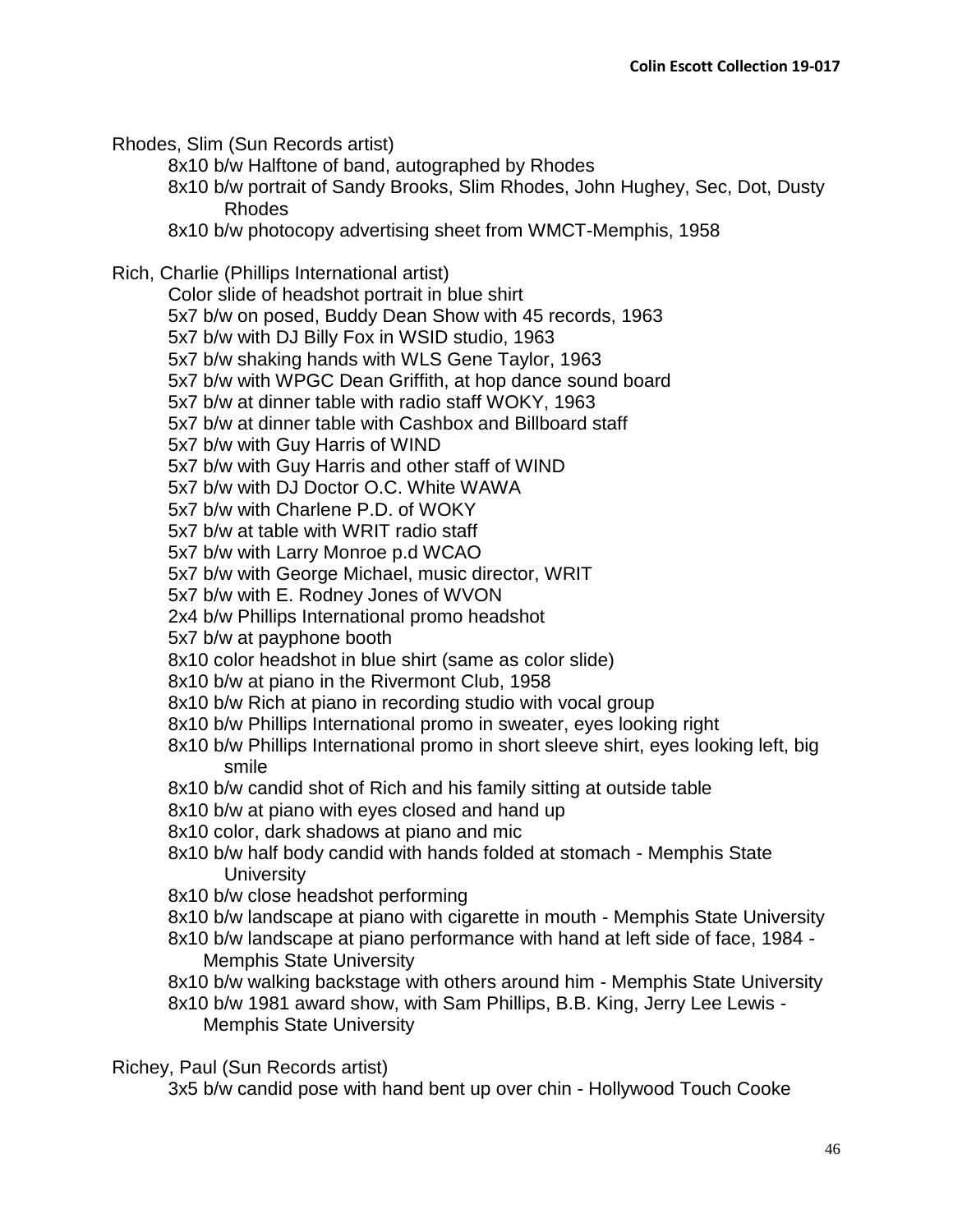Rhodes, Slim (Sun Records artist)

- 8x10 b/w Halftone of band, autographed by Rhodes
- 8x10 b/w portrait of Sandy Brooks, Slim Rhodes, John Hughey, Sec, Dot, Dusty Rhodes
- 8x10 b/w photocopy advertising sheet from WMCT-Memphis, 1958

Rich, Charlie (Phillips International artist)

- Color slide of headshot portrait in blue shirt
- 5x7 b/w on posed, Buddy Dean Show with 45 records, 1963
- 5x7 b/w with DJ Billy Fox in WSID studio, 1963
- 5x7 b/w shaking hands with WLS Gene Taylor, 1963
- 5x7 b/w with WPGC Dean Griffith, at hop dance sound board
- 5x7 b/w at dinner table with radio staff WOKY, 1963
- 5x7 b/w at dinner table with Cashbox and Billboard staff
- 5x7 b/w with Guy Harris of WIND
- 5x7 b/w with Guy Harris and other staff of WIND
- 5x7 b/w with DJ Doctor O.C. White WAWA
- 5x7 b/w with Charlene P.D. of WOKY
- 5x7 b/w at table with WRIT radio staff
- 5x7 b/w with Larry Monroe p.d WCAO
- 5x7 b/w with George Michael, music director, WRIT
- 5x7 b/w with E. Rodney Jones of WVON
- 2x4 b/w Phillips International promo headshot
- 5x7 b/w at payphone booth
- 8x10 color headshot in blue shirt (same as color slide)
- 8x10 b/w at piano in the Rivermont Club, 1958
- 8x10 b/w Rich at piano in recording studio with vocal group
- 8x10 b/w Phillips International promo in sweater, eyes looking right
- 8x10 b/w Phillips International promo in short sleeve shirt, eyes looking left, big smile
- 8x10 b/w candid shot of Rich and his family sitting at outside table
- 8x10 b/w at piano with eyes closed and hand up
- 8x10 color, dark shadows at piano and mic
- 8x10 b/w half body candid with hands folded at stomach - Memphis State University
- 8x10 b/w close headshot performing
- 8x10 b/w landscape at piano with cigarette in mouth - Memphis State University
- 8x10 b/w landscape at piano performance with hand at left side of face, 1984 - Memphis State University
- 8x10 b/w walking backstage with others around him - Memphis State University
- 8x10 b/w 1981 award show, with Sam Phillips, B.B. King, Jerry Lee Lewis - Memphis State University

Richey, Paul (Sun Records artist)

- 3x5 b/w candid pose with hand bent up over chin - Hollywood Touch Cooke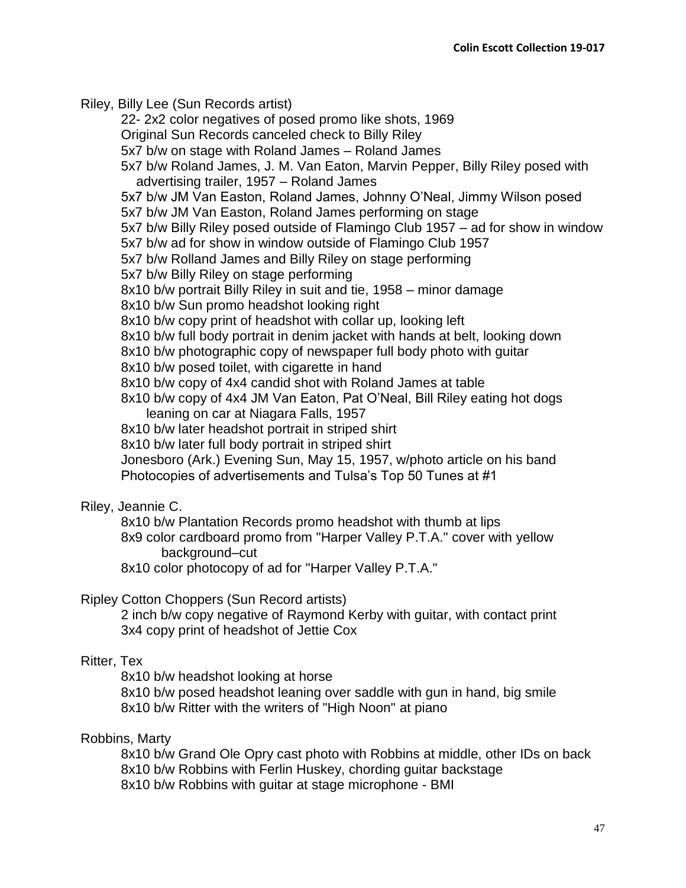Riley, Billy Lee (Sun Records artist)

- 22- 2x2 color negatives of posed promo like shots, 1969
- Original Sun Records canceled check to Billy Riley
- 5x7 b/w on stage with Roland James – Roland James
- 5x7 b/w Roland James, J. M. Van Eaton, Marvin Pepper, Billy Riley posed with advertising trailer, 1957 – Roland James
- 5x7 b/w JM Van Easton, Roland James, Johnny O'Neal, Jimmy Wilson posed
- 5x7 b/w JM Van Easton, Roland James performing on stage
- 5x7 b/w Billy Riley posed outside of Flamingo Club 1957 – ad for show in window
- 5x7 b/w ad for show in window outside of Flamingo Club 1957
- 5x7 b/w Rolland James and Billy Riley on stage performing
- 5x7 b/w Billy Riley on stage performing
- 8x10 b/w portrait Billy Riley in suit and tie, 1958 – minor damage
- 8x10 b/w Sun promo headshot looking right
- 8x10 b/w copy print of headshot with collar up, looking left
- 8x10 b/w full body portrait in denim jacket with hands at belt, looking down
- 8x10 b/w photographic copy of newspaper full body photo with guitar
- 8x10 b/w posed toilet, with cigarette in hand
- 8x10 b/w copy of 4x4 candid shot with Roland James at table
- 8x10 b/w copy of 4x4 JM Van Eaton, Pat O'Neal, Bill Riley eating hot dogs leaning on car at Niagara Falls, 1957
- 8x10 b/w later headshot portrait in striped shirt
- 8x10 b/w later full body portrait in striped shirt
- Jonesboro (Ark.) Evening Sun, May 15, 1957, w/photo article on his band
- Photocopies of advertisements and Tulsa's Top 50 Tunes at #1

Riley, Jeannie C.

- 8x10 b/w Plantation Records promo headshot with thumb at lips
- 8x9 color cardboard promo from "Harper Valley P.T.A." cover with yellow background–cut
- 8x10 color photocopy of ad for "Harper Valley P.T.A."

Ripley Cotton Choppers (Sun Record artists)

- 2 inch b/w copy negative of Raymond Kerby with guitar, with contact print
- 3x4 copy print of headshot of Jettie Cox

Ritter, Tex

- 8x10 b/w headshot looking at horse
- 8x10 b/w posed headshot leaning over saddle with gun in hand, big smile
- 8x10 b/w Ritter with the writers of "High Noon" at piano

Robbins, Marty

- 8x10 b/w Grand Ole Opry cast photo with Robbins at middle, other IDs on back
- 8x10 b/w Robbins with Ferlin Huskey, chording guitar backstage
- 8x10 b/w Robbins with guitar at stage microphone - BMI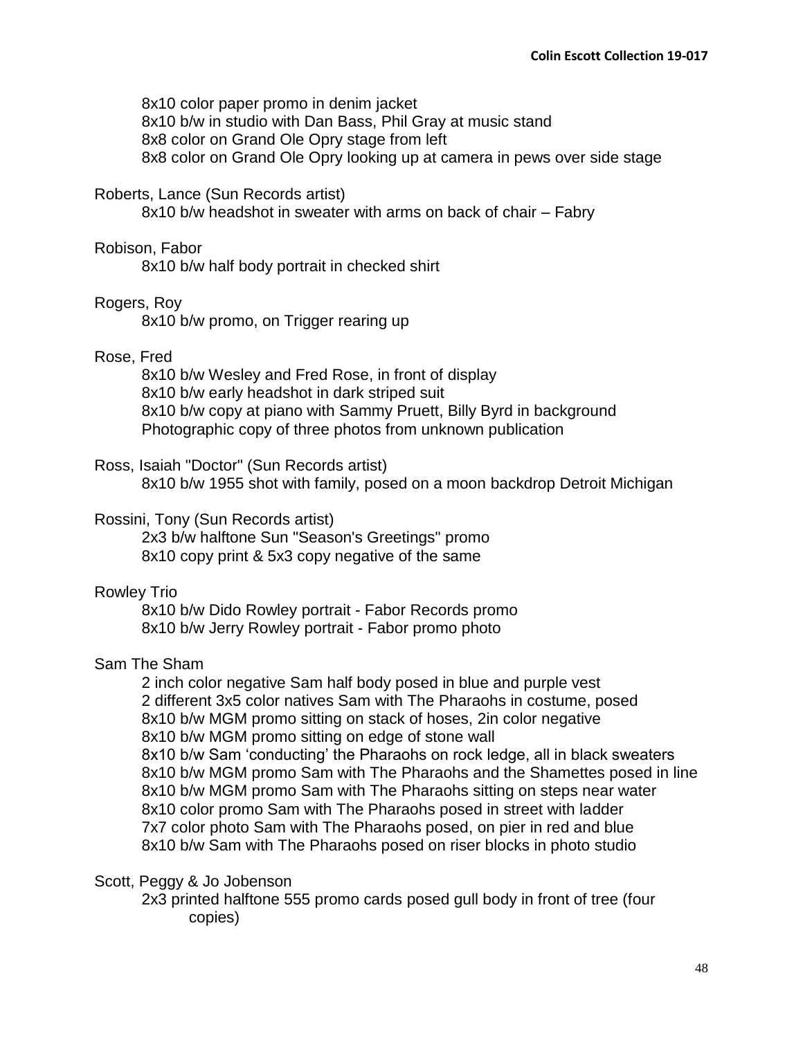8x10 color paper promo in denim jacket
8x10 b/w in studio with Dan Bass, Phil Gray at music stand
8x8 color on Grand Ole Opry stage from left
8x8 color on Grand Ole Opry looking up at camera in pews over side stage

Roberts, Lance (Sun Records artist)
8x10 b/w headshot in sweater with arms on back of chair – Fabry

Robison, Fabor
8x10 b/w half body portrait in checked shirt

Rogers, Roy
8x10 b/w promo, on Trigger rearing up

Rose, Fred
8x10 b/w Wesley and Fred Rose, in front of display
8x10 b/w early headshot in dark striped suit
8x10 b/w copy at piano with Sammy Pruett, Billy Byrd in background
Photographic copy of three photos from unknown publication

Ross, Isaiah "Doctor" (Sun Records artist)
8x10 b/w 1955 shot with family, posed on a moon backdrop Detroit Michigan

Rossini, Tony (Sun Records artist)
2x3 b/w halftone Sun "Season's Greetings" promo
8x10 copy print & 5x3 copy negative of the same

Rowley Trio
8x10 b/w Dido Rowley portrait - Fabor Records promo
8x10 b/w Jerry Rowley portrait - Fabor promo photo

Sam The Sham
2 inch color negative Sam half body posed in blue and purple vest
2 different 3x5 color natives Sam with The Pharaohs in costume, posed
8x10 b/w MGM promo sitting on stack of hoses, 2in color negative
8x10 b/w MGM promo sitting on edge of stone wall
8x10 b/w Sam 'conducting' the Pharaohs on rock ledge, all in black sweaters
8x10 b/w MGM promo Sam with The Pharaohs and the Shamettes posed in line
8x10 b/w MGM promo Sam with The Pharaohs sitting on steps near water
8x10 color promo Sam with The Pharaohs posed in street with ladder
7x7 color photo Sam with The Pharaohs posed, on pier in red and blue
8x10 b/w Sam with The Pharaohs posed on riser blocks in photo studio

Scott, Peggy & Jo Jobenson
2x3 printed halftone 555 promo cards posed gull body in front of tree (four copies)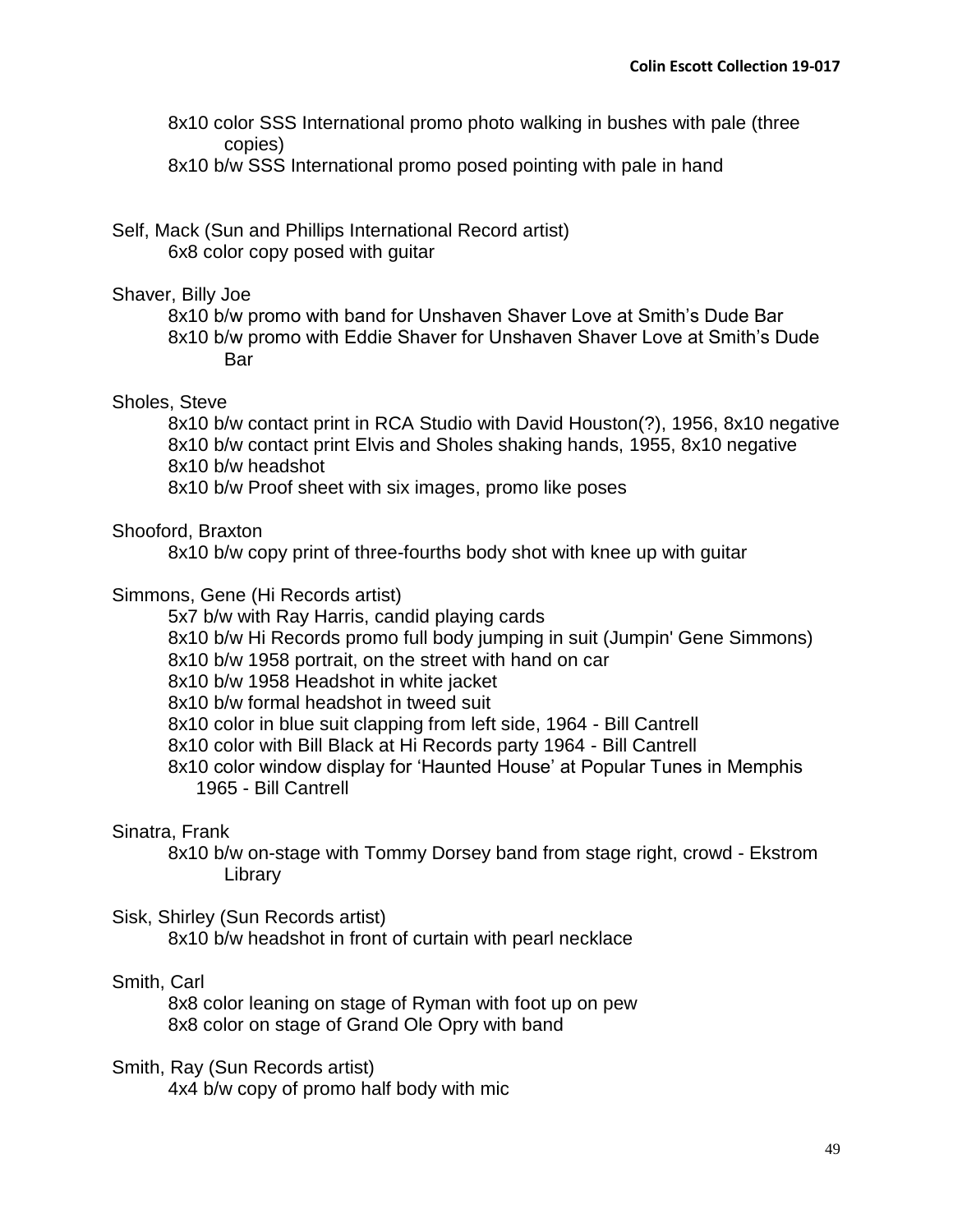8x10 color SSS International promo photo walking in bushes with pale (three copies)

8x10 b/w SSS International promo posed pointing with pale in hand

Self, Mack (Sun and Phillips International Record artist)

- 6x8 color copy posed with guitar

Shaver, Billy Joe

- 8x10 b/w promo with band for Unshaven Shaver Love at Smith's Dude Bar
- 8x10 b/w promo with Eddie Shaver for Unshaven Shaver Love at Smith's Dude Bar

Sholes, Steve

- 8x10 b/w contact print in RCA Studio with David Houston(?), 1956, 8x10 negative
- 8x10 b/w contact print Elvis and Sholes shaking hands, 1955, 8x10 negative
- 8x10 b/w headshot
- 8x10 b/w Proof sheet with six images, promo like poses

Shooford, Braxton

- 8x10 b/w copy print of three-fourths body shot with knee up with guitar

Simmons, Gene (Hi Records artist)

- 5x7 b/w with Ray Harris, candid playing cards
- 8x10 b/w Hi Records promo full body jumping in suit (Jumpin' Gene Simmons)
- 8x10 b/w 1958 portrait, on the street with hand on car
- 8x10 b/w 1958 Headshot in white jacket
- 8x10 b/w formal headshot in tweed suit
- 8x10 color in blue suit clapping from left side, 1964 - Bill Cantrell
- 8x10 color with Bill Black at Hi Records party 1964 - Bill Cantrell
- 8x10 color window display for 'Haunted House' at Popular Tunes in Memphis 1965 - Bill Cantrell

Sinatra, Frank

- 8x10 b/w on-stage with Tommy Dorsey band from stage right, crowd - Ekstrom Library

Sisk, Shirley (Sun Records artist)

- 8x10 b/w headshot in front of curtain with pearl necklace

Smith, Carl

- 8x8 color leaning on stage of Ryman with foot up on pew
- 8x8 color on stage of Grand Ole Opry with band

Smith, Ray (Sun Records artist)

- 4x4 b/w copy of promo half body with mic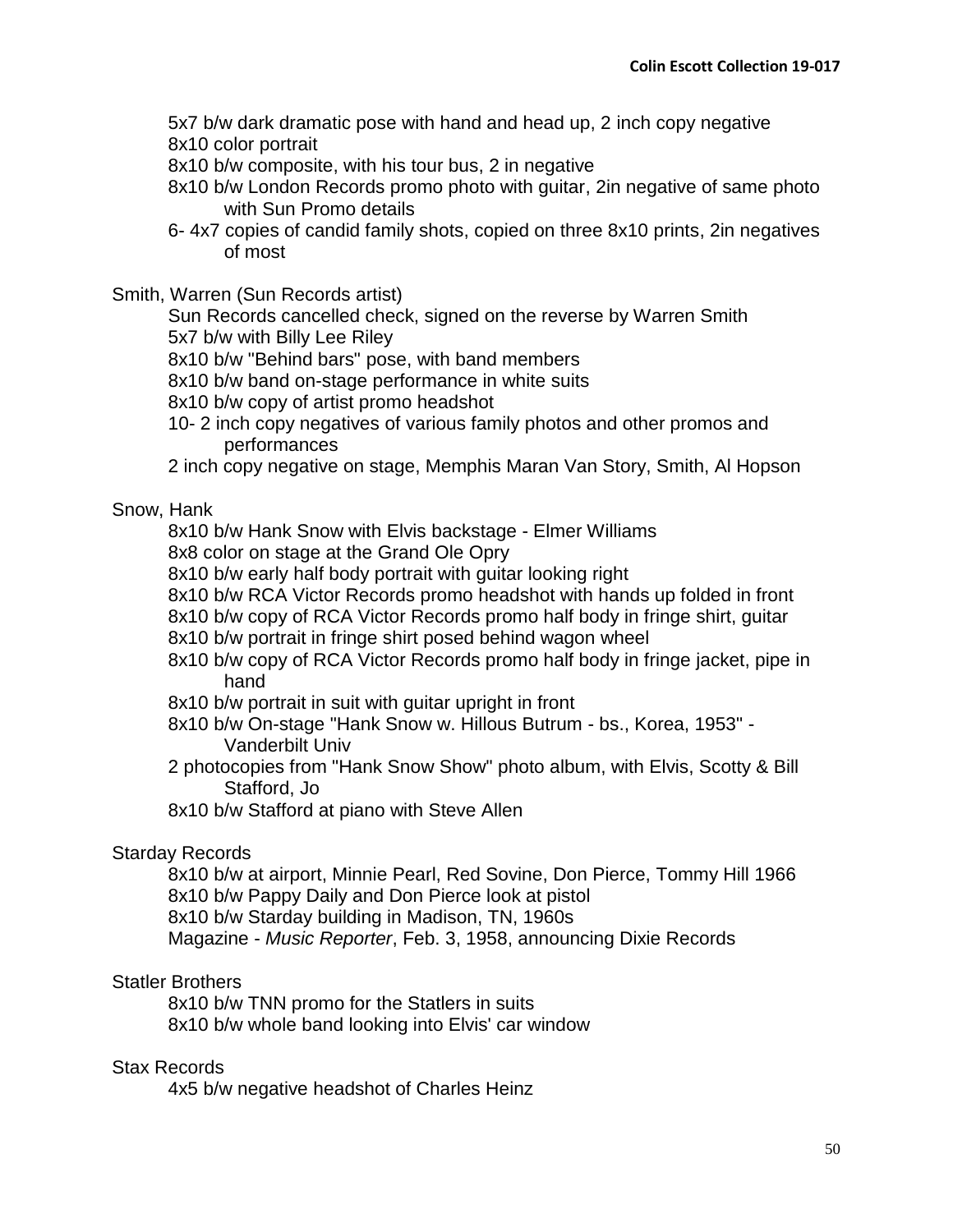5x7 b/w dark dramatic pose with hand and head up, 2 inch copy negative
8x10 color portrait
8x10 b/w composite, with his tour bus, 2 in negative
8x10 b/w London Records promo photo with guitar, 2in negative of same photo with Sun Promo details
6- 4x7 copies of candid family shots, copied on three 8x10 prints, 2in negatives of most

Smith, Warren (Sun Records artist)

Sun Records cancelled check, signed on the reverse by Warren Smith
5x7 b/w with Billy Lee Riley
8x10 b/w "Behind bars" pose, with band members
8x10 b/w band on-stage performance in white suits
8x10 b/w copy of artist promo headshot
10- 2 inch copy negatives of various family photos and other promos and performances
2 inch copy negative on stage, Memphis Maran Van Story, Smith, Al Hopson

Snow, Hank

8x10 b/w Hank Snow with Elvis backstage - Elmer Williams
8x8 color on stage at the Grand Ole Opry
8x10 b/w early half body portrait with guitar looking right
8x10 b/w RCA Victor Records promo headshot with hands up folded in front
8x10 b/w copy of RCA Victor Records promo half body in fringe shirt, guitar
8x10 b/w portrait in fringe shirt posed behind wagon wheel
8x10 b/w copy of RCA Victor Records promo half body in fringe jacket, pipe in hand
8x10 b/w portrait in suit with guitar upright in front
8x10 b/w On-stage "Hank Snow w. Hillous Butrum - bs., Korea, 1953" - Vanderbilt Univ
2 photocopies from "Hank Snow Show" photo album, with Elvis, Scotty & Bill Stafford, Jo
8x10 b/w Stafford at piano with Steve Allen

Starday Records

8x10 b/w at airport, Minnie Pearl, Red Sovine, Don Pierce, Tommy Hill 1966
8x10 b/w Pappy Daily and Don Pierce look at pistol
8x10 b/w Starday building in Madison, TN, 1960s
Magazine - *Music Reporter*, Feb. 3, 1958, announcing Dixie Records

Statler Brothers

8x10 b/w TNN promo for the Statlers in suits
8x10 b/w whole band looking into Elvis' car window

Stax Records

4x5 b/w negative headshot of Charles Heinz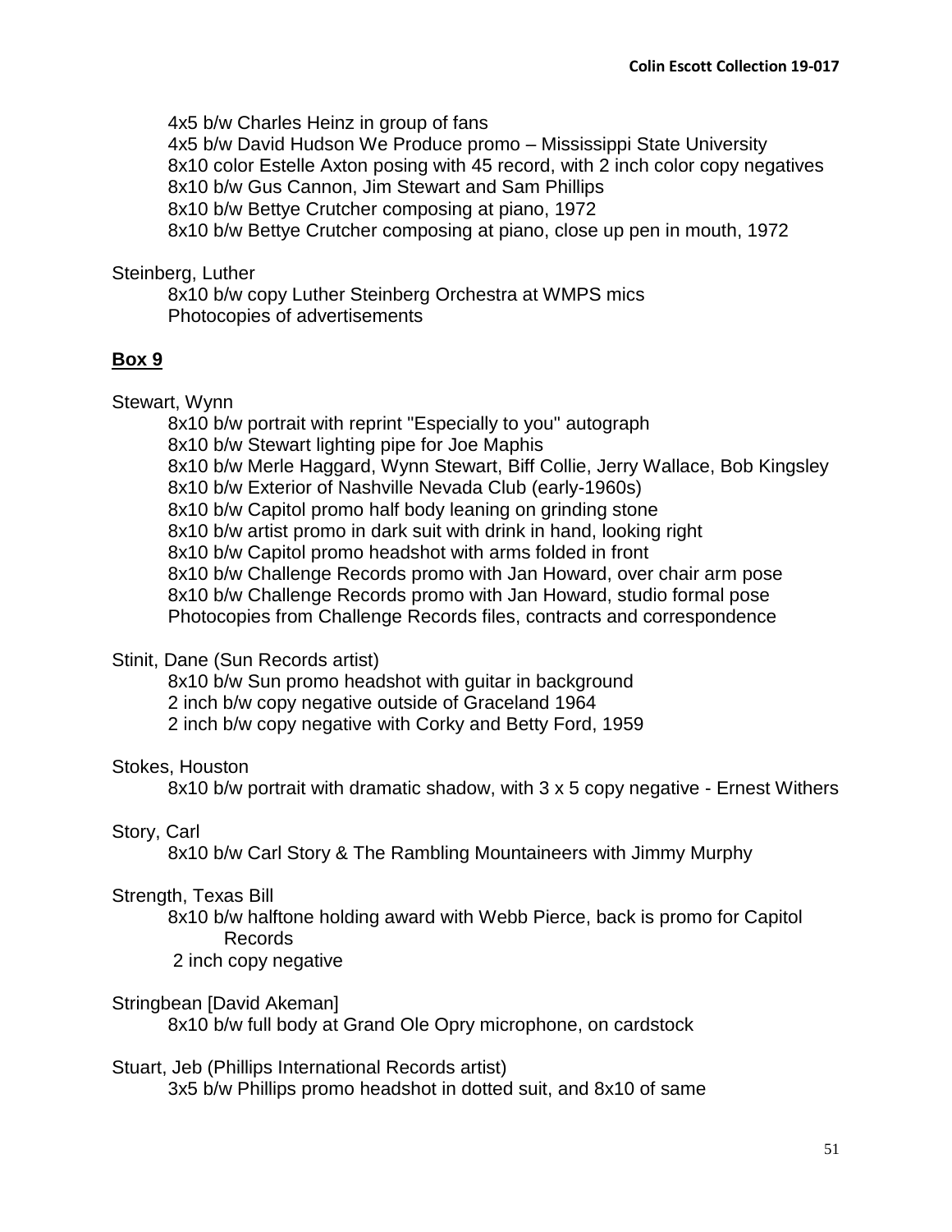4x5 b/w Charles Heinz in group of fans
4x5 b/w David Hudson We Produce promo – Mississippi State University
8x10 color Estelle Axton posing with 45 record, with 2 inch color copy negatives
8x10 b/w Gus Cannon, Jim Stewart and Sam Phillips
8x10 b/w Bettye Crutcher composing at piano, 1972
8x10 b/w Bettye Crutcher composing at piano, close up pen in mouth, 1972

Steinberg, Luther
8x10 b/w copy Luther Steinberg Orchestra at WMPS mics
Photocopies of advertisements

## **Box 9**

Stewart, Wynn
8x10 b/w portrait with reprint "Especially to you" autograph
8x10 b/w Stewart lighting pipe for Joe Maphis
8x10 b/w Merle Haggard, Wynn Stewart, Biff Collie, Jerry Wallace, Bob Kingsley
8x10 b/w Exterior of Nashville Nevada Club (early-1960s)
8x10 b/w Capitol promo half body leaning on grinding stone
8x10 b/w artist promo in dark suit with drink in hand, looking right
8x10 b/w Capitol promo headshot with arms folded in front
8x10 b/w Challenge Records promo with Jan Howard, over chair arm pose
8x10 b/w Challenge Records promo with Jan Howard, studio formal pose
Photocopies from Challenge Records files, contracts and correspondence

Stinit, Dane (Sun Records artist)
8x10 b/w Sun promo headshot with guitar in background
2 inch b/w copy negative outside of Graceland 1964
2 inch b/w copy negative with Corky and Betty Ford, 1959

Stokes, Houston
8x10 b/w portrait with dramatic shadow, with 3 x 5 copy negative - Ernest Withers

Story, Carl
8x10 b/w Carl Story & The Rambling Mountaineers with Jimmy Murphy

Strength, Texas Bill
8x10 b/w halftone holding award with Webb Pierce, back is promo for Capitol Records
2 inch copy negative

Stringbean [David Akeman]
8x10 b/w full body at Grand Ole Opry microphone, on cardstock

Stuart, Jeb (Phillips International Records artist)
3x5 b/w Phillips promo headshot in dotted suit, and 8x10 of same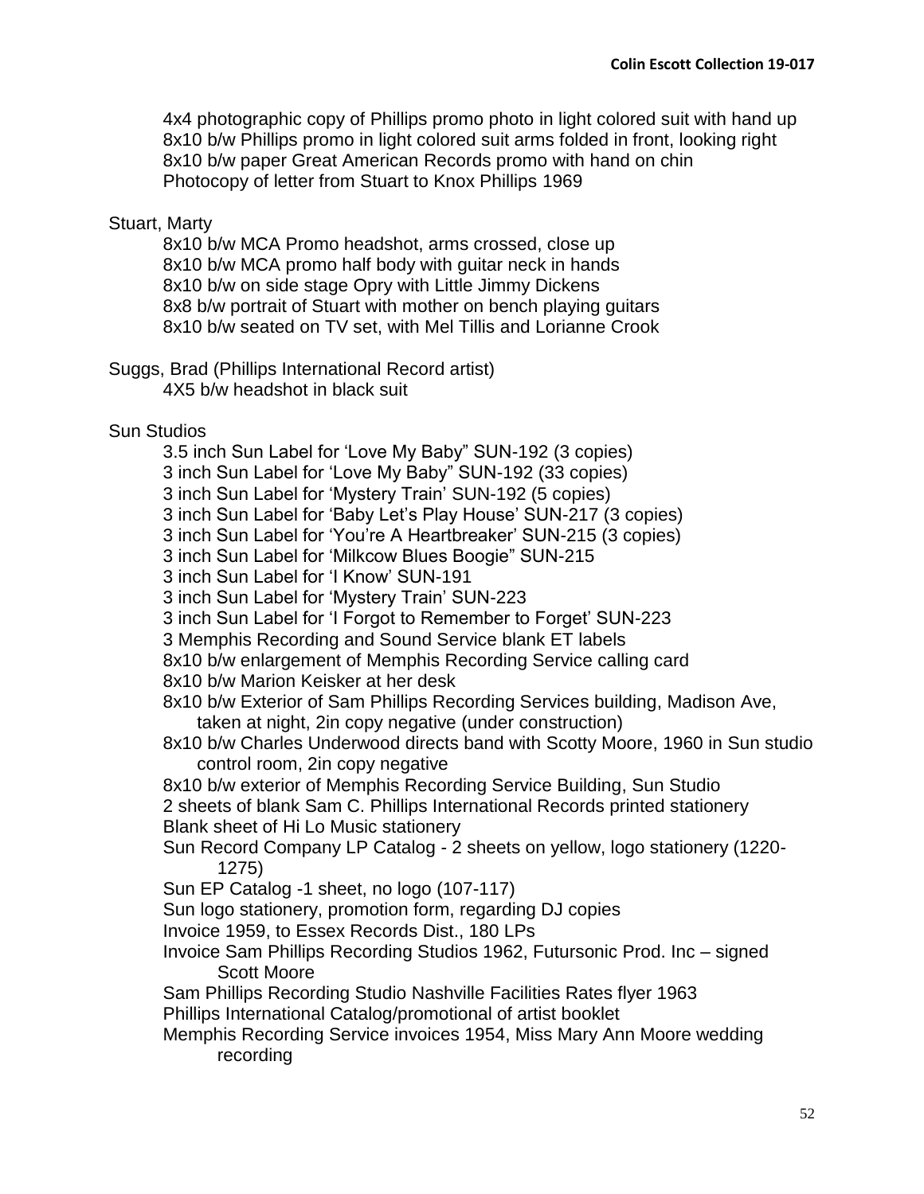4x4 photographic copy of Phillips promo photo in light colored suit with hand up
8x10 b/w Phillips promo in light colored suit arms folded in front, looking right
8x10 b/w paper Great American Records promo with hand on chin
Photocopy of letter from Stuart to Knox Phillips 1969

Stuart, Marty

- 8x10 b/w MCA Promo headshot, arms crossed, close up
- 8x10 b/w MCA promo half body with guitar neck in hands
- 8x10 b/w on side stage Opry with Little Jimmy Dickens
- 8x8 b/w portrait of Stuart with mother on bench playing guitars
- 8x10 b/w seated on TV set, with Mel Tillis and Lorianne Crook

Suggs, Brad (Phillips International Record artist)

- 4X5 b/w headshot in black suit

Sun Studios

- 3.5 inch Sun Label for 'Love My Baby" SUN-192 (3 copies)
- 3 inch Sun Label for 'Love My Baby" SUN-192 (33 copies)
- 3 inch Sun Label for 'Mystery Train' SUN-192 (5 copies)
- 3 inch Sun Label for 'Baby Let's Play House' SUN-217 (3 copies)
- 3 inch Sun Label for 'You're A Heartbreaker' SUN-215 (3 copies)
- 3 inch Sun Label for 'Milkcow Blues Boogie" SUN-215
- 3 inch Sun Label for 'I Know' SUN-191
- 3 inch Sun Label for 'Mystery Train' SUN-223
- 3 inch Sun Label for 'I Forgot to Remember to Forget' SUN-223
- 3 Memphis Recording and Sound Service blank ET labels
- 8x10 b/w enlargement of Memphis Recording Service calling card
- 8x10 b/w Marion Keisker at her desk
- 8x10 b/w Exterior of Sam Phillips Recording Services building, Madison Ave, taken at night, 2in copy negative (under construction)
- 8x10 b/w Charles Underwood directs band with Scotty Moore, 1960 in Sun studio control room, 2in copy negative
- 8x10 b/w exterior of Memphis Recording Service Building, Sun Studio
- 2 sheets of blank Sam C. Phillips International Records printed stationery
- Blank sheet of Hi Lo Music stationery
- Sun Record Company LP Catalog - 2 sheets on yellow, logo stationery (1220-1275)
- Sun EP Catalog -1 sheet, no logo (107-117)
- Sun logo stationery, promotion form, regarding DJ copies
- Invoice 1959, to Essex Records Dist., 180 LPs
- Invoice Sam Phillips Recording Studios 1962, Futursonic Prod. Inc – signed Scott Moore
- Sam Phillips Recording Studio Nashville Facilities Rates flyer 1963
- Phillips International Catalog/promotional of artist booklet
- Memphis Recording Service invoices 1954, Miss Mary Ann Moore wedding recording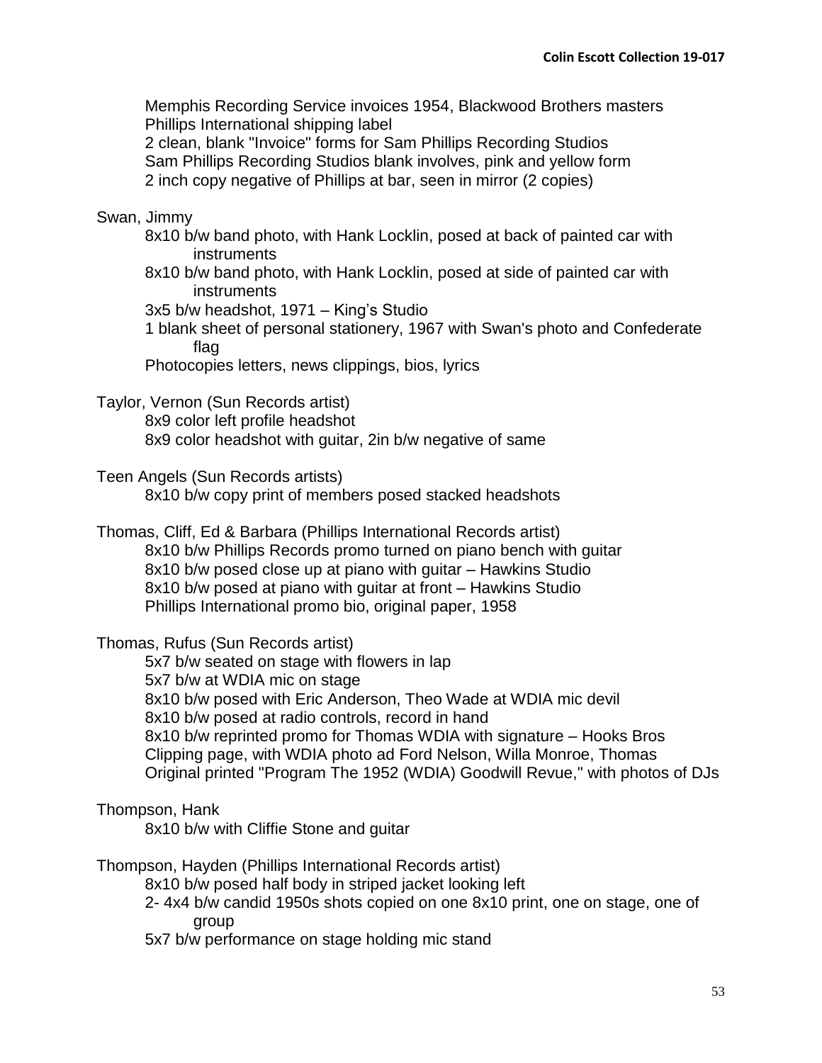Memphis Recording Service invoices 1954, Blackwood Brothers masters
Phillips International shipping label
2 clean, blank "Invoice" forms for Sam Phillips Recording Studios
Sam Phillips Recording Studios blank involves, pink and yellow form
2 inch copy negative of Phillips at bar, seen in mirror (2 copies)

Swan, Jimmy

- 8x10 b/w band photo, with Hank Locklin, posed at back of painted car with instruments
- 8x10 b/w band photo, with Hank Locklin, posed at side of painted car with instruments
- 3x5 b/w headshot, 1971 – King's Studio
- 1 blank sheet of personal stationery, 1967 with Swan's photo and Confederate flag
- Photocopies letters, news clippings, bios, lyrics

Taylor, Vernon (Sun Records artist)

- 8x9 color left profile headshot
- 8x9 color headshot with guitar, 2in b/w negative of same

Teen Angels (Sun Records artists)

- 8x10 b/w copy print of members posed stacked headshots

Thomas, Cliff, Ed & Barbara (Phillips International Records artist)

- 8x10 b/w Phillips Records promo turned on piano bench with guitar
- 8x10 b/w posed close up at piano with guitar – Hawkins Studio
- 8x10 b/w posed at piano with guitar at front – Hawkins Studio
- Phillips International promo bio, original paper, 1958

Thomas, Rufus (Sun Records artist)

- 5x7 b/w seated on stage with flowers in lap
- 5x7 b/w at WDIA mic on stage
- 8x10 b/w posed with Eric Anderson, Theo Wade at WDIA mic devil
- 8x10 b/w posed at radio controls, record in hand
- 8x10 b/w reprinted promo for Thomas WDIA with signature – Hooks Bros
- Clipping page, with WDIA photo ad Ford Nelson, Willa Monroe, Thomas
- Original printed "Program The 1952 (WDIA) Goodwill Revue," with photos of DJs

Thompson, Hank

- 8x10 b/w with Cliffie Stone and guitar

Thompson, Hayden (Phillips International Records artist)

- 8x10 b/w posed half body in striped jacket looking left
- 2- 4x4 b/w candid 1950s shots copied on one 8x10 print, one on stage, one of group
- 5x7 b/w performance on stage holding mic stand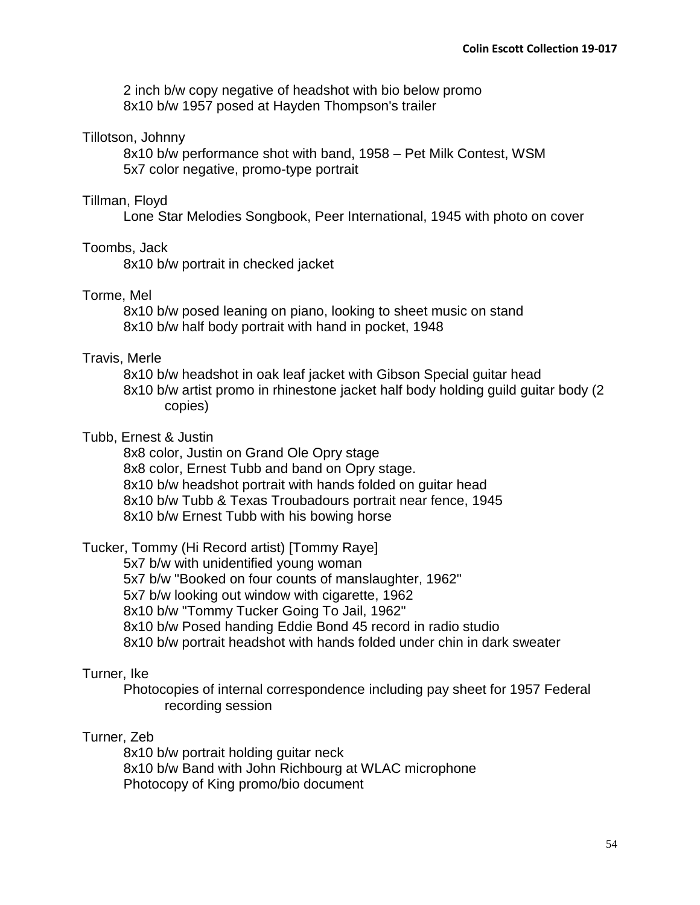2 inch b/w copy negative of headshot with bio below promo
8x10 b/w 1957 posed at Hayden Thompson's trailer

Tillotson, Johnny

8x10 b/w performance shot with band, 1958 – Pet Milk Contest, WSM
5x7 color negative, promo-type portrait

Tillman, Floyd

Lone Star Melodies Songbook, Peer International, 1945 with photo on cover

Toombs, Jack

8x10 b/w portrait in checked jacket

Torme, Mel

8x10 b/w posed leaning on piano, looking to sheet music on stand
8x10 b/w half body portrait with hand in pocket, 1948

Travis, Merle

8x10 b/w headshot in oak leaf jacket with Gibson Special guitar head
8x10 b/w artist promo in rhinestone jacket half body holding guild guitar body (2 copies)

Tubb, Ernest & Justin

8x8 color, Justin on Grand Ole Opry stage
8x8 color, Ernest Tubb and band on Opry stage.
8x10 b/w headshot portrait with hands folded on guitar head
8x10 b/w Tubb & Texas Troubadours portrait near fence, 1945
8x10 b/w Ernest Tubb with his bowing horse

Tucker, Tommy (Hi Record artist) [Tommy Raye]

5x7 b/w with unidentified young woman
5x7 b/w "Booked on four counts of manslaughter, 1962"
5x7 b/w looking out window with cigarette, 1962
8x10 b/w "Tommy Tucker Going To Jail, 1962"
8x10 b/w Posed handing Eddie Bond 45 record in radio studio
8x10 b/w portrait headshot with hands folded under chin in dark sweater

Turner, Ike

Photocopies of internal correspondence including pay sheet for 1957 Federal recording session

Turner, Zeb

8x10 b/w portrait holding guitar neck
8x10 b/w Band with John Richbourg at WLAC microphone
Photocopy of King promo/bio document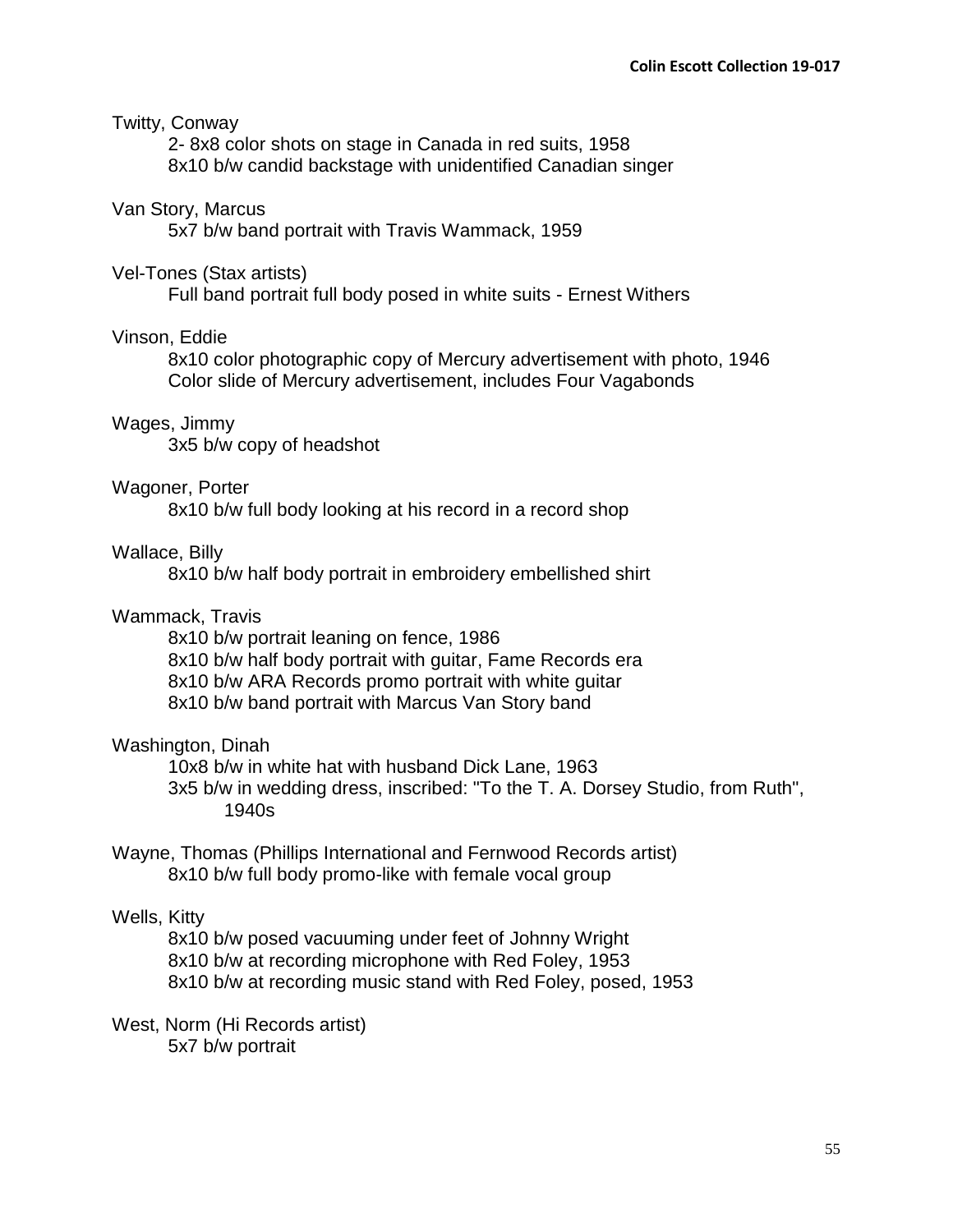Twitty, Conway

2- 8x8 color shots on stage in Canada in red suits, 1958
8x10 b/w candid backstage with unidentified Canadian singer

Van Story, Marcus

5x7 b/w band portrait with Travis Wammack, 1959

Vel-Tones (Stax artists)

Full band portrait full body posed in white suits - Ernest Withers

Vinson, Eddie

8x10 color photographic copy of Mercury advertisement with photo, 1946
Color slide of Mercury advertisement, includes Four Vagabonds

Wages, Jimmy

3x5 b/w copy of headshot

Wagoner, Porter

8x10 b/w full body looking at his record in a record shop

Wallace, Billy

8x10 b/w half body portrait in embroidery embellished shirt

Wammack, Travis

8x10 b/w portrait leaning on fence, 1986
8x10 b/w half body portrait with guitar, Fame Records era
8x10 b/w ARA Records promo portrait with white guitar
8x10 b/w band portrait with Marcus Van Story band

Washington, Dinah

10x8 b/w in white hat with husband Dick Lane, 1963
3x5 b/w in wedding dress, inscribed: "To the T. A. Dorsey Studio, from Ruth", 1940s

Wayne, Thomas (Phillips International and Fernwood Records artist)

8x10 b/w full body promo-like with female vocal group

Wells, Kitty

8x10 b/w posed vacuuming under feet of Johnny Wright
8x10 b/w at recording microphone with Red Foley, 1953
8x10 b/w at recording music stand with Red Foley, posed, 1953

West, Norm (Hi Records artist)

5x7 b/w portrait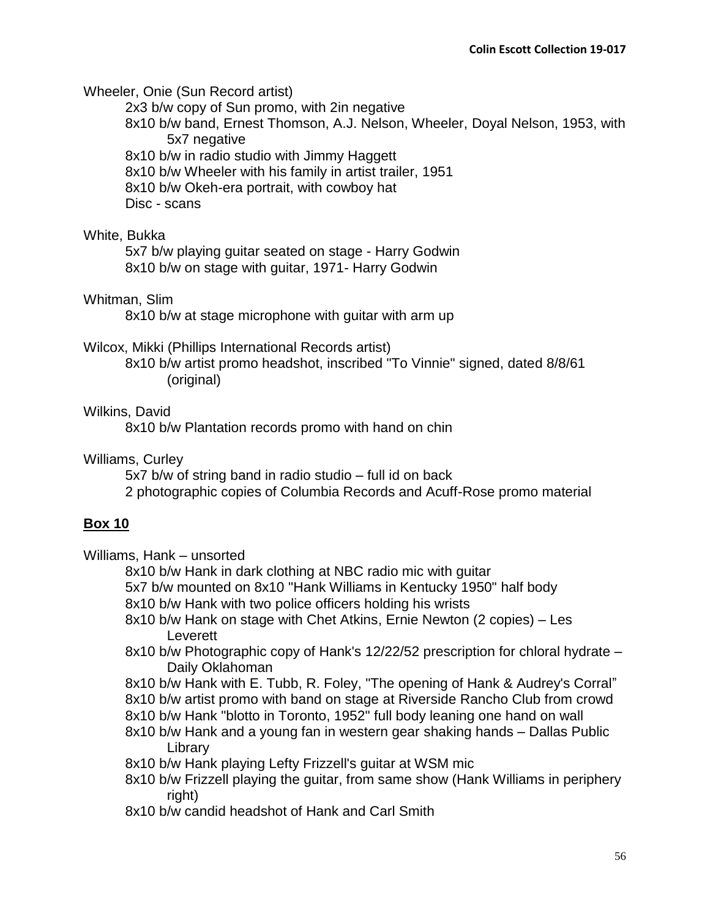Wheeler, Onie (Sun Record artist)

- 2x3 b/w copy of Sun promo, with 2in negative
- 8x10 b/w band, Ernest Thomson, A.J. Nelson, Wheeler, Doyal Nelson, 1953, with 5x7 negative
- 8x10 b/w in radio studio with Jimmy Haggett
- 8x10 b/w Wheeler with his family in artist trailer, 1951
- 8x10 b/w Okeh-era portrait, with cowboy hat
- Disc - scans

White, Bukka

- 5x7 b/w playing guitar seated on stage - Harry Godwin
- 8x10 b/w on stage with guitar, 1971- Harry Godwin

Whitman, Slim

- 8x10 b/w at stage microphone with guitar with arm up

Wilcox, Mikki (Phillips International Records artist)

- 8x10 b/w artist promo headshot, inscribed "To Vinnie" signed, dated 8/8/61 (original)

Wilkins, David

- 8x10 b/w Plantation records promo with hand on chin

Williams, Curley

- 5x7 b/w of string band in radio studio – full id on back
- 2 photographic copies of Columbia Records and Acuff-Rose promo material

## Box 10

Williams, Hank – unsorted

- 8x10 b/w Hank in dark clothing at NBC radio mic with guitar
- 5x7 b/w mounted on 8x10 "Hank Williams in Kentucky 1950" half body
- 8x10 b/w Hank with two police officers holding his wrists
- 8x10 b/w Hank on stage with Chet Atkins, Ernie Newton (2 copies) – Les Leverett
- 8x10 b/w Photographic copy of Hank's 12/22/52 prescription for chloral hydrate – Daily Oklahoman
- 8x10 b/w Hank with E. Tubb, R. Foley, "The opening of Hank & Audrey's Corral"
- 8x10 b/w artist promo with band on stage at Riverside Rancho Club from crowd
- 8x10 b/w Hank "blotto in Toronto, 1952" full body leaning one hand on wall
- 8x10 b/w Hank and a young fan in western gear shaking hands – Dallas Public Library
- 8x10 b/w Hank playing Lefty Frizzell's guitar at WSM mic
- 8x10 b/w Frizzell playing the guitar, from same show (Hank Williams in periphery right)
- 8x10 b/w candid headshot of Hank and Carl Smith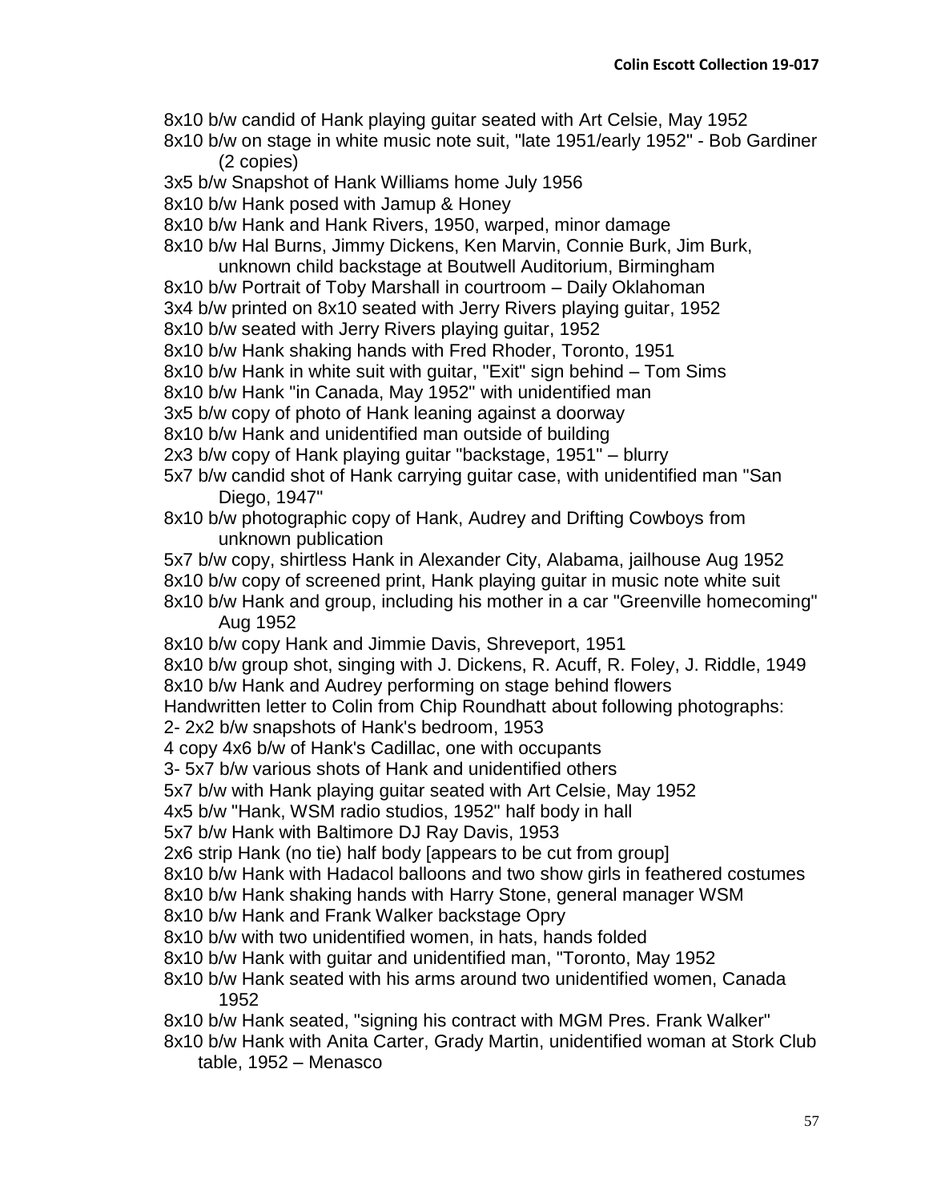8x10 b/w candid of Hank playing guitar seated with Art Celsie, May 1952

8x10 b/w on stage in white music note suit, "late 1951/early 1952" - Bob Gardiner (2 copies)

3x5 b/w Snapshot of Hank Williams home July 1956

8x10 b/w Hank posed with Jamup & Honey

8x10 b/w Hank and Hank Rivers, 1950, warped, minor damage

8x10 b/w Hal Burns, Jimmy Dickens, Ken Marvin, Connie Burk, Jim Burk, unknown child backstage at Boutwell Auditorium, Birmingham

8x10 b/w Portrait of Toby Marshall in courtroom – Daily Oklahoman

3x4 b/w printed on 8x10 seated with Jerry Rivers playing guitar, 1952

8x10 b/w seated with Jerry Rivers playing guitar, 1952

8x10 b/w Hank shaking hands with Fred Rhoder, Toronto, 1951

8x10 b/w Hank in white suit with guitar, "Exit" sign behind – Tom Sims

8x10 b/w Hank "in Canada, May 1952" with unidentified man

3x5 b/w copy of photo of Hank leaning against a doorway

8x10 b/w Hank and unidentified man outside of building

2x3 b/w copy of Hank playing guitar "backstage, 1951" – blurry

5x7 b/w candid shot of Hank carrying guitar case, with unidentified man "San Diego, 1947"

8x10 b/w photographic copy of Hank, Audrey and Drifting Cowboys from unknown publication

5x7 b/w copy, shirtless Hank in Alexander City, Alabama, jailhouse Aug 1952

8x10 b/w copy of screened print, Hank playing guitar in music note white suit

8x10 b/w Hank and group, including his mother in a car "Greenville homecoming" Aug 1952

8x10 b/w copy Hank and Jimmie Davis, Shreveport, 1951

8x10 b/w group shot, singing with J. Dickens, R. Acuff, R. Foley, J. Riddle, 1949

8x10 b/w Hank and Audrey performing on stage behind flowers

Handwritten letter to Colin from Chip Roundhatt about following photographs:

2- 2x2 b/w snapshots of Hank's bedroom, 1953

4 copy 4x6 b/w of Hank's Cadillac, one with occupants

3- 5x7 b/w various shots of Hank and unidentified others

5x7 b/w with Hank playing guitar seated with Art Celsie, May 1952

4x5 b/w "Hank, WSM radio studios, 1952" half body in hall

5x7 b/w Hank with Baltimore DJ Ray Davis, 1953

2x6 strip Hank (no tie) half body [appears to be cut from group]

8x10 b/w Hank with Hadacol balloons and two show girls in feathered costumes

8x10 b/w Hank shaking hands with Harry Stone, general manager WSM

8x10 b/w Hank and Frank Walker backstage Opry

8x10 b/w with two unidentified women, in hats, hands folded

8x10 b/w Hank with guitar and unidentified man, "Toronto, May 1952

8x10 b/w Hank seated with his arms around two unidentified women, Canada 1952

8x10 b/w Hank seated, "signing his contract with MGM Pres. Frank Walker"

8x10 b/w Hank with Anita Carter, Grady Martin, unidentified woman at Stork Club table, 1952 – Menasco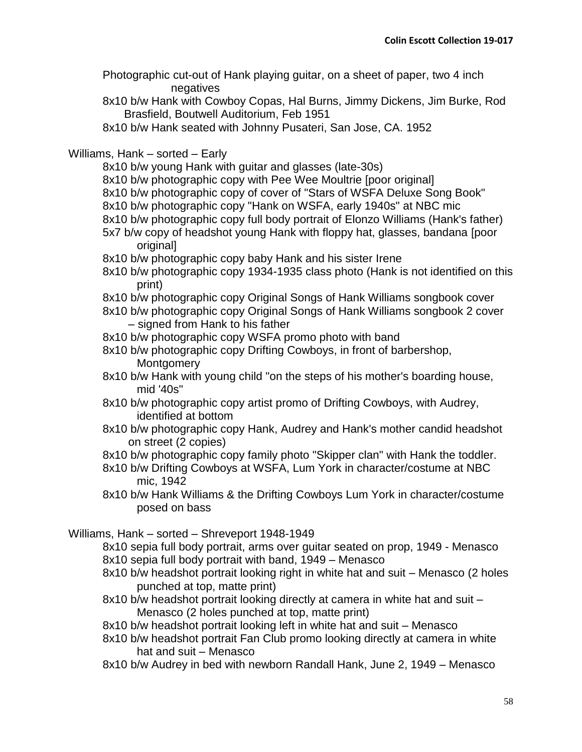Photographic cut-out of Hank playing guitar, on a sheet of paper, two 4 inch negatives

8x10 b/w Hank with Cowboy Copas, Hal Burns, Jimmy Dickens, Jim Burke, Rod Brasfield, Boutwell Auditorium, Feb 1951

8x10 b/w Hank seated with Johnny Pusateri, San Jose, CA. 1952

Williams, Hank – sorted – Early

- 8x10 b/w young Hank with guitar and glasses (late-30s)
- 8x10 b/w photographic copy with Pee Wee Moultrie [poor original]
- 8x10 b/w photographic copy of cover of "Stars of WSFA Deluxe Song Book"
- 8x10 b/w photographic copy "Hank on WSFA, early 1940s" at NBC mic
- 8x10 b/w photographic copy full body portrait of Elonzo Williams (Hank's father)
- 5x7 b/w copy of headshot young Hank with floppy hat, glasses, bandana [poor original]
- 8x10 b/w photographic copy baby Hank and his sister Irene
- 8x10 b/w photographic copy 1934-1935 class photo (Hank is not identified on this print)
- 8x10 b/w photographic copy Original Songs of Hank Williams songbook cover
- 8x10 b/w photographic copy Original Songs of Hank Williams songbook 2 cover – signed from Hank to his father
- 8x10 b/w photographic copy WSFA promo photo with band
- 8x10 b/w photographic copy Drifting Cowboys, in front of barbershop, Montgomery
- 8x10 b/w Hank with young child "on the steps of his mother's boarding house, mid '40s"
- 8x10 b/w photographic copy artist promo of Drifting Cowboys, with Audrey, identified at bottom
- 8x10 b/w photographic copy Hank, Audrey and Hank's mother candid headshot on street (2 copies)
- 8x10 b/w photographic copy family photo "Skipper clan" with Hank the toddler.
- 8x10 b/w Drifting Cowboys at WSFA, Lum York in character/costume at NBC mic, 1942
- 8x10 b/w Hank Williams & the Drifting Cowboys Lum York in character/costume posed on bass

Williams, Hank – sorted – Shreveport 1948-1949

- 8x10 sepia full body portrait, arms over guitar seated on prop, 1949 - Menasco
- 8x10 sepia full body portrait with band, 1949 – Menasco
- 8x10 b/w headshot portrait looking right in white hat and suit – Menasco (2 holes punched at top, matte print)
- 8x10 b/w headshot portrait looking directly at camera in white hat and suit – Menasco (2 holes punched at top, matte print)
- 8x10 b/w headshot portrait looking left in white hat and suit – Menasco
- 8x10 b/w headshot portrait Fan Club promo looking directly at camera in white hat and suit – Menasco
- 8x10 b/w Audrey in bed with newborn Randall Hank, June 2, 1949 – Menasco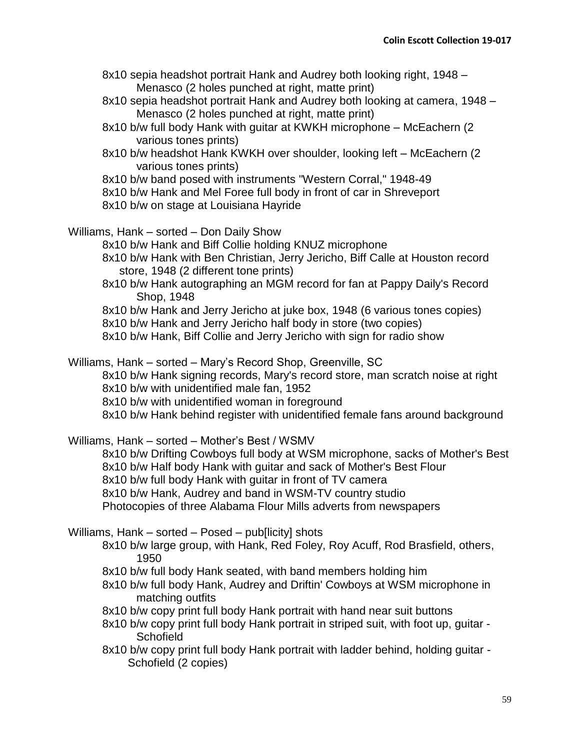- 8x10 sepia headshot portrait Hank and Audrey both looking right, 1948 – Menasco (2 holes punched at right, matte print)
- 8x10 sepia headshot portrait Hank and Audrey both looking at camera, 1948 – Menasco (2 holes punched at right, matte print)
- 8x10 b/w full body Hank with guitar at KWKH microphone – McEachern (2 various tones prints)
- 8x10 b/w headshot Hank KWKH over shoulder, looking left – McEachern (2 various tones prints)
- 8x10 b/w band posed with instruments "Western Corral," 1948-49
- 8x10 b/w Hank and Mel Foree full body in front of car in Shreveport
- 8x10 b/w on stage at Louisiana Hayride

Williams, Hank – sorted – Don Daily Show

- 8x10 b/w Hank and Biff Collie holding KNUZ microphone
- 8x10 b/w Hank with Ben Christian, Jerry Jericho, Biff Calle at Houston record store, 1948 (2 different tone prints)
- 8x10 b/w Hank autographing an MGM record for fan at Pappy Daily's Record Shop, 1948
- 8x10 b/w Hank and Jerry Jericho at juke box, 1948 (6 various tones copies)
- 8x10 b/w Hank and Jerry Jericho half body in store (two copies)
- 8x10 b/w Hank, Biff Collie and Jerry Jericho with sign for radio show

Williams, Hank – sorted – Mary's Record Shop, Greenville, SC

- 8x10 b/w Hank signing records, Mary's record store, man scratch noise at right
- 8x10 b/w with unidentified male fan, 1952
- 8x10 b/w with unidentified woman in foreground
- 8x10 b/w Hank behind register with unidentified female fans around background

Williams, Hank – sorted – Mother's Best / WSMV

- 8x10 b/w Drifting Cowboys full body at WSM microphone, sacks of Mother's Best
- 8x10 b/w Half body Hank with guitar and sack of Mother's Best Flour
- 8x10 b/w full body Hank with guitar in front of TV camera
- 8x10 b/w Hank, Audrey and band in WSM-TV country studio
- Photocopies of three Alabama Flour Mills adverts from newspapers

Williams, Hank – sorted – Posed – pub[licity] shots

- 8x10 b/w large group, with Hank, Red Foley, Roy Acuff, Rod Brasfield, others, 1950
- 8x10 b/w full body Hank seated, with band members holding him
- 8x10 b/w full body Hank, Audrey and Driftin' Cowboys at WSM microphone in matching outfits
- 8x10 b/w copy print full body Hank portrait with hand near suit buttons
- 8x10 b/w copy print full body Hank portrait in striped suit, with foot up, guitar - Schofield
- 8x10 b/w copy print full body Hank portrait with ladder behind, holding guitar - Schofield (2 copies)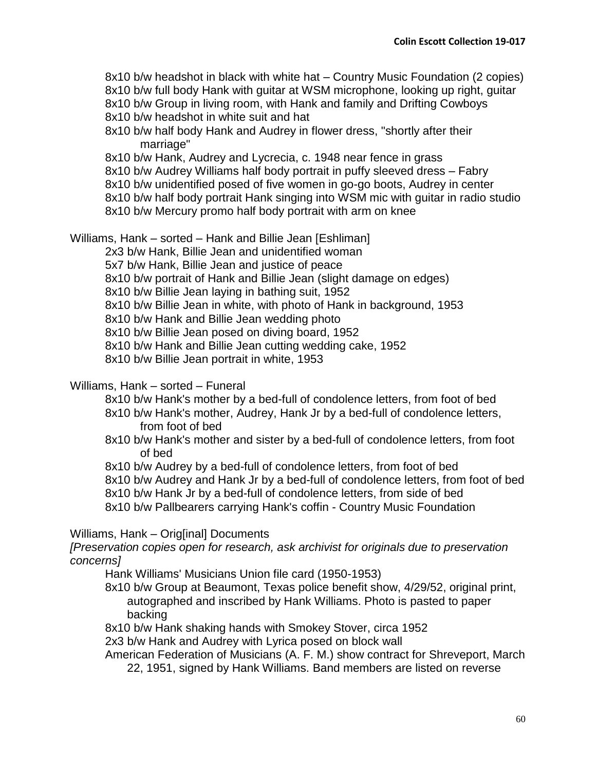8x10 b/w headshot in black with white hat – Country Music Foundation (2 copies)
8x10 b/w full body Hank with guitar at WSM microphone, looking up right, guitar
8x10 b/w Group in living room, with Hank and family and Drifting Cowboys
8x10 b/w headshot in white suit and hat
8x10 b/w half body Hank and Audrey in flower dress, "shortly after their marriage"
8x10 b/w Hank, Audrey and Lycrecia, c. 1948 near fence in grass
8x10 b/w Audrey Williams half body portrait in puffy sleeved dress – Fabry
8x10 b/w unidentified posed of five women in go-go boots, Audrey in center
8x10 b/w half body portrait Hank singing into WSM mic with guitar in radio studio
8x10 b/w Mercury promo half body portrait with arm on knee

Williams, Hank – sorted – Hank and Billie Jean [Eshliman]

2x3 b/w Hank, Billie Jean and unidentified woman
5x7 b/w Hank, Billie Jean and justice of peace
8x10 b/w portrait of Hank and Billie Jean (slight damage on edges)
8x10 b/w Billie Jean laying in bathing suit, 1952
8x10 b/w Billie Jean in white, with photo of Hank in background, 1953
8x10 b/w Hank and Billie Jean wedding photo
8x10 b/w Billie Jean posed on diving board, 1952
8x10 b/w Hank and Billie Jean cutting wedding cake, 1952
8x10 b/w Billie Jean portrait in white, 1953

Williams, Hank – sorted – Funeral

8x10 b/w Hank's mother by a bed-full of condolence letters, from foot of bed
8x10 b/w Hank's mother, Audrey, Hank Jr by a bed-full of condolence letters, from foot of bed
8x10 b/w Hank's mother and sister by a bed-full of condolence letters, from foot of bed
8x10 b/w Audrey by a bed-full of condolence letters, from foot of bed
8x10 b/w Audrey and Hank Jr by a bed-full of condolence letters, from foot of bed
8x10 b/w Hank Jr by a bed-full of condolence letters, from side of bed
8x10 b/w Pallbearers carrying Hank's coffin - Country Music Foundation

Williams, Hank – Orig[inal] Documents

*[Preservation copies open for research, ask archivist for originals due to preservation concerns]*

Hank Williams' Musicians Union file card (1950-1953)
8x10 b/w Group at Beaumont, Texas police benefit show, 4/29/52, original print, autographed and inscribed by Hank Williams. Photo is pasted to paper backing
8x10 b/w Hank shaking hands with Smokey Stover, circa 1952
2x3 b/w Hank and Audrey with Lyrica posed on block wall
American Federation of Musicians (A. F. M.) show contract for Shreveport, March 22, 1951, signed by Hank Williams. Band members are listed on reverse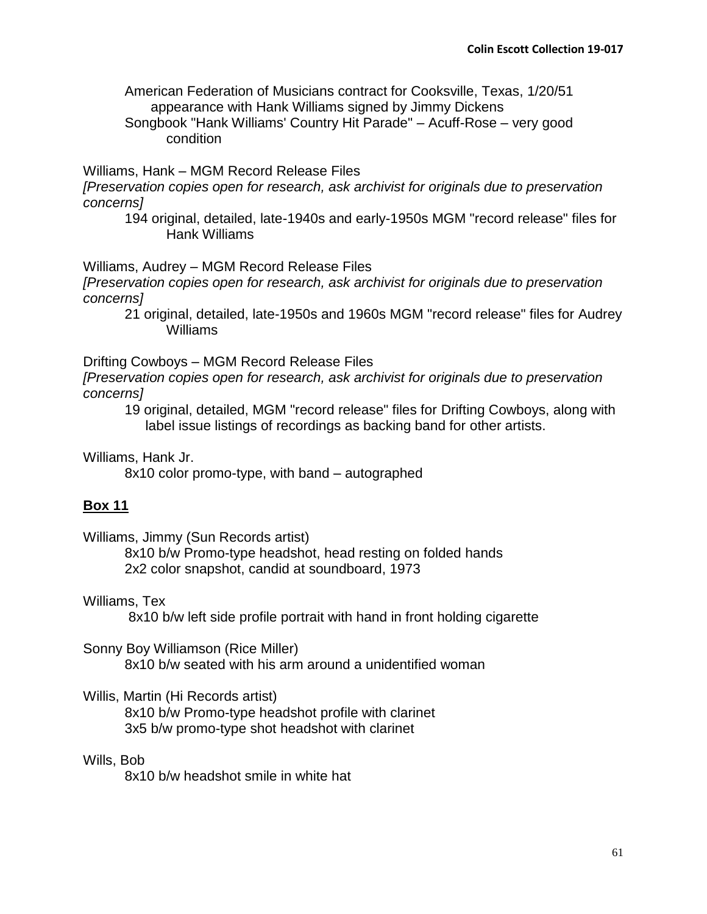American Federation of Musicians contract for Cooksville, Texas, 1/20/51 appearance with Hank Williams signed by Jimmy Dickens
Songbook "Hank Williams' Country Hit Parade" – Acuff-Rose – very good condition

Williams, Hank – MGM Record Release Files
*[Preservation copies open for research, ask archivist for originals due to preservation concerns]*
194 original, detailed, late-1940s and early-1950s MGM "record release" files for Hank Williams

Williams, Audrey – MGM Record Release Files
*[Preservation copies open for research, ask archivist for originals due to preservation concerns]*
21 original, detailed, late-1950s and 1960s MGM "record release" files for Audrey Williams

Drifting Cowboys – MGM Record Release Files
*[Preservation copies open for research, ask archivist for originals due to preservation concerns]*
19 original, detailed, MGM "record release" files for Drifting Cowboys, along with label issue listings of recordings as backing band for other artists.

Williams, Hank Jr.
8x10 color promo-type, with band – autographed

## **Box 11**

Williams, Jimmy (Sun Records artist)
8x10 b/w Promo-type headshot, head resting on folded hands
2x2 color snapshot, candid at soundboard, 1973

Williams, Tex
8x10 b/w left side profile portrait with hand in front holding cigarette

Sonny Boy Williamson (Rice Miller)
8x10 b/w seated with his arm around a unidentified woman

Willis, Martin (Hi Records artist)
8x10 b/w Promo-type headshot profile with clarinet
3x5 b/w promo-type shot headshot with clarinet

Wills, Bob
8x10 b/w headshot smile in white hat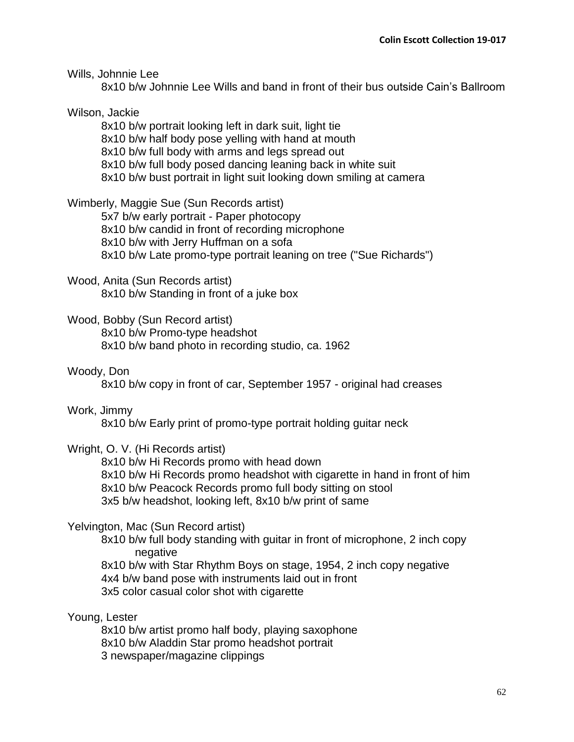Wills, Johnnie Lee

- 8x10 b/w Johnnie Lee Wills and band in front of their bus outside Cain's Ballroom

Wilson, Jackie

- 8x10 b/w portrait looking left in dark suit, light tie
- 8x10 b/w half body pose yelling with hand at mouth
- 8x10 b/w full body with arms and legs spread out
- 8x10 b/w full body posed dancing leaning back in white suit
- 8x10 b/w bust portrait in light suit looking down smiling at camera

Wimberly, Maggie Sue (Sun Records artist)

- 5x7 b/w early portrait - Paper photocopy
- 8x10 b/w candid in front of recording microphone
- 8x10 b/w with Jerry Huffman on a sofa
- 8x10 b/w Late promo-type portrait leaning on tree ("Sue Richards")

Wood, Anita (Sun Records artist)

- 8x10 b/w Standing in front of a juke box

Wood, Bobby (Sun Record artist)

- 8x10 b/w Promo-type headshot
- 8x10 b/w band photo in recording studio, ca. 1962

Woody, Don

- 8x10 b/w copy in front of car, September 1957 - original had creases

Work, Jimmy

- 8x10 b/w Early print of promo-type portrait holding guitar neck

Wright, O. V. (Hi Records artist)

- 8x10 b/w Hi Records promo with head down
- 8x10 b/w Hi Records promo headshot with cigarette in hand in front of him
- 8x10 b/w Peacock Records promo full body sitting on stool
- 3x5 b/w headshot, looking left, 8x10 b/w print of same

Yelvington, Mac (Sun Record artist)

- 8x10 b/w full body standing with guitar in front of microphone, 2 inch copy negative
- 8x10 b/w with Star Rhythm Boys on stage, 1954, 2 inch copy negative
- 4x4 b/w band pose with instruments laid out in front
- 3x5 color casual color shot with cigarette

Young, Lester

- 8x10 b/w artist promo half body, playing saxophone
- 8x10 b/w Aladdin Star promo headshot portrait
- 3 newspaper/magazine clippings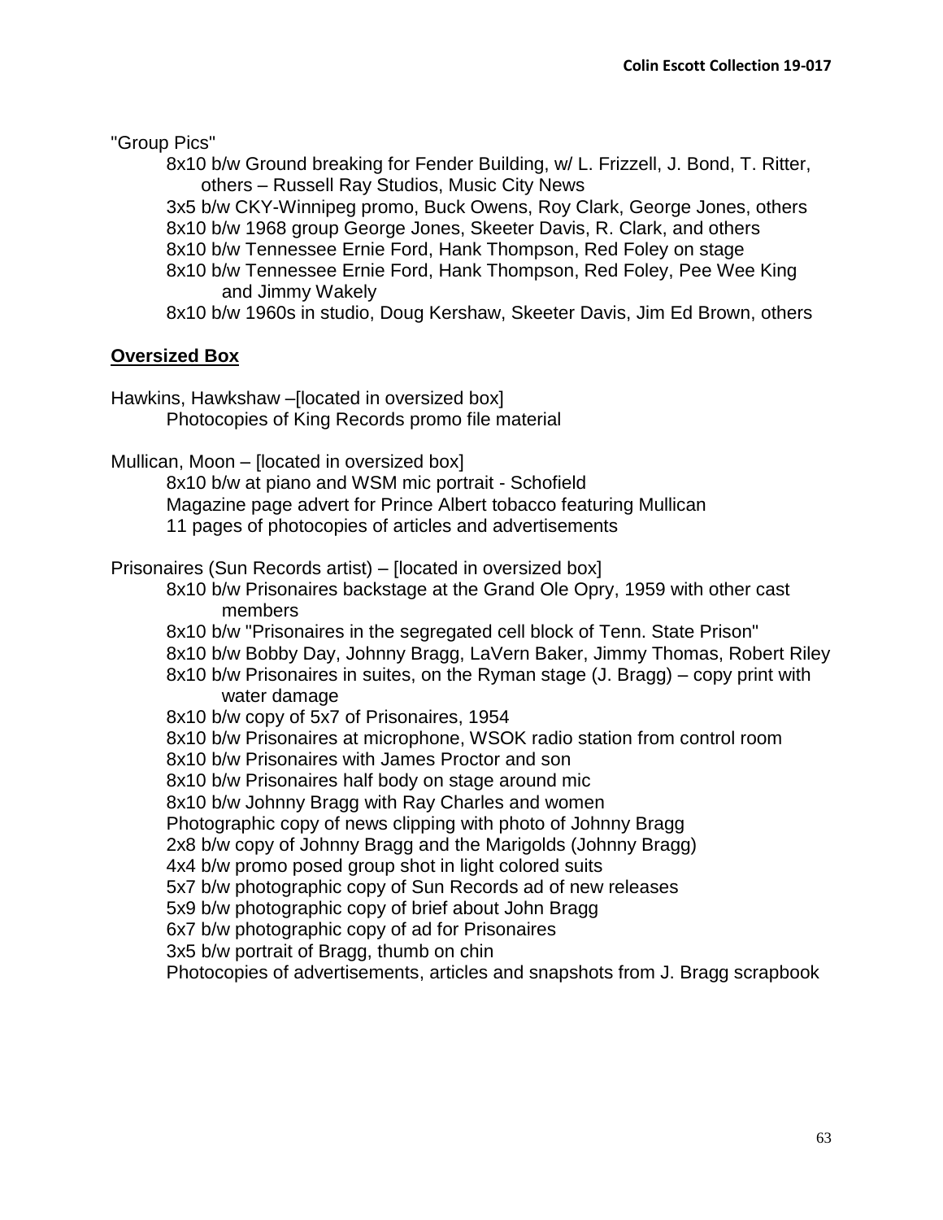"Group Pics"

- 8x10 b/w Ground breaking for Fender Building, w/ L. Frizzell, J. Bond, T. Ritter, others – Russell Ray Studios, Music City News
- 3x5 b/w CKY-Winnipeg promo, Buck Owens, Roy Clark, George Jones, others
- 8x10 b/w 1968 group George Jones, Skeeter Davis, R. Clark, and others
- 8x10 b/w Tennessee Ernie Ford, Hank Thompson, Red Foley on stage
- 8x10 b/w Tennessee Ernie Ford, Hank Thompson, Red Foley, Pee Wee King and Jimmy Wakely
- 8x10 b/w 1960s in studio, Doug Kershaw, Skeeter Davis, Jim Ed Brown, others

## **Oversized Box**

Hawkins, Hawkshaw –[located in oversized box]

- Photocopies of King Records promo file material

Mullican, Moon – [located in oversized box]

- 8x10 b/w at piano and WSM mic portrait - Schofield
- Magazine page advert for Prince Albert tobacco featuring Mullican
- 11 pages of photocopies of articles and advertisements

Prisonaires (Sun Records artist) – [located in oversized box]

- 8x10 b/w Prisonaires backstage at the Grand Ole Opry, 1959 with other cast members
- 8x10 b/w "Prisonaires in the segregated cell block of Tenn. State Prison"
- 8x10 b/w Bobby Day, Johnny Bragg, LaVern Baker, Jimmy Thomas, Robert Riley
- 8x10 b/w Prisonaires in suites, on the Ryman stage (J. Bragg) – copy print with water damage
- 8x10 b/w copy of 5x7 of Prisonaires, 1954
- 8x10 b/w Prisonaires at microphone, WSOK radio station from control room
- 8x10 b/w Prisonaires with James Proctor and son
- 8x10 b/w Prisonaires half body on stage around mic
- 8x10 b/w Johnny Bragg with Ray Charles and women
- Photographic copy of news clipping with photo of Johnny Bragg
- 2x8 b/w copy of Johnny Bragg and the Marigolds (Johnny Bragg)
- 4x4 b/w promo posed group shot in light colored suits
- 5x7 b/w photographic copy of Sun Records ad of new releases
- 5x9 b/w photographic copy of brief about John Bragg
- 6x7 b/w photographic copy of ad for Prisonaires
- 3x5 b/w portrait of Bragg, thumb on chin
- Photocopies of advertisements, articles and snapshots from J. Bragg scrapbook